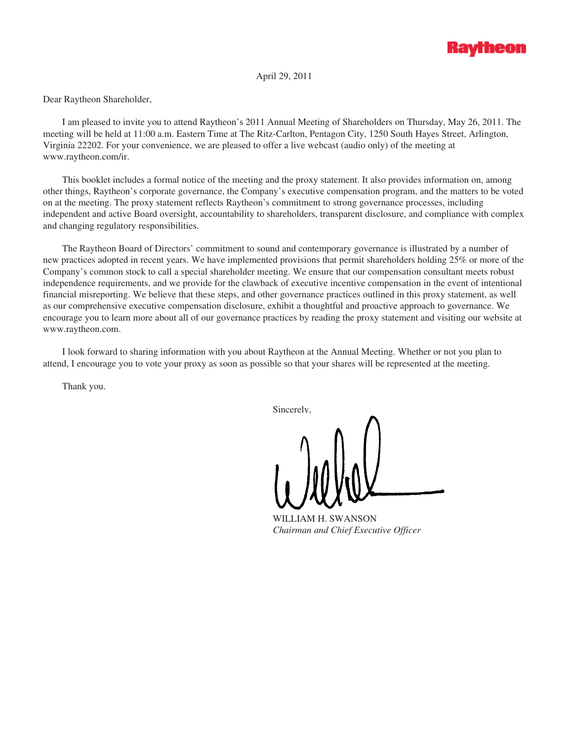Raytheon

April 29, 2011

Dear Raytheon Shareholder,

I am pleased to invite you to attend Raytheon's 2011 Annual Meeting of Shareholders on Thursday, May 26, 2011. The meeting will be held at 11:00 a.m. Eastern Time at The Ritz-Carlton, Pentagon City, 1250 South Hayes Street, Arlington, Virginia 22202. For your convenience, we are pleased to offer a live webcast (audio only) of the meeting at www.raytheon.com/ir.

This booklet includes a formal notice of the meeting and the proxy statement. It also provides information on, among other things, Raytheon's corporate governance, the Company's executive compensation program, and the matters to be voted on at the meeting. The proxy statement reflects Raytheon's commitment to strong governance processes, including independent and active Board oversight, accountability to shareholders, transparent disclosure, and compliance with complex and changing regulatory responsibilities.

The Raytheon Board of Directors' commitment to sound and contemporary governance is illustrated by a number of new practices adopted in recent years. We have implemented provisions that permit shareholders holding 25% or more of the Company's common stock to call a special shareholder meeting. We ensure that our compensation consultant meets robust independence requirements, and we provide for the clawback of executive incentive compensation in the event of intentional financial misreporting. We believe that these steps, and other governance practices outlined in this proxy statement, as well as our comprehensive executive compensation disclosure, exhibit a thoughtful and proactive approach to governance. We encourage you to learn more about all of our governance practices by reading the proxy statement and visiting our website at www.raytheon.com.

I look forward to sharing information with you about Raytheon at the Annual Meeting. Whether or not you plan to attend, I encourage you to vote your proxy as soon as possible so that your shares will be represented at the meeting.

Thank you.

Sincerely,

WILLIAM H. SWANSON
*Chairman and Chief Executive Officer*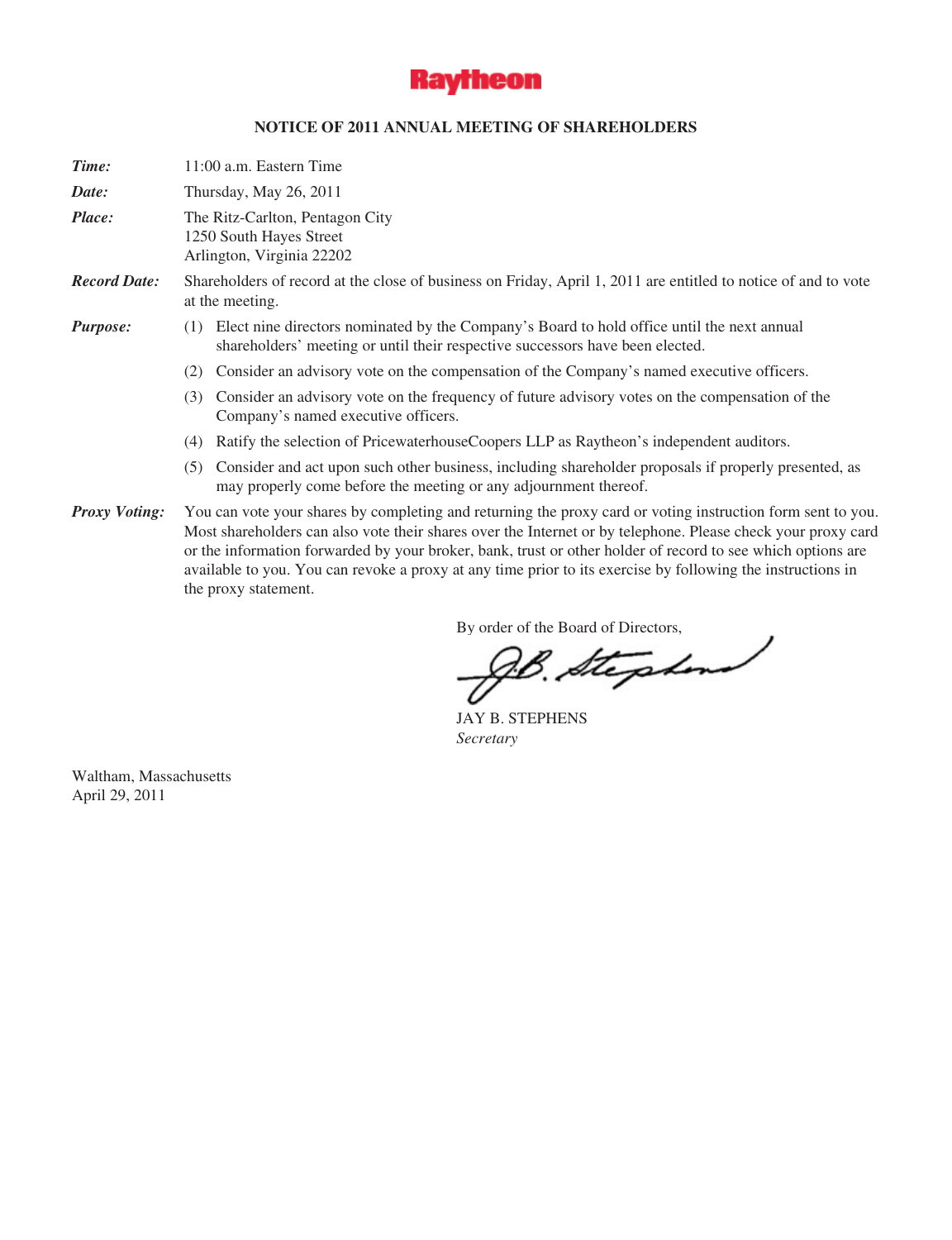**Raytheon**

## NOTICE OF 2011 ANNUAL MEETING OF SHAREHOLDERS

***Time:*** 11:00 a.m. Eastern Time

***Date:*** Thursday, May 26, 2011

***Place:*** The Ritz-Carlton, Pentagon City
1250 South Hayes Street
Arlington, Virginia 22202

***Record Date:*** Shareholders of record at the close of business on Friday, April 1, 2011 are entitled to notice of and to vote at the meeting.

***Purpose:***

(1) Elect nine directors nominated by the Company's Board to hold office until the next annual shareholders' meeting or until their respective successors have been elected.

(2) Consider an advisory vote on the compensation of the Company's named executive officers.

(3) Consider an advisory vote on the frequency of future advisory votes on the compensation of the Company's named executive officers.

(4) Ratify the selection of PricewaterhouseCoopers LLP as Raytheon's independent auditors.

(5) Consider and act upon such other business, including shareholder proposals if properly presented, as may properly come before the meeting or any adjournment thereof.

***Proxy Voting:*** You can vote your shares by completing and returning the proxy card or voting instruction form sent to you. Most shareholders can also vote their shares over the Internet or by telephone. Please check your proxy card or the information forwarded by your broker, bank, trust or other holder of record to see which options are available to you. You can revoke a proxy at any time prior to its exercise by following the instructions in the proxy statement.

By order of the Board of Directors,

J.B. Stephens

JAY B. STEPHENS
*Secretary*

Waltham, Massachusetts
April 29, 2011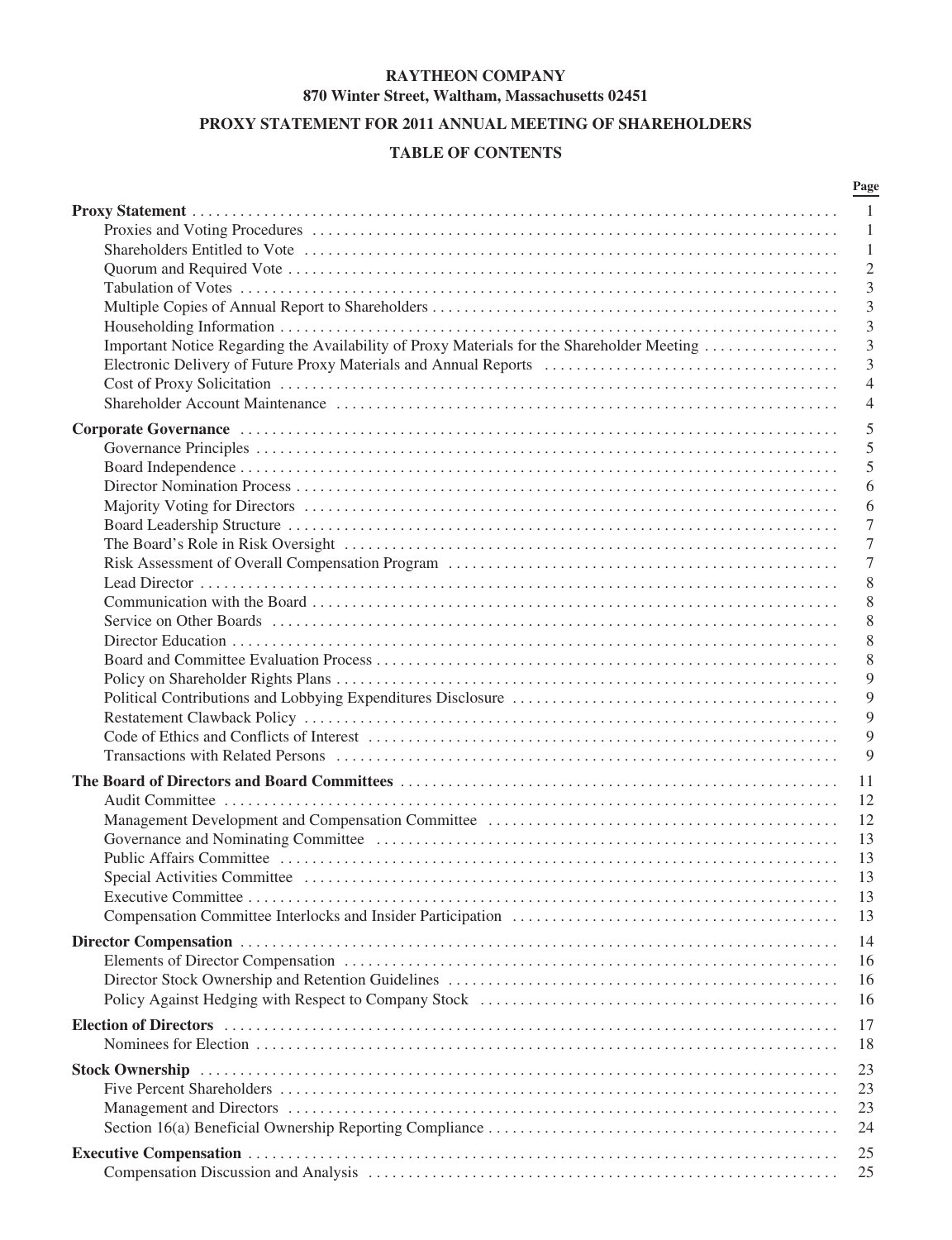**RAYTHEON COMPANY**
**870 Winter Street, Waltham, Massachusetts 02451**

**PROXY STATEMENT FOR 2011 ANNUAL MEETING OF SHAREHOLDERS**

**TABLE OF CONTENTS**

| | Page |
|---|---|
| **Proxy Statement** | 1 |
| Proxies and Voting Procedures | 1 |
| Shareholders Entitled to Vote | 1 |
| Quorum and Required Vote | 2 |
| Tabulation of Votes | 3 |
| Multiple Copies of Annual Report to Shareholders | 3 |
| Householding Information | 3 |
| Important Notice Regarding the Availability of Proxy Materials for the Shareholder Meeting | 3 |
| Electronic Delivery of Future Proxy Materials and Annual Reports | 3 |
| Cost of Proxy Solicitation | 4 |
| Shareholder Account Maintenance | 4 |
| **Corporate Governance** | 5 |
| Governance Principles | 5 |
| Board Independence | 5 |
| Director Nomination Process | 6 |
| Majority Voting for Directors | 6 |
| Board Leadership Structure | 7 |
| The Board's Role in Risk Oversight | 7 |
| Risk Assessment of Overall Compensation Program | 7 |
| Lead Director | 8 |
| Communication with the Board | 8 |
| Service on Other Boards | 8 |
| Director Education | 8 |
| Board and Committee Evaluation Process | 8 |
| Policy on Shareholder Rights Plans | 9 |
| Political Contributions and Lobbying Expenditures Disclosure | 9 |
| Restatement Clawback Policy | 9 |
| Code of Ethics and Conflicts of Interest | 9 |
| Transactions with Related Persons | 9 |
| **The Board of Directors and Board Committees** | 11 |
| Audit Committee | 12 |
| Management Development and Compensation Committee | 12 |
| Governance and Nominating Committee | 13 |
| Public Affairs Committee | 13 |
| Special Activities Committee | 13 |
| Executive Committee | 13 |
| Compensation Committee Interlocks and Insider Participation | 13 |
| **Director Compensation** | 14 |
| Elements of Director Compensation | 16 |
| Director Stock Ownership and Retention Guidelines | 16 |
| Policy Against Hedging with Respect to Company Stock | 16 |
| **Election of Directors** | 17 |
| Nominees for Election | 18 |
| **Stock Ownership** | 23 |
| Five Percent Shareholders | 23 |
| Management and Directors | 23 |
| Section 16(a) Beneficial Ownership Reporting Compliance | 24 |
| **Executive Compensation** | 25 |
| Compensation Discussion and Analysis | 25 |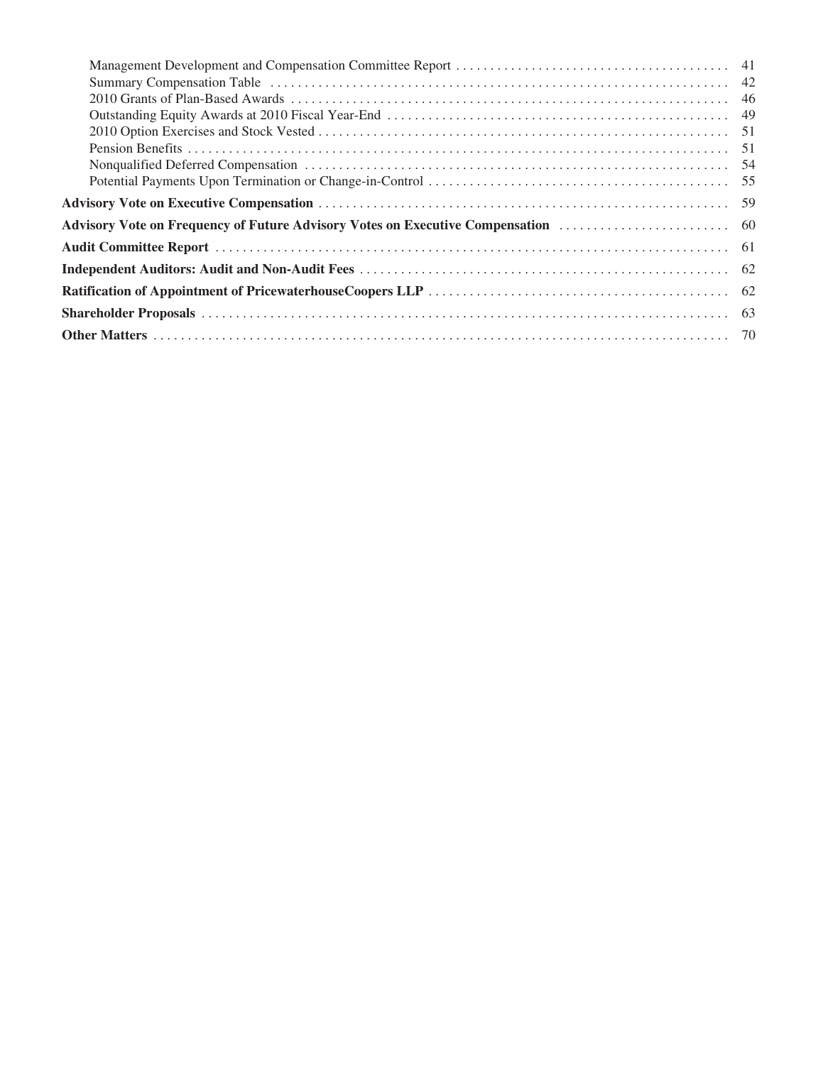| | |
|---|---|
| Management Development and Compensation Committee Report | 41 |
| Summary Compensation Table | 42 |
| 2010 Grants of Plan-Based Awards | 46 |
| Outstanding Equity Awards at 2010 Fiscal Year-End | 49 |
| 2010 Option Exercises and Stock Vested | 51 |
| Pension Benefits | 51 |
| Nonqualified Deferred Compensation | 54 |
| Potential Payments Upon Termination or Change-in-Control | 55 |
| **Advisory Vote on Executive Compensation** | 59 |
| **Advisory Vote on Frequency of Future Advisory Votes on Executive Compensation** | 60 |
| **Audit Committee Report** | 61 |
| **Independent Auditors: Audit and Non-Audit Fees** | 62 |
| **Ratification of Appointment of PricewaterhouseCoopers LLP** | 62 |
| **Shareholder Proposals** | 63 |
| **Other Matters** | 70 |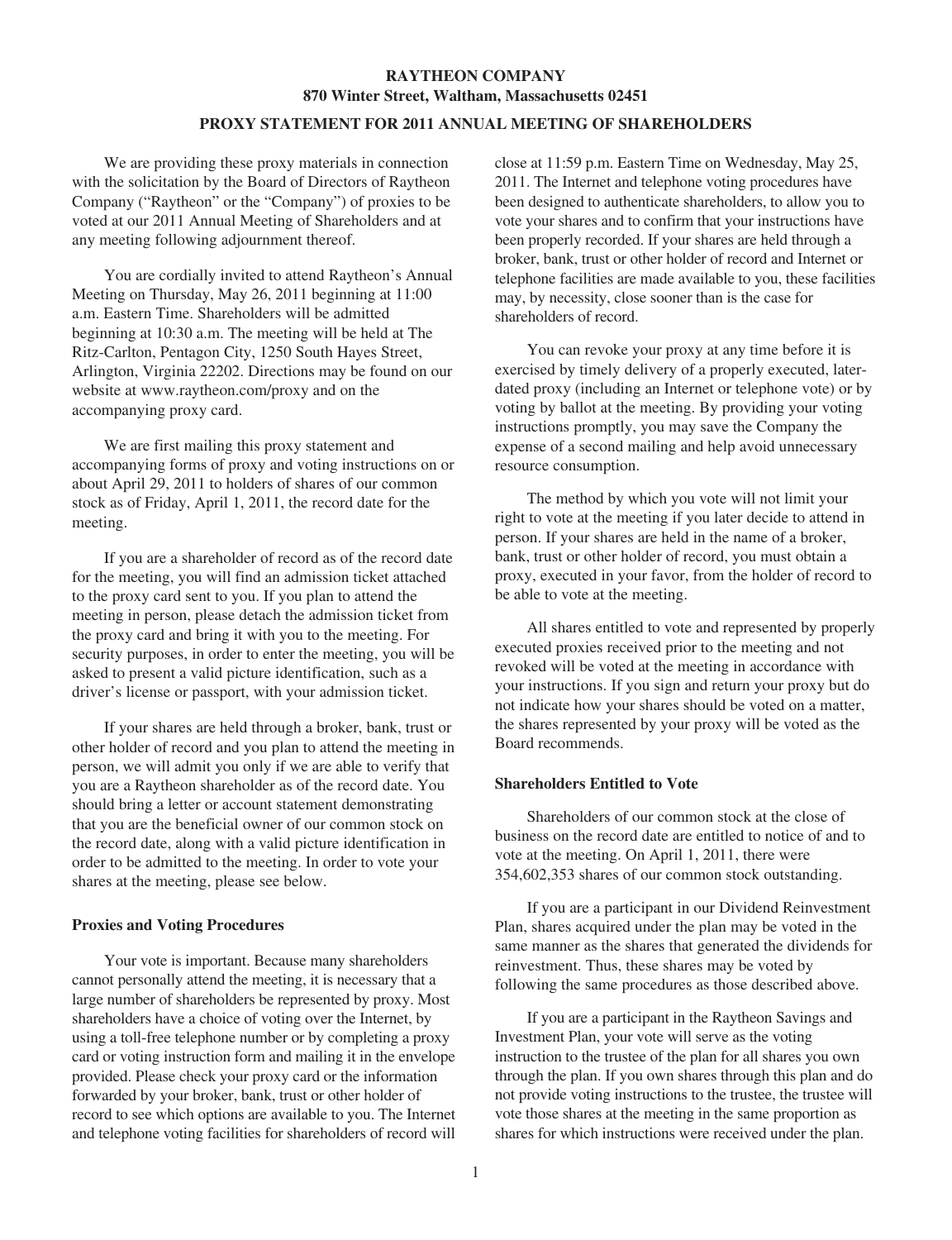# RAYTHEON COMPANY

## 870 Winter Street, Waltham, Massachusetts 02451

## PROXY STATEMENT FOR 2011 ANNUAL MEETING OF SHAREHOLDERS

We are providing these proxy materials in connection with the solicitation by the Board of Directors of Raytheon Company ("Raytheon" or the "Company") of proxies to be voted at our 2011 Annual Meeting of Shareholders and at any meeting following adjournment thereof.

You are cordially invited to attend Raytheon's Annual Meeting on Thursday, May 26, 2011 beginning at 11:00 a.m. Eastern Time. Shareholders will be admitted beginning at 10:30 a.m. The meeting will be held at The Ritz-Carlton, Pentagon City, 1250 South Hayes Street, Arlington, Virginia 22202. Directions may be found on our website at www.raytheon.com/proxy and on the accompanying proxy card.

We are first mailing this proxy statement and accompanying forms of proxy and voting instructions on or about April 29, 2011 to holders of shares of our common stock as of Friday, April 1, 2011, the record date for the meeting.

If you are a shareholder of record as of the record date for the meeting, you will find an admission ticket attached to the proxy card sent to you. If you plan to attend the meeting in person, please detach the admission ticket from the proxy card and bring it with you to the meeting. For security purposes, in order to enter the meeting, you will be asked to present a valid picture identification, such as a driver's license or passport, with your admission ticket.

If your shares are held through a broker, bank, trust or other holder of record and you plan to attend the meeting in person, we will admit you only if we are able to verify that you are a Raytheon shareholder as of the record date. You should bring a letter or account statement demonstrating that you are the beneficial owner of our common stock on the record date, along with a valid picture identification in order to be admitted to the meeting. In order to vote your shares at the meeting, please see below.

### Proxies and Voting Procedures

Your vote is important. Because many shareholders cannot personally attend the meeting, it is necessary that a large number of shareholders be represented by proxy. Most shareholders have a choice of voting over the Internet, by using a toll-free telephone number or by completing a proxy card or voting instruction form and mailing it in the envelope provided. Please check your proxy card or the information forwarded by your broker, bank, trust or other holder of record to see which options are available to you. The Internet and telephone voting facilities for shareholders of record will close at 11:59 p.m. Eastern Time on Wednesday, May 25, 2011. The Internet and telephone voting procedures have been designed to authenticate shareholders, to allow you to vote your shares and to confirm that your instructions have been properly recorded. If your shares are held through a broker, bank, trust or other holder of record and Internet or telephone facilities are made available to you, these facilities may, by necessity, close sooner than is the case for shareholders of record.

You can revoke your proxy at any time before it is exercised by timely delivery of a properly executed, later-dated proxy (including an Internet or telephone vote) or by voting by ballot at the meeting. By providing your voting instructions promptly, you may save the Company the expense of a second mailing and help avoid unnecessary resource consumption.

The method by which you vote will not limit your right to vote at the meeting if you later decide to attend in person. If your shares are held in the name of a broker, bank, trust or other holder of record, you must obtain a proxy, executed in your favor, from the holder of record to be able to vote at the meeting.

All shares entitled to vote and represented by properly executed proxies received prior to the meeting and not revoked will be voted at the meeting in accordance with your instructions. If you sign and return your proxy but do not indicate how your shares should be voted on a matter, the shares represented by your proxy will be voted as the Board recommends.

### Shareholders Entitled to Vote

Shareholders of our common stock at the close of business on the record date are entitled to notice of and to vote at the meeting. On April 1, 2011, there were 354,602,353 shares of our common stock outstanding.

If you are a participant in our Dividend Reinvestment Plan, shares acquired under the plan may be voted in the same manner as the shares that generated the dividends for reinvestment. Thus, these shares may be voted by following the same procedures as those described above.

If you are a participant in the Raytheon Savings and Investment Plan, your vote will serve as the voting instruction to the trustee of the plan for all shares you own through the plan. If you own shares through this plan and do not provide voting instructions to the trustee, the trustee will vote those shares at the meeting in the same proportion as shares for which instructions were received under the plan.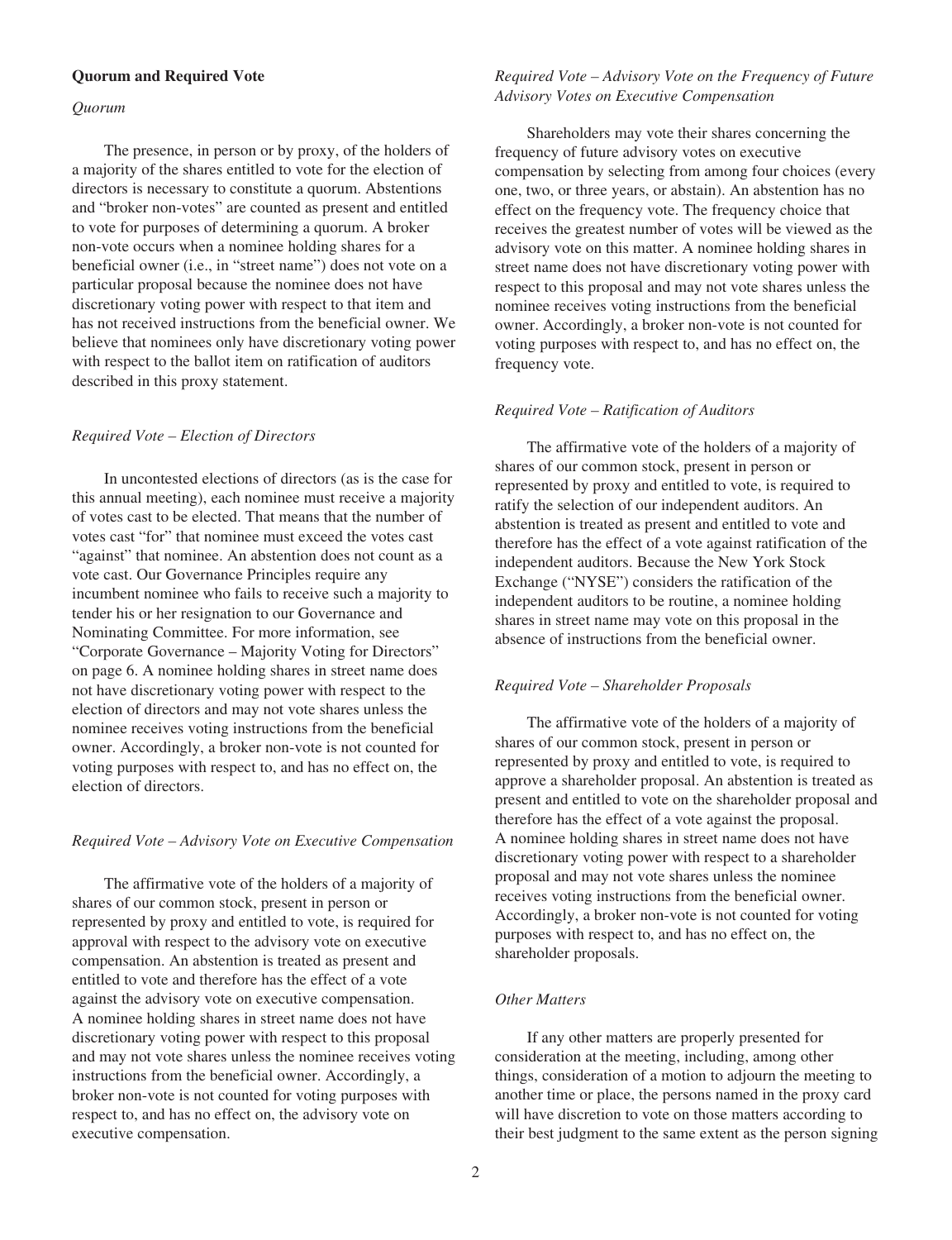**Quorum and Required Vote**

*Quorum*

The presence, in person or by proxy, of the holders of a majority of the shares entitled to vote for the election of directors is necessary to constitute a quorum. Abstentions and "broker non-votes" are counted as present and entitled to vote for purposes of determining a quorum. A broker non-vote occurs when a nominee holding shares for a beneficial owner (i.e., in "street name") does not vote on a particular proposal because the nominee does not have discretionary voting power with respect to that item and has not received instructions from the beneficial owner. We believe that nominees only have discretionary voting power with respect to the ballot item on ratification of auditors described in this proxy statement.

*Required Vote – Election of Directors*

In uncontested elections of directors (as is the case for this annual meeting), each nominee must receive a majority of votes cast to be elected. That means that the number of votes cast "for" that nominee must exceed the votes cast "against" that nominee. An abstention does not count as a vote cast. Our Governance Principles require any incumbent nominee who fails to receive such a majority to tender his or her resignation to our Governance and Nominating Committee. For more information, see "Corporate Governance – Majority Voting for Directors" on page 6. A nominee holding shares in street name does not have discretionary voting power with respect to the election of directors and may not vote shares unless the nominee receives voting instructions from the beneficial owner. Accordingly, a broker non-vote is not counted for voting purposes with respect to, and has no effect on, the election of directors.

*Required Vote – Advisory Vote on Executive Compensation*

The affirmative vote of the holders of a majority of shares of our common stock, present in person or represented by proxy and entitled to vote, is required for approval with respect to the advisory vote on executive compensation. An abstention is treated as present and entitled to vote and therefore has the effect of a vote against the advisory vote on executive compensation. A nominee holding shares in street name does not have discretionary voting power with respect to this proposal and may not vote shares unless the nominee receives voting instructions from the beneficial owner. Accordingly, a broker non-vote is not counted for voting purposes with respect to, and has no effect on, the advisory vote on executive compensation.

*Required Vote – Advisory Vote on the Frequency of Future Advisory Votes on Executive Compensation*

Shareholders may vote their shares concerning the frequency of future advisory votes on executive compensation by selecting from among four choices (every one, two, or three years, or abstain). An abstention has no effect on the frequency vote. The frequency choice that receives the greatest number of votes will be viewed as the advisory vote on this matter. A nominee holding shares in street name does not have discretionary voting power with respect to this proposal and may not vote shares unless the nominee receives voting instructions from the beneficial owner. Accordingly, a broker non-vote is not counted for voting purposes with respect to, and has no effect on, the frequency vote.

*Required Vote – Ratification of Auditors*

The affirmative vote of the holders of a majority of shares of our common stock, present in person or represented by proxy and entitled to vote, is required to ratify the selection of our independent auditors. An abstention is treated as present and entitled to vote and therefore has the effect of a vote against ratification of the independent auditors. Because the New York Stock Exchange ("NYSE") considers the ratification of the independent auditors to be routine, a nominee holding shares in street name may vote on this proposal in the absence of instructions from the beneficial owner.

*Required Vote – Shareholder Proposals*

The affirmative vote of the holders of a majority of shares of our common stock, present in person or represented by proxy and entitled to vote, is required to approve a shareholder proposal. An abstention is treated as present and entitled to vote on the shareholder proposal and therefore has the effect of a vote against the proposal. A nominee holding shares in street name does not have discretionary voting power with respect to a shareholder proposal and may not vote shares unless the nominee receives voting instructions from the beneficial owner. Accordingly, a broker non-vote is not counted for voting purposes with respect to, and has no effect on, the shareholder proposals.

*Other Matters*

If any other matters are properly presented for consideration at the meeting, including, among other things, consideration of a motion to adjourn the meeting to another time or place, the persons named in the proxy card will have discretion to vote on those matters according to their best judgment to the same extent as the person signing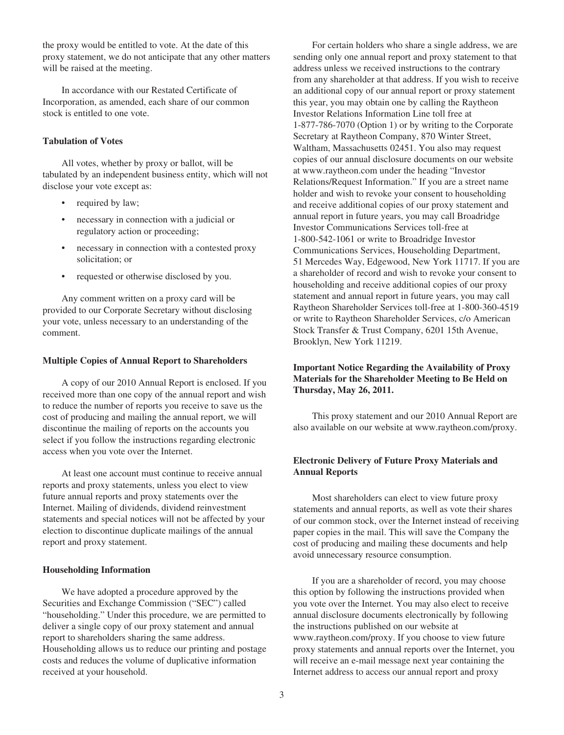the proxy would be entitled to vote. At the date of this proxy statement, we do not anticipate that any other matters will be raised at the meeting.

In accordance with our Restated Certificate of Incorporation, as amended, each share of our common stock is entitled to one vote.

**Tabulation of Votes**

All votes, whether by proxy or ballot, will be tabulated by an independent business entity, which will not disclose your vote except as:

- required by law;
- necessary in connection with a judicial or regulatory action or proceeding;
- necessary in connection with a contested proxy solicitation; or
- requested or otherwise disclosed by you.

Any comment written on a proxy card will be provided to our Corporate Secretary without disclosing your vote, unless necessary to an understanding of the comment.

**Multiple Copies of Annual Report to Shareholders**

A copy of our 2010 Annual Report is enclosed. If you received more than one copy of the annual report and wish to reduce the number of reports you receive to save us the cost of producing and mailing the annual report, we will discontinue the mailing of reports on the accounts you select if you follow the instructions regarding electronic access when you vote over the Internet.

At least one account must continue to receive annual reports and proxy statements, unless you elect to view future annual reports and proxy statements over the Internet. Mailing of dividends, dividend reinvestment statements and special notices will not be affected by your election to discontinue duplicate mailings of the annual report and proxy statement.

**Householding Information**

We have adopted a procedure approved by the Securities and Exchange Commission ("SEC") called "householding." Under this procedure, we are permitted to deliver a single copy of our proxy statement and annual report to shareholders sharing the same address. Householding allows us to reduce our printing and postage costs and reduces the volume of duplicative information received at your household.

For certain holders who share a single address, we are sending only one annual report and proxy statement to that address unless we received instructions to the contrary from any shareholder at that address. If you wish to receive an additional copy of our annual report or proxy statement this year, you may obtain one by calling the Raytheon Investor Relations Information Line toll free at 1-877-786-7070 (Option 1) or by writing to the Corporate Secretary at Raytheon Company, 870 Winter Street, Waltham, Massachusetts 02451. You also may request copies of our annual disclosure documents on our website at www.raytheon.com under the heading "Investor Relations/Request Information." If you are a street name holder and wish to revoke your consent to householding and receive additional copies of our proxy statement and annual report in future years, you may call Broadridge Investor Communications Services toll-free at 1-800-542-1061 or write to Broadridge Investor Communications Services, Householding Department, 51 Mercedes Way, Edgewood, New York 11717. If you are a shareholder of record and wish to revoke your consent to householding and receive additional copies of our proxy statement and annual report in future years, you may call Raytheon Shareholder Services toll-free at 1-800-360-4519 or write to Raytheon Shareholder Services, c/o American Stock Transfer & Trust Company, 6201 15th Avenue, Brooklyn, New York 11219.

**Important Notice Regarding the Availability of Proxy Materials for the Shareholder Meeting to Be Held on Thursday, May 26, 2011.**

This proxy statement and our 2010 Annual Report are also available on our website at www.raytheon.com/proxy.

**Electronic Delivery of Future Proxy Materials and Annual Reports**

Most shareholders can elect to view future proxy statements and annual reports, as well as vote their shares of our common stock, over the Internet instead of receiving paper copies in the mail. This will save the Company the cost of producing and mailing these documents and help avoid unnecessary resource consumption.

If you are a shareholder of record, you may choose this option by following the instructions provided when you vote over the Internet. You may also elect to receive annual disclosure documents electronically by following the instructions published on our website at www.raytheon.com/proxy. If you choose to view future proxy statements and annual reports over the Internet, you will receive an e-mail message next year containing the Internet address to access our annual report and proxy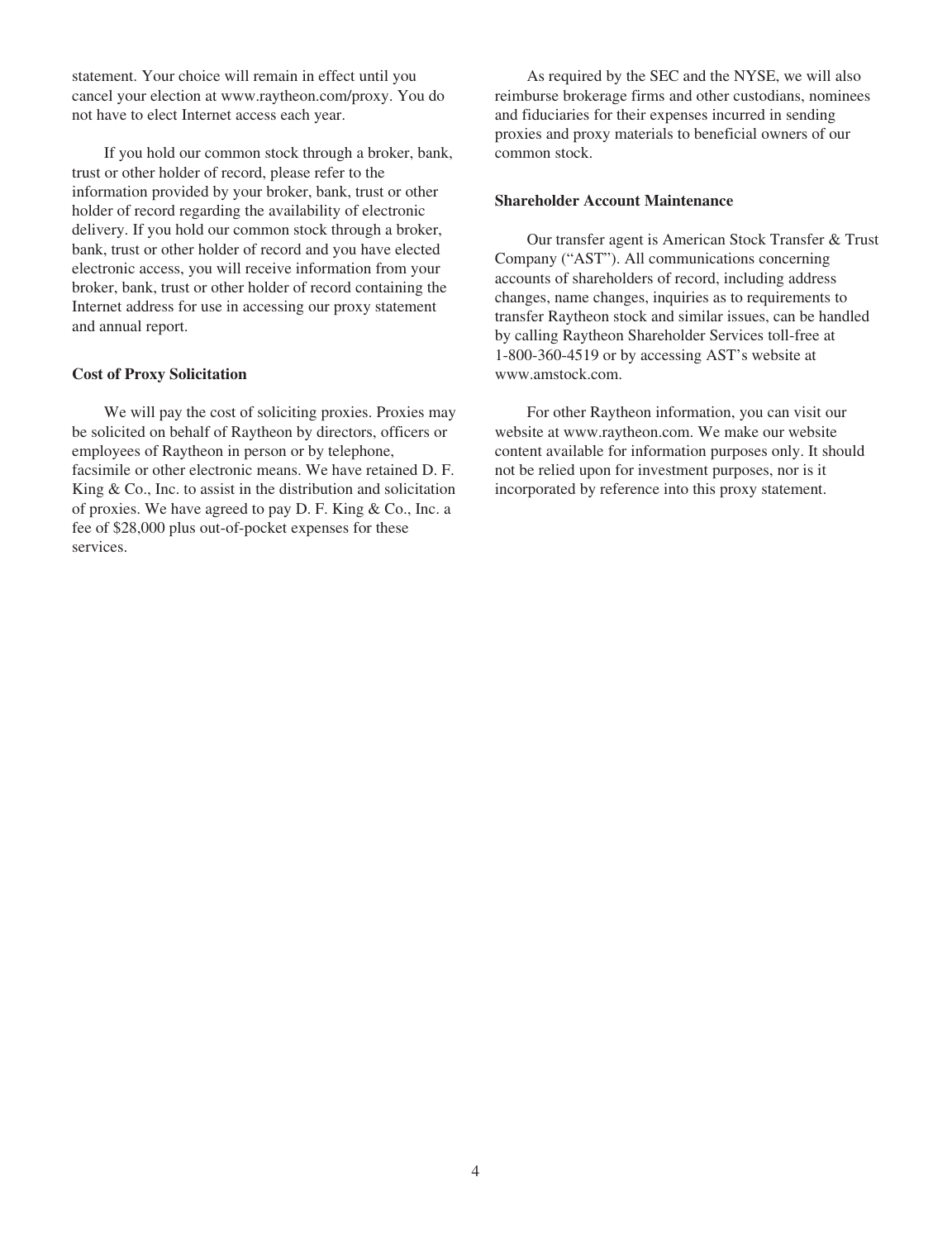statement. Your choice will remain in effect until you cancel your election at www.raytheon.com/proxy. You do not have to elect Internet access each year.

If you hold our common stock through a broker, bank, trust or other holder of record, please refer to the information provided by your broker, bank, trust or other holder of record regarding the availability of electronic delivery. If you hold our common stock through a broker, bank, trust or other holder of record and you have elected electronic access, you will receive information from your broker, bank, trust or other holder of record containing the Internet address for use in accessing our proxy statement and annual report.

**Cost of Proxy Solicitation**

We will pay the cost of soliciting proxies. Proxies may be solicited on behalf of Raytheon by directors, officers or employees of Raytheon in person or by telephone, facsimile or other electronic means. We have retained D. F. King & Co., Inc. to assist in the distribution and solicitation of proxies. We have agreed to pay D. F. King & Co., Inc. a fee of $28,000 plus out-of-pocket expenses for these services.

As required by the SEC and the NYSE, we will also reimburse brokerage firms and other custodians, nominees and fiduciaries for their expenses incurred in sending proxies and proxy materials to beneficial owners of our common stock.

**Shareholder Account Maintenance**

Our transfer agent is American Stock Transfer & Trust Company ("AST"). All communications concerning accounts of shareholders of record, including address changes, name changes, inquiries as to requirements to transfer Raytheon stock and similar issues, can be handled by calling Raytheon Shareholder Services toll-free at 1-800-360-4519 or by accessing AST's website at www.amstock.com.

For other Raytheon information, you can visit our website at www.raytheon.com. We make our website content available for information purposes only. It should not be relied upon for investment purposes, nor is it incorporated by reference into this proxy statement.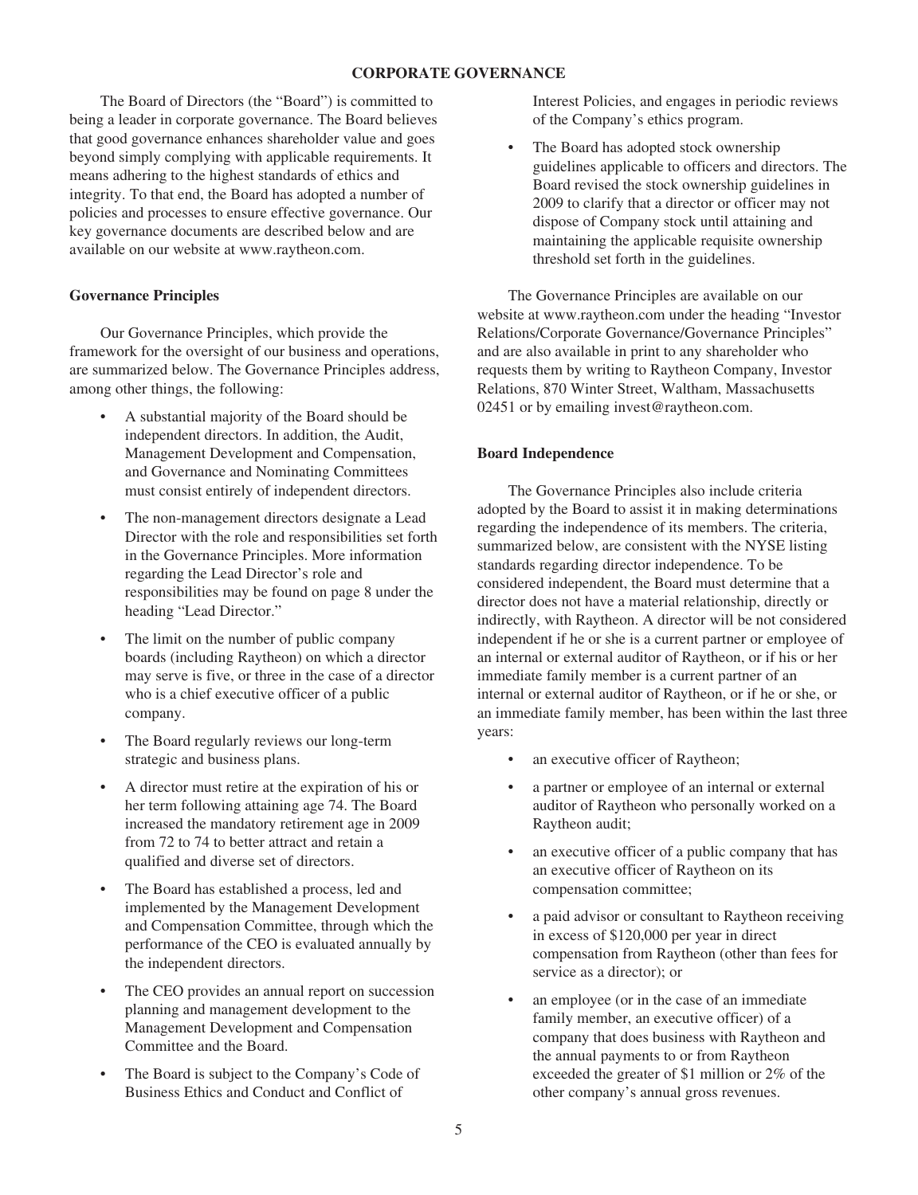## CORPORATE GOVERNANCE

The Board of Directors (the "Board") is committed to being a leader in corporate governance. The Board believes that good governance enhances shareholder value and goes beyond simply complying with applicable requirements. It means adhering to the highest standards of ethics and integrity. To that end, the Board has adopted a number of policies and processes to ensure effective governance. Our key governance documents are described below and are available on our website at www.raytheon.com.

### Governance Principles

Our Governance Principles, which provide the framework for the oversight of our business and operations, are summarized below. The Governance Principles address, among other things, the following:

- A substantial majority of the Board should be independent directors. In addition, the Audit, Management Development and Compensation, and Governance and Nominating Committees must consist entirely of independent directors.
- The non-management directors designate a Lead Director with the role and responsibilities set forth in the Governance Principles. More information regarding the Lead Director's role and responsibilities may be found on page 8 under the heading "Lead Director."
- The limit on the number of public company boards (including Raytheon) on which a director may serve is five, or three in the case of a director who is a chief executive officer of a public company.
- The Board regularly reviews our long-term strategic and business plans.
- A director must retire at the expiration of his or her term following attaining age 74. The Board increased the mandatory retirement age in 2009 from 72 to 74 to better attract and retain a qualified and diverse set of directors.
- The Board has established a process, led and implemented by the Management Development and Compensation Committee, through which the performance of the CEO is evaluated annually by the independent directors.
- The CEO provides an annual report on succession planning and management development to the Management Development and Compensation Committee and the Board.
- The Board is subject to the Company's Code of Business Ethics and Conduct and Conflict of Interest Policies, and engages in periodic reviews of the Company's ethics program.
- The Board has adopted stock ownership guidelines applicable to officers and directors. The Board revised the stock ownership guidelines in 2009 to clarify that a director or officer may not dispose of Company stock until attaining and maintaining the applicable requisite ownership threshold set forth in the guidelines.

The Governance Principles are available on our website at www.raytheon.com under the heading "Investor Relations/Corporate Governance/Governance Principles" and are also available in print to any shareholder who requests them by writing to Raytheon Company, Investor Relations, 870 Winter Street, Waltham, Massachusetts 02451 or by emailing invest@raytheon.com.

### Board Independence

The Governance Principles also include criteria adopted by the Board to assist it in making determinations regarding the independence of its members. The criteria, summarized below, are consistent with the NYSE listing standards regarding director independence. To be considered independent, the Board must determine that a director does not have a material relationship, directly or indirectly, with Raytheon. A director will be not considered independent if he or she is a current partner or employee of an internal or external auditor of Raytheon, or if his or her immediate family member is a current partner of an internal or external auditor of Raytheon, or if he or she, or an immediate family member, has been within the last three years:

- an executive officer of Raytheon;
- a partner or employee of an internal or external auditor of Raytheon who personally worked on a Raytheon audit;
- an executive officer of a public company that has an executive officer of Raytheon on its compensation committee;
- a paid advisor or consultant to Raytheon receiving in excess of $120,000 per year in direct compensation from Raytheon (other than fees for service as a director); or
- an employee (or in the case of an immediate family member, an executive officer) of a company that does business with Raytheon and the annual payments to or from Raytheon exceeded the greater of $1 million or 2% of the other company's annual gross revenues.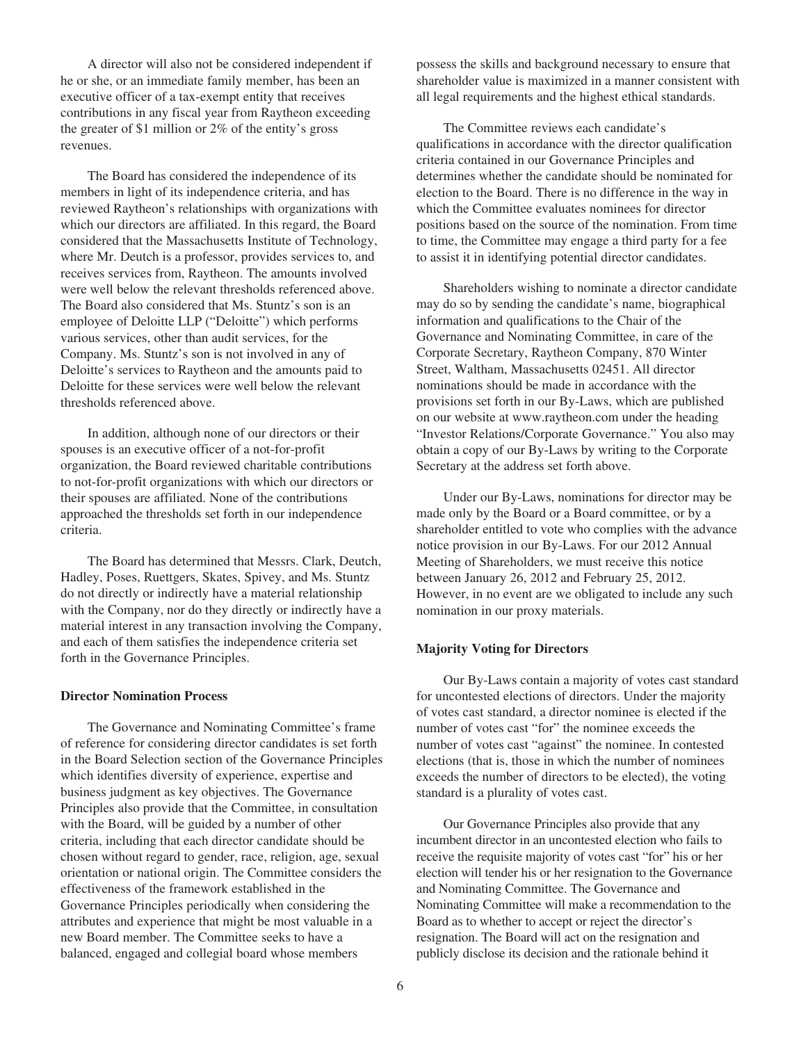A director will also not be considered independent if he or she, or an immediate family member, has been an executive officer of a tax-exempt entity that receives contributions in any fiscal year from Raytheon exceeding the greater of $1 million or 2% of the entity's gross revenues.

The Board has considered the independence of its members in light of its independence criteria, and has reviewed Raytheon's relationships with organizations with which our directors are affiliated. In this regard, the Board considered that the Massachusetts Institute of Technology, where Mr. Deutch is a professor, provides services to, and receives services from, Raytheon. The amounts involved were well below the relevant thresholds referenced above. The Board also considered that Ms. Stuntz's son is an employee of Deloitte LLP ("Deloitte") which performs various services, other than audit services, for the Company. Ms. Stuntz's son is not involved in any of Deloitte's services to Raytheon and the amounts paid to Deloitte for these services were well below the relevant thresholds referenced above.

In addition, although none of our directors or their spouses is an executive officer of a not-for-profit organization, the Board reviewed charitable contributions to not-for-profit organizations with which our directors or their spouses are affiliated. None of the contributions approached the thresholds set forth in our independence criteria.

The Board has determined that Messrs. Clark, Deutch, Hadley, Poses, Ruettgers, Skates, Spivey, and Ms. Stuntz do not directly or indirectly have a material relationship with the Company, nor do they directly or indirectly have a material interest in any transaction involving the Company, and each of them satisfies the independence criteria set forth in the Governance Principles.

**Director Nomination Process**

The Governance and Nominating Committee's frame of reference for considering director candidates is set forth in the Board Selection section of the Governance Principles which identifies diversity of experience, expertise and business judgment as key objectives. The Governance Principles also provide that the Committee, in consultation with the Board, will be guided by a number of other criteria, including that each director candidate should be chosen without regard to gender, race, religion, age, sexual orientation or national origin. The Committee considers the effectiveness of the framework established in the Governance Principles periodically when considering the attributes and experience that might be most valuable in a new Board member. The Committee seeks to have a balanced, engaged and collegial board whose members possess the skills and background necessary to ensure that shareholder value is maximized in a manner consistent with all legal requirements and the highest ethical standards.

The Committee reviews each candidate's qualifications in accordance with the director qualification criteria contained in our Governance Principles and determines whether the candidate should be nominated for election to the Board. There is no difference in the way in which the Committee evaluates nominees for director positions based on the source of the nomination. From time to time, the Committee may engage a third party for a fee to assist it in identifying potential director candidates.

Shareholders wishing to nominate a director candidate may do so by sending the candidate's name, biographical information and qualifications to the Chair of the Governance and Nominating Committee, in care of the Corporate Secretary, Raytheon Company, 870 Winter Street, Waltham, Massachusetts 02451. All director nominations should be made in accordance with the provisions set forth in our By-Laws, which are published on our website at www.raytheon.com under the heading "Investor Relations/Corporate Governance." You also may obtain a copy of our By-Laws by writing to the Corporate Secretary at the address set forth above.

Under our By-Laws, nominations for director may be made only by the Board or a Board committee, or by a shareholder entitled to vote who complies with the advance notice provision in our By-Laws. For our 2012 Annual Meeting of Shareholders, we must receive this notice between January 26, 2012 and February 25, 2012. However, in no event are we obligated to include any such nomination in our proxy materials.

**Majority Voting for Directors**

Our By-Laws contain a majority of votes cast standard for uncontested elections of directors. Under the majority of votes cast standard, a director nominee is elected if the number of votes cast "for" the nominee exceeds the number of votes cast "against" the nominee. In contested elections (that is, those in which the number of nominees exceeds the number of directors to be elected), the voting standard is a plurality of votes cast.

Our Governance Principles also provide that any incumbent director in an uncontested election who fails to receive the requisite majority of votes cast "for" his or her election will tender his or her resignation to the Governance and Nominating Committee. The Governance and Nominating Committee will make a recommendation to the Board as to whether to accept or reject the director's resignation. The Board will act on the resignation and publicly disclose its decision and the rationale behind it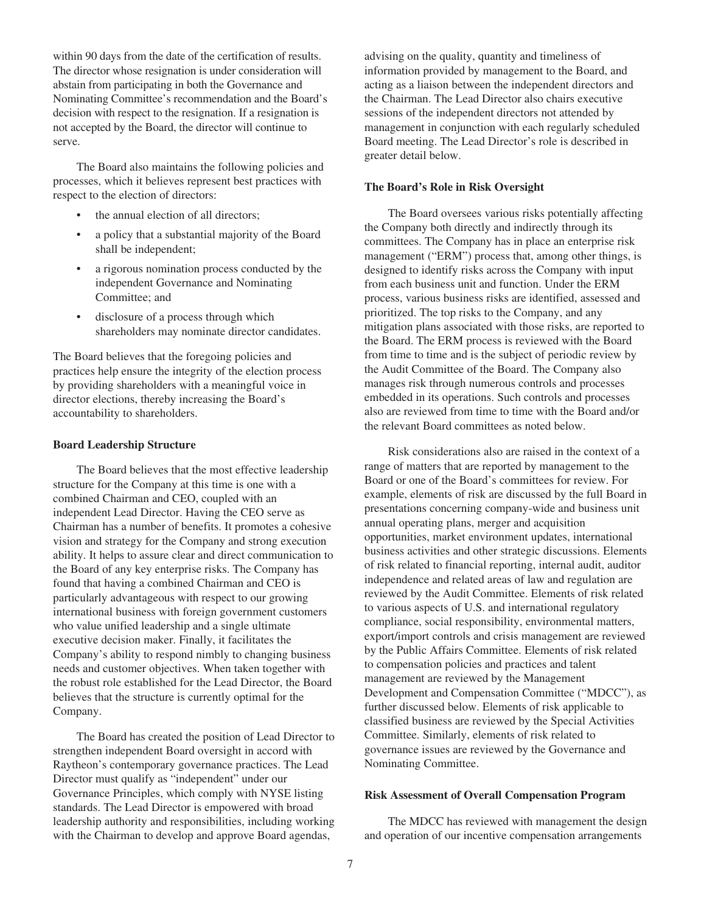within 90 days from the date of the certification of results. The director whose resignation is under consideration will abstain from participating in both the Governance and Nominating Committee's recommendation and the Board's decision with respect to the resignation. If a resignation is not accepted by the Board, the director will continue to serve.

The Board also maintains the following policies and processes, which it believes represent best practices with respect to the election of directors:

- the annual election of all directors;
- a policy that a substantial majority of the Board shall be independent;
- a rigorous nomination process conducted by the independent Governance and Nominating Committee; and
- disclosure of a process through which shareholders may nominate director candidates.

The Board believes that the foregoing policies and practices help ensure the integrity of the election process by providing shareholders with a meaningful voice in director elections, thereby increasing the Board's accountability to shareholders.

**Board Leadership Structure**

The Board believes that the most effective leadership structure for the Company at this time is one with a combined Chairman and CEO, coupled with an independent Lead Director. Having the CEO serve as Chairman has a number of benefits. It promotes a cohesive vision and strategy for the Company and strong execution ability. It helps to assure clear and direct communication to the Board of any key enterprise risks. The Company has found that having a combined Chairman and CEO is particularly advantageous with respect to our growing international business with foreign government customers who value unified leadership and a single ultimate executive decision maker. Finally, it facilitates the Company's ability to respond nimbly to changing business needs and customer objectives. When taken together with the robust role established for the Lead Director, the Board believes that the structure is currently optimal for the Company.

The Board has created the position of Lead Director to strengthen independent Board oversight in accord with Raytheon's contemporary governance practices. The Lead Director must qualify as "independent" under our Governance Principles, which comply with NYSE listing standards. The Lead Director is empowered with broad leadership authority and responsibilities, including working with the Chairman to develop and approve Board agendas, advising on the quality, quantity and timeliness of information provided by management to the Board, and acting as a liaison between the independent directors and the Chairman. The Lead Director also chairs executive sessions of the independent directors not attended by management in conjunction with each regularly scheduled Board meeting. The Lead Director's role is described in greater detail below.

**The Board's Role in Risk Oversight**

The Board oversees various risks potentially affecting the Company both directly and indirectly through its committees. The Company has in place an enterprise risk management ("ERM") process that, among other things, is designed to identify risks across the Company with input from each business unit and function. Under the ERM process, various business risks are identified, assessed and prioritized. The top risks to the Company, and any mitigation plans associated with those risks, are reported to the Board. The ERM process is reviewed with the Board from time to time and is the subject of periodic review by the Audit Committee of the Board. The Company also manages risk through numerous controls and processes embedded in its operations. Such controls and processes also are reviewed from time to time with the Board and/or the relevant Board committees as noted below.

Risk considerations also are raised in the context of a range of matters that are reported by management to the Board or one of the Board's committees for review. For example, elements of risk are discussed by the full Board in presentations concerning company-wide and business unit annual operating plans, merger and acquisition opportunities, market environment updates, international business activities and other strategic discussions. Elements of risk related to financial reporting, internal audit, auditor independence and related areas of law and regulation are reviewed by the Audit Committee. Elements of risk related to various aspects of U.S. and international regulatory compliance, social responsibility, environmental matters, export/import controls and crisis management are reviewed by the Public Affairs Committee. Elements of risk related to compensation policies and practices and talent management are reviewed by the Management Development and Compensation Committee ("MDCC"), as further discussed below. Elements of risk applicable to classified business are reviewed by the Special Activities Committee. Similarly, elements of risk related to governance issues are reviewed by the Governance and Nominating Committee.

**Risk Assessment of Overall Compensation Program**

The MDCC has reviewed with management the design and operation of our incentive compensation arrangements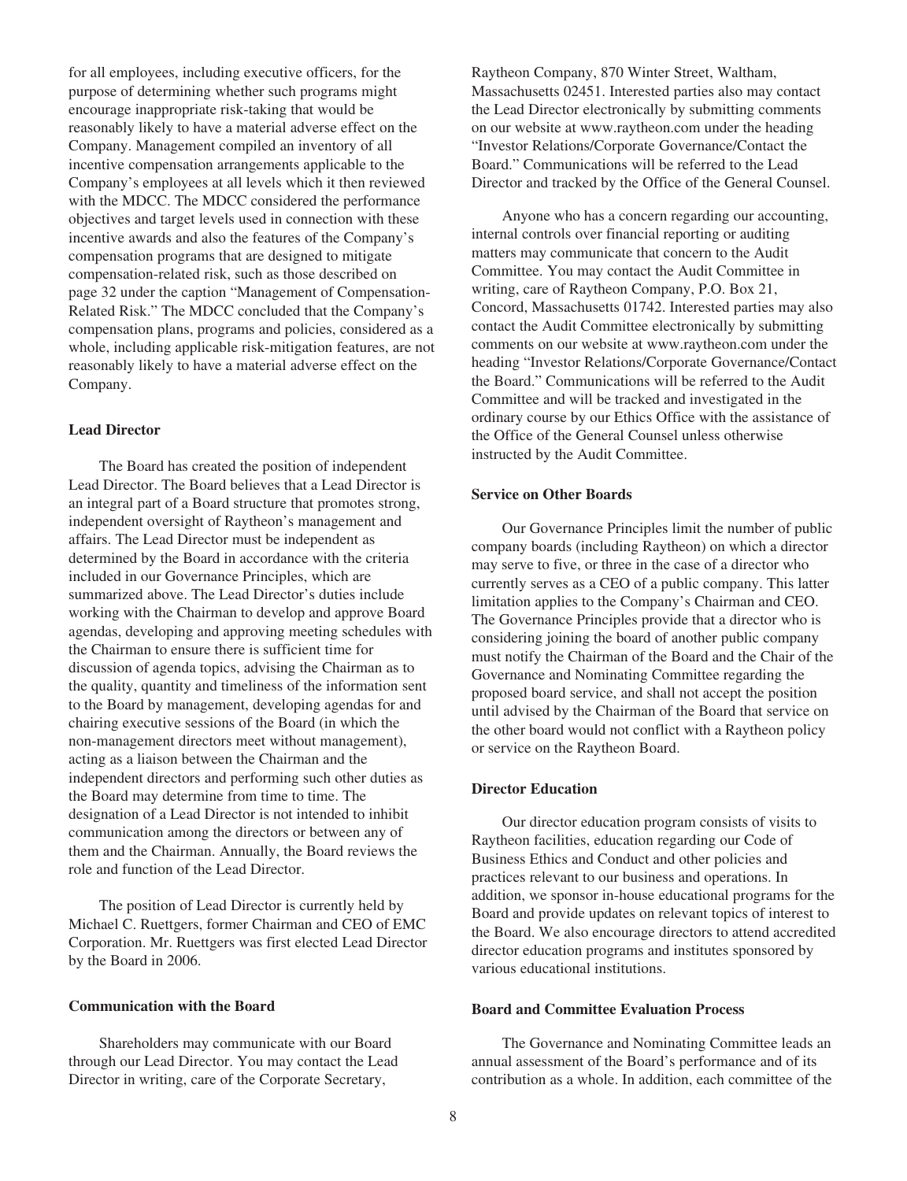for all employees, including executive officers, for the purpose of determining whether such programs might encourage inappropriate risk-taking that would be reasonably likely to have a material adverse effect on the Company. Management compiled an inventory of all incentive compensation arrangements applicable to the Company's employees at all levels which it then reviewed with the MDCC. The MDCC considered the performance objectives and target levels used in connection with these incentive awards and also the features of the Company's compensation programs that are designed to mitigate compensation-related risk, such as those described on page 32 under the caption "Management of Compensation-Related Risk." The MDCC concluded that the Company's compensation plans, programs and policies, considered as a whole, including applicable risk-mitigation features, are not reasonably likely to have a material adverse effect on the Company.

**Lead Director**

The Board has created the position of independent Lead Director. The Board believes that a Lead Director is an integral part of a Board structure that promotes strong, independent oversight of Raytheon's management and affairs. The Lead Director must be independent as determined by the Board in accordance with the criteria included in our Governance Principles, which are summarized above. The Lead Director's duties include working with the Chairman to develop and approve Board agendas, developing and approving meeting schedules with the Chairman to ensure there is sufficient time for discussion of agenda topics, advising the Chairman as to the quality, quantity and timeliness of the information sent to the Board by management, developing agendas for and chairing executive sessions of the Board (in which the non-management directors meet without management), acting as a liaison between the Chairman and the independent directors and performing such other duties as the Board may determine from time to time. The designation of a Lead Director is not intended to inhibit communication among the directors or between any of them and the Chairman. Annually, the Board reviews the role and function of the Lead Director.

The position of Lead Director is currently held by Michael C. Ruettgers, former Chairman and CEO of EMC Corporation. Mr. Ruettgers was first elected Lead Director by the Board in 2006.

**Communication with the Board**

Shareholders may communicate with our Board through our Lead Director. You may contact the Lead Director in writing, care of the Corporate Secretary, Raytheon Company, 870 Winter Street, Waltham, Massachusetts 02451. Interested parties also may contact the Lead Director electronically by submitting comments on our website at www.raytheon.com under the heading "Investor Relations/Corporate Governance/Contact the Board." Communications will be referred to the Lead Director and tracked by the Office of the General Counsel.

Anyone who has a concern regarding our accounting, internal controls over financial reporting or auditing matters may communicate that concern to the Audit Committee. You may contact the Audit Committee in writing, care of Raytheon Company, P.O. Box 21, Concord, Massachusetts 01742. Interested parties may also contact the Audit Committee electronically by submitting comments on our website at www.raytheon.com under the heading "Investor Relations/Corporate Governance/Contact the Board." Communications will be referred to the Audit Committee and will be tracked and investigated in the ordinary course by our Ethics Office with the assistance of the Office of the General Counsel unless otherwise instructed by the Audit Committee.

**Service on Other Boards**

Our Governance Principles limit the number of public company boards (including Raytheon) on which a director may serve to five, or three in the case of a director who currently serves as a CEO of a public company. This latter limitation applies to the Company's Chairman and CEO. The Governance Principles provide that a director who is considering joining the board of another public company must notify the Chairman of the Board and the Chair of the Governance and Nominating Committee regarding the proposed board service, and shall not accept the position until advised by the Chairman of the Board that service on the other board would not conflict with a Raytheon policy or service on the Raytheon Board.

**Director Education**

Our director education program consists of visits to Raytheon facilities, education regarding our Code of Business Ethics and Conduct and other policies and practices relevant to our business and operations. In addition, we sponsor in-house educational programs for the Board and provide updates on relevant topics of interest to the Board. We also encourage directors to attend accredited director education programs and institutes sponsored by various educational institutions.

**Board and Committee Evaluation Process**

The Governance and Nominating Committee leads an annual assessment of the Board's performance and of its contribution as a whole. In addition, each committee of the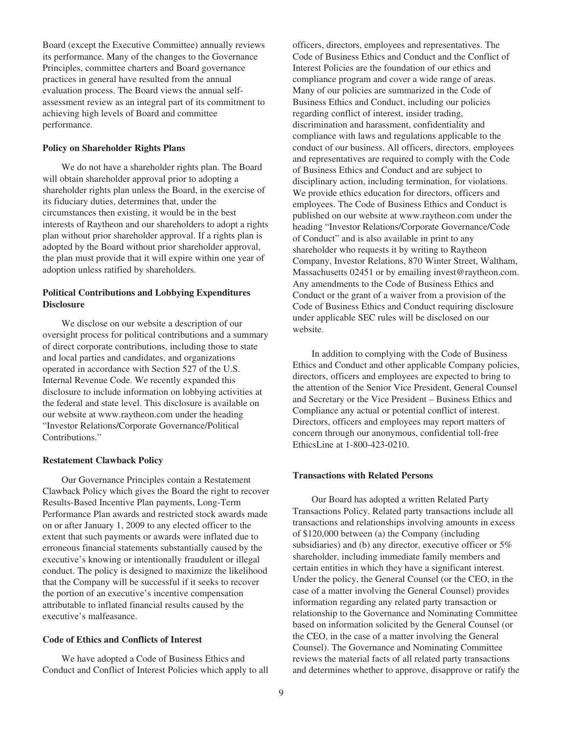Board (except the Executive Committee) annually reviews its performance. Many of the changes to the Governance Principles, committee charters and Board governance practices in general have resulted from the annual evaluation process. The Board views the annual self-assessment review as an integral part of its commitment to achieving high levels of Board and committee performance.

**Policy on Shareholder Rights Plans**

We do not have a shareholder rights plan. The Board will obtain shareholder approval prior to adopting a shareholder rights plan unless the Board, in the exercise of its fiduciary duties, determines that, under the circumstances then existing, it would be in the best interests of Raytheon and our shareholders to adopt a rights plan without prior shareholder approval. If a rights plan is adopted by the Board without prior shareholder approval, the plan must provide that it will expire within one year of adoption unless ratified by shareholders.

**Political Contributions and Lobbying Expenditures Disclosure**

We disclose on our website a description of our oversight process for political contributions and a summary of direct corporate contributions, including those to state and local parties and candidates, and organizations operated in accordance with Section 527 of the U.S. Internal Revenue Code. We recently expanded this disclosure to include information on lobbying activities at the federal and state level. This disclosure is available on our website at www.raytheon.com under the heading "Investor Relations/Corporate Governance/Political Contributions."

**Restatement Clawback Policy**

Our Governance Principles contain a Restatement Clawback Policy which gives the Board the right to recover Results-Based Incentive Plan payments, Long-Term Performance Plan awards and restricted stock awards made on or after January 1, 2009 to any elected officer to the extent that such payments or awards were inflated due to erroneous financial statements substantially caused by the executive's knowing or intentionally fraudulent or illegal conduct. The policy is designed to maximize the likelihood that the Company will be successful if it seeks to recover the portion of an executive's incentive compensation attributable to inflated financial results caused by the executive's malfeasance.

**Code of Ethics and Conflicts of Interest**

We have adopted a Code of Business Ethics and Conduct and Conflict of Interest Policies which apply to all officers, directors, employees and representatives. The Code of Business Ethics and Conduct and the Conflict of Interest Policies are the foundation of our ethics and compliance program and cover a wide range of areas. Many of our policies are summarized in the Code of Business Ethics and Conduct, including our policies regarding conflict of interest, insider trading, discrimination and harassment, confidentiality and compliance with laws and regulations applicable to the conduct of our business. All officers, directors, employees and representatives are required to comply with the Code of Business Ethics and Conduct and are subject to disciplinary action, including termination, for violations. We provide ethics education for directors, officers and employees. The Code of Business Ethics and Conduct is published on our website at www.raytheon.com under the heading "Investor Relations/Corporate Governance/Code of Conduct" and is also available in print to any shareholder who requests it by writing to Raytheon Company, Investor Relations, 870 Winter Street, Waltham, Massachusetts 02451 or by emailing invest@raytheon.com. Any amendments to the Code of Business Ethics and Conduct or the grant of a waiver from a provision of the Code of Business Ethics and Conduct requiring disclosure under applicable SEC rules will be disclosed on our website.

In addition to complying with the Code of Business Ethics and Conduct and other applicable Company policies, directors, officers and employees are expected to bring to the attention of the Senior Vice President, General Counsel and Secretary or the Vice President – Business Ethics and Compliance any actual or potential conflict of interest. Directors, officers and employees may report matters of concern through our anonymous, confidential toll-free EthicsLine at 1-800-423-0210.

**Transactions with Related Persons**

Our Board has adopted a written Related Party Transactions Policy. Related party transactions include all transactions and relationships involving amounts in excess of $120,000 between (a) the Company (including subsidiaries) and (b) any director, executive officer or 5% shareholder, including immediate family members and certain entities in which they have a significant interest. Under the policy, the General Counsel (or the CEO, in the case of a matter involving the General Counsel) provides information regarding any related party transaction or relationship to the Governance and Nominating Committee based on information solicited by the General Counsel (or the CEO, in the case of a matter involving the General Counsel). The Governance and Nominating Committee reviews the material facts of all related party transactions and determines whether to approve, disapprove or ratify the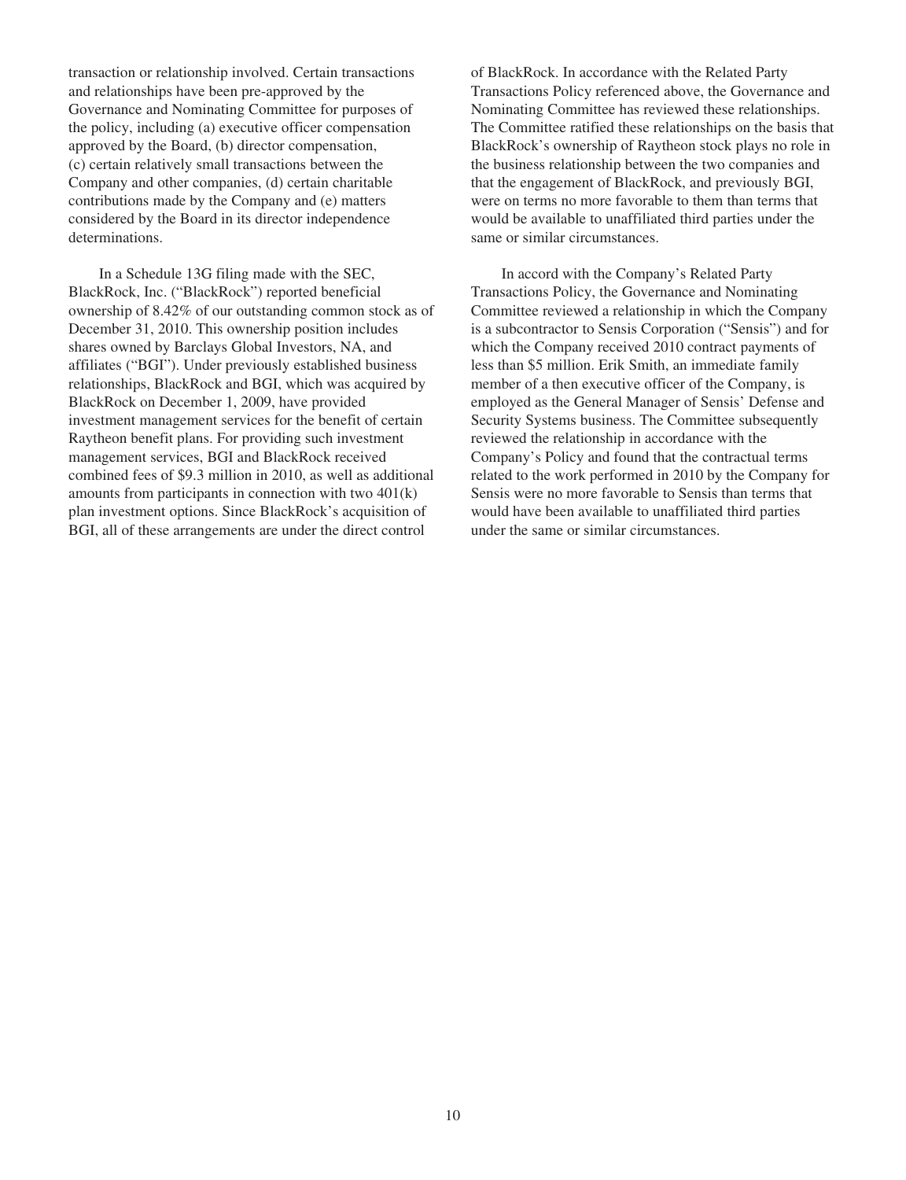transaction or relationship involved. Certain transactions and relationships have been pre-approved by the Governance and Nominating Committee for purposes of the policy, including (a) executive officer compensation approved by the Board, (b) director compensation, (c) certain relatively small transactions between the Company and other companies, (d) certain charitable contributions made by the Company and (e) matters considered by the Board in its director independence determinations.

In a Schedule 13G filing made with the SEC, BlackRock, Inc. ("BlackRock") reported beneficial ownership of 8.42% of our outstanding common stock as of December 31, 2010. This ownership position includes shares owned by Barclays Global Investors, NA, and affiliates ("BGI"). Under previously established business relationships, BlackRock and BGI, which was acquired by BlackRock on December 1, 2009, have provided investment management services for the benefit of certain Raytheon benefit plans. For providing such investment management services, BGI and BlackRock received combined fees of $9.3 million in 2010, as well as additional amounts from participants in connection with two 401(k) plan investment options. Since BlackRock's acquisition of BGI, all of these arrangements are under the direct control of BlackRock. In accordance with the Related Party Transactions Policy referenced above, the Governance and Nominating Committee has reviewed these relationships. The Committee ratified these relationships on the basis that BlackRock's ownership of Raytheon stock plays no role in the business relationship between the two companies and that the engagement of BlackRock, and previously BGI, were on terms no more favorable to them than terms that would be available to unaffiliated third parties under the same or similar circumstances.

In accord with the Company's Related Party Transactions Policy, the Governance and Nominating Committee reviewed a relationship in which the Company is a subcontractor to Sensis Corporation ("Sensis") and for which the Company received 2010 contract payments of less than $5 million. Erik Smith, an immediate family member of a then executive officer of the Company, is employed as the General Manager of Sensis' Defense and Security Systems business. The Committee subsequently reviewed the relationship in accordance with the Company's Policy and found that the contractual terms related to the work performed in 2010 by the Company for Sensis were no more favorable to Sensis than terms that would have been available to unaffiliated third parties under the same or similar circumstances.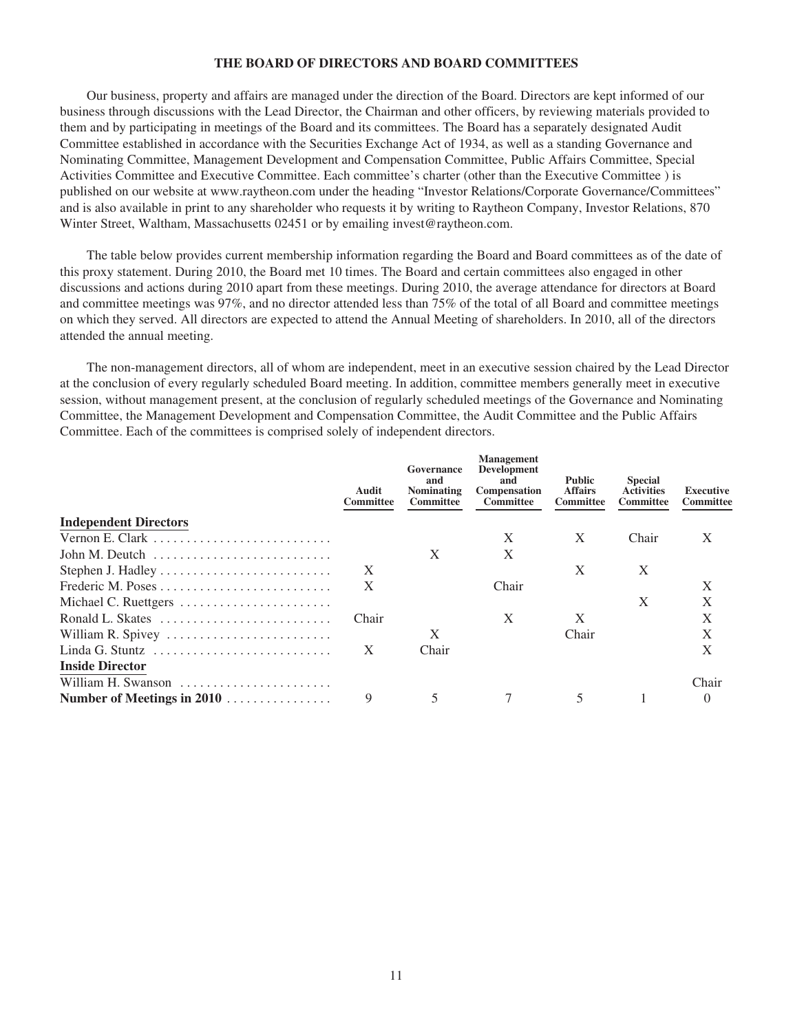## THE BOARD OF DIRECTORS AND BOARD COMMITTEES

Our business, property and affairs are managed under the direction of the Board. Directors are kept informed of our business through discussions with the Lead Director, the Chairman and other officers, by reviewing materials provided to them and by participating in meetings of the Board and its committees. The Board has a separately designated Audit Committee established in accordance with the Securities Exchange Act of 1934, as well as a standing Governance and Nominating Committee, Management Development and Compensation Committee, Public Affairs Committee, Special Activities Committee and Executive Committee. Each committee's charter (other than the Executive Committee ) is published on our website at www.raytheon.com under the heading "Investor Relations/Corporate Governance/Committees" and is also available in print to any shareholder who requests it by writing to Raytheon Company, Investor Relations, 870 Winter Street, Waltham, Massachusetts 02451 or by emailing invest@raytheon.com.

The table below provides current membership information regarding the Board and Board committees as of the date of this proxy statement. During 2010, the Board met 10 times. The Board and certain committees also engaged in other discussions and actions during 2010 apart from these meetings. During 2010, the average attendance for directors at Board and committee meetings was 97%, and no director attended less than 75% of the total of all Board and committee meetings on which they served. All directors are expected to attend the Annual Meeting of shareholders. In 2010, all of the directors attended the annual meeting.

The non-management directors, all of whom are independent, meet in an executive session chaired by the Lead Director at the conclusion of every regularly scheduled Board meeting. In addition, committee members generally meet in executive session, without management present, at the conclusion of regularly scheduled meetings of the Governance and Nominating Committee, the Management Development and Compensation Committee, the Audit Committee and the Public Affairs Committee. Each of the committees is comprised solely of independent directors.

| | Audit Committee | Governance and Nominating Committee | Management Development and Compensation Committee | Public Affairs Committee | Special Activities Committee | Executive Committee |
|---|---|---|---|---|---|---|
| **Independent Directors** | | | | | | |
| Vernon E. Clark | | | X | X | Chair | X |
| John M. Deutch | | X | X | | | |
| Stephen J. Hadley | X | | | X | X | |
| Frederic M. Poses | X | | Chair | | | X |
| Michael C. Ruettgers | | | | | X | X |
| Ronald L. Skates | Chair | | X | X | | X |
| William R. Spivey | | X | | Chair | | X |
| Linda G. Stuntz | X | Chair | | | | X |
| **Inside Director** | | | | | | |
| William H. Swanson | | | | | | Chair |
| **Number of Meetings in 2010** | 9 | 5 | 7 | 5 | 1 | 0 |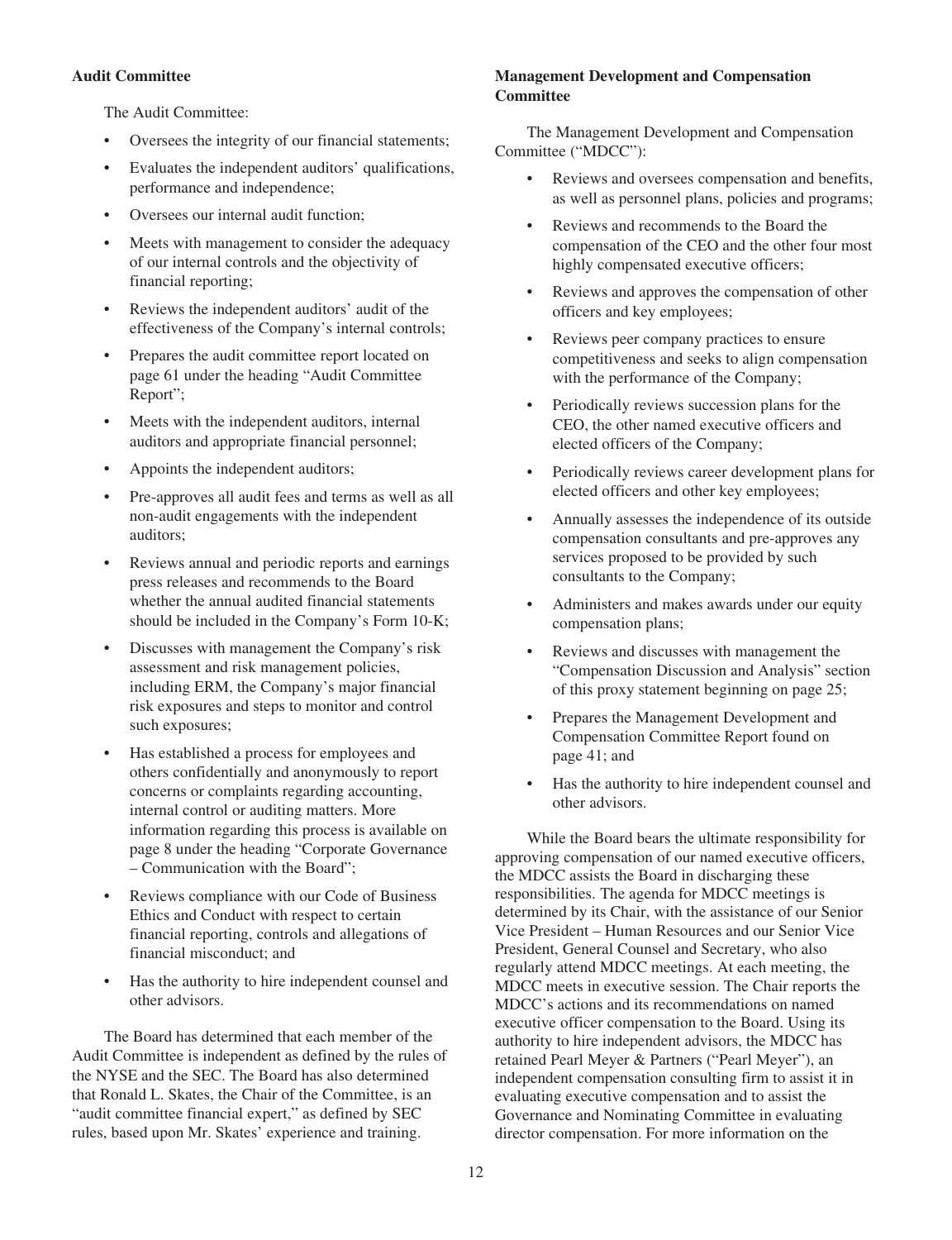### Audit Committee

The Audit Committee:

- Oversees the integrity of our financial statements;
- Evaluates the independent auditors' qualifications, performance and independence;
- Oversees our internal audit function;
- Meets with management to consider the adequacy of our internal controls and the objectivity of financial reporting;
- Reviews the independent auditors' audit of the effectiveness of the Company's internal controls;
- Prepares the audit committee report located on page 61 under the heading "Audit Committee Report";
- Meets with the independent auditors, internal auditors and appropriate financial personnel;
- Appoints the independent auditors;
- Pre-approves all audit fees and terms as well as all non-audit engagements with the independent auditors;
- Reviews annual and periodic reports and earnings press releases and recommends to the Board whether the annual audited financial statements should be included in the Company's Form 10-K;
- Discusses with management the Company's risk assessment and risk management policies, including ERM, the Company's major financial risk exposures and steps to monitor and control such exposures;
- Has established a process for employees and others confidentially and anonymously to report concerns or complaints regarding accounting, internal control or auditing matters. More information regarding this process is available on page 8 under the heading "Corporate Governance – Communication with the Board";
- Reviews compliance with our Code of Business Ethics and Conduct with respect to certain financial reporting, controls and allegations of financial misconduct; and
- Has the authority to hire independent counsel and other advisors.

The Board has determined that each member of the Audit Committee is independent as defined by the rules of the NYSE and the SEC. The Board has also determined that Ronald L. Skates, the Chair of the Committee, is an "audit committee financial expert," as defined by SEC rules, based upon Mr. Skates' experience and training.

### Management Development and Compensation Committee

The Management Development and Compensation Committee ("MDCC"):

- Reviews and oversees compensation and benefits, as well as personnel plans, policies and programs;
- Reviews and recommends to the Board the compensation of the CEO and the other four most highly compensated executive officers;
- Reviews and approves the compensation of other officers and key employees;
- Reviews peer company practices to ensure competitiveness and seeks to align compensation with the performance of the Company;
- Periodically reviews succession plans for the CEO, the other named executive officers and elected officers of the Company;
- Periodically reviews career development plans for elected officers and other key employees;
- Annually assesses the independence of its outside compensation consultants and pre-approves any services proposed to be provided by such consultants to the Company;
- Administers and makes awards under our equity compensation plans;
- Reviews and discusses with management the "Compensation Discussion and Analysis" section of this proxy statement beginning on page 25;
- Prepares the Management Development and Compensation Committee Report found on page 41; and
- Has the authority to hire independent counsel and other advisors.

While the Board bears the ultimate responsibility for approving compensation of our named executive officers, the MDCC assists the Board in discharging these responsibilities. The agenda for MDCC meetings is determined by its Chair, with the assistance of our Senior Vice President – Human Resources and our Senior Vice President, General Counsel and Secretary, who also regularly attend MDCC meetings. At each meeting, the MDCC meets in executive session. The Chair reports the MDCC's actions and its recommendations on named executive officer compensation to the Board. Using its authority to hire independent advisors, the MDCC has retained Pearl Meyer & Partners ("Pearl Meyer"), an independent compensation consulting firm to assist it in evaluating executive compensation and to assist the Governance and Nominating Committee in evaluating director compensation. For more information on the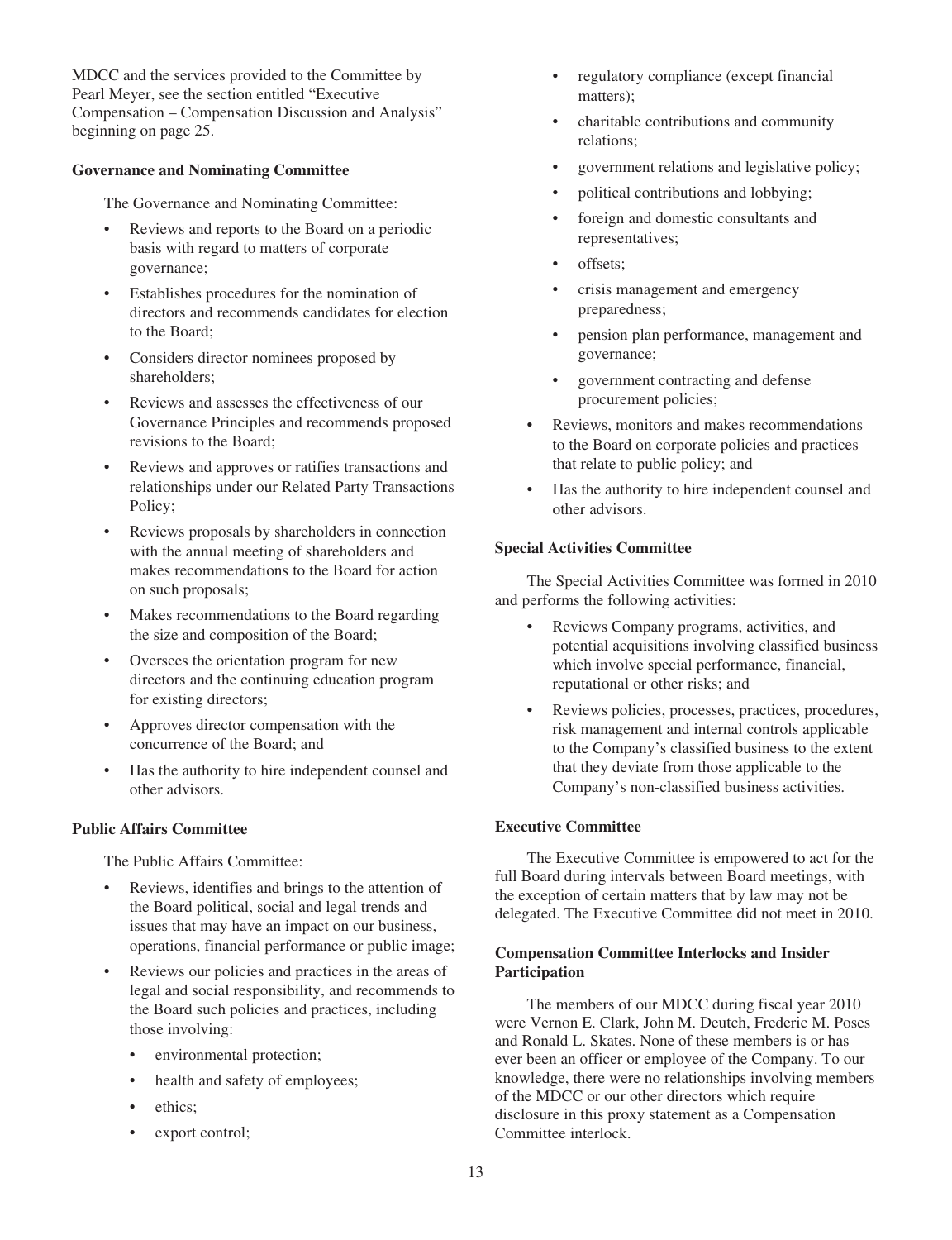MDCC and the services provided to the Committee by Pearl Meyer, see the section entitled "Executive Compensation – Compensation Discussion and Analysis" beginning on page 25.

**Governance and Nominating Committee**

The Governance and Nominating Committee:

- Reviews and reports to the Board on a periodic basis with regard to matters of corporate governance;
- Establishes procedures for the nomination of directors and recommends candidates for election to the Board;
- Considers director nominees proposed by shareholders;
- Reviews and assesses the effectiveness of our Governance Principles and recommends proposed revisions to the Board;
- Reviews and approves or ratifies transactions and relationships under our Related Party Transactions Policy;
- Reviews proposals by shareholders in connection with the annual meeting of shareholders and makes recommendations to the Board for action on such proposals;
- Makes recommendations to the Board regarding the size and composition of the Board;
- Oversees the orientation program for new directors and the continuing education program for existing directors;
- Approves director compensation with the concurrence of the Board; and
- Has the authority to hire independent counsel and other advisors.

**Public Affairs Committee**

The Public Affairs Committee:

- Reviews, identifies and brings to the attention of the Board political, social and legal trends and issues that may have an impact on our business, operations, financial performance or public image;
- Reviews our policies and practices in the areas of legal and social responsibility, and recommends to the Board such policies and practices, including those involving:
  - environmental protection;
  - health and safety of employees;
  - ethics;
  - export control;
  - regulatory compliance (except financial matters);
  - charitable contributions and community relations;
  - government relations and legislative policy;
  - political contributions and lobbying;
  - foreign and domestic consultants and representatives;
  - offsets;
  - crisis management and emergency preparedness;
  - pension plan performance, management and governance;
  - government contracting and defense procurement policies;
- Reviews, monitors and makes recommendations to the Board on corporate policies and practices that relate to public policy; and
- Has the authority to hire independent counsel and other advisors.

**Special Activities Committee**

The Special Activities Committee was formed in 2010 and performs the following activities:

- Reviews Company programs, activities, and potential acquisitions involving classified business which involve special performance, financial, reputational or other risks; and
- Reviews policies, processes, practices, procedures, risk management and internal controls applicable to the Company's classified business to the extent that they deviate from those applicable to the Company's non-classified business activities.

**Executive Committee**

The Executive Committee is empowered to act for the full Board during intervals between Board meetings, with the exception of certain matters that by law may not be delegated. The Executive Committee did not meet in 2010.

**Compensation Committee Interlocks and Insider Participation**

The members of our MDCC during fiscal year 2010 were Vernon E. Clark, John M. Deutch, Frederic M. Poses and Ronald L. Skates. None of these members is or has ever been an officer or employee of the Company. To our knowledge, there were no relationships involving members of the MDCC or our other directors which require disclosure in this proxy statement as a Compensation Committee interlock.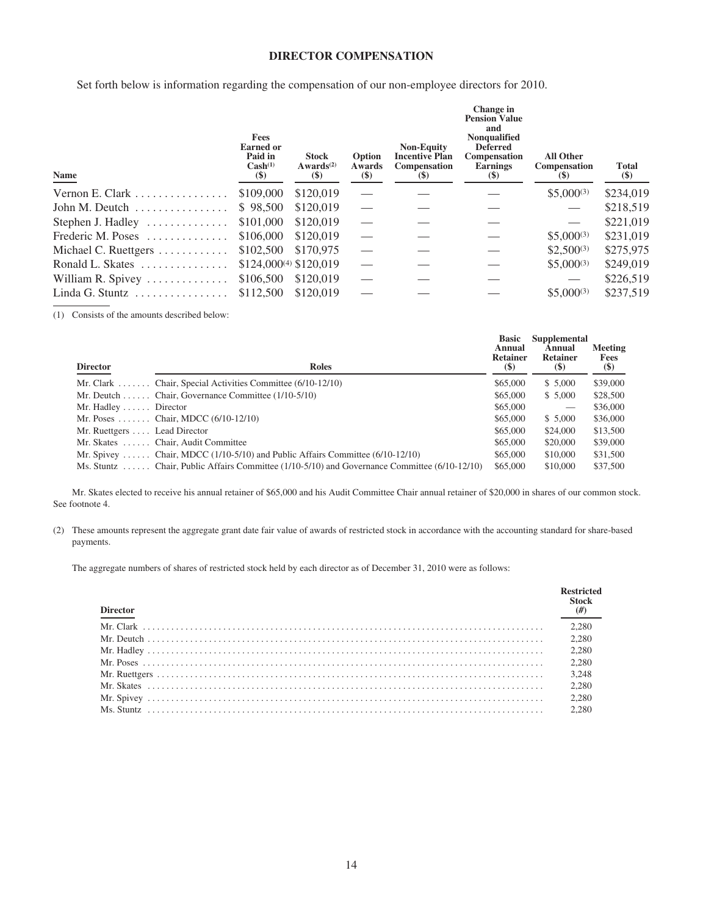# DIRECTOR COMPENSATION

Set forth below is information regarding the compensation of our non-employee directors for 2010.

| Name | Fees Earned or Paid in Cash[(1)] ($) | Stock Awards[(2)] ($) | Option Awards ($) | Non-Equity Incentive Plan Compensation ($) | Change in Pension Value and Nonqualified Deferred Compensation Earnings ($) | All Other Compensation ($) | Total ($) |
|---|---|---|---|---|---|---|---|
| Vernon E. Clark | $109,000 | $120,019 | — | — | — | $5,000[(3)] | $234,019 |
| John M. Deutch | $ 98,500 | $120,019 | — | — | — | — | $218,519 |
| Stephen J. Hadley | $101,000 | $120,019 | — | — | — | — | $221,019 |
| Frederic M. Poses | $106,000 | $120,019 | — | — | — | $5,000[(3)] | $231,019 |
| Michael C. Ruettgers | $102,500 | $170,975 | — | — | — | $2,500[(3)] | $275,975 |
| Ronald L. Skates | $124,000[(4)] | $120,019 | — | — | — | $5,000[(3)] | $249,019 |
| William R. Spivey | $106,500 | $120,019 | — | — | — | — | $226,519 |
| Linda G. Stuntz | $112,500 | $120,019 | — | — | — | $5,000[(3)] | $237,519 |

(1) Consists of the amounts described below:

| Director | Roles | Basic Annual Retainer ($) | Supplemental Annual Retainer ($) | Meeting Fees ($) |
|---|---|---|---|---|
| Mr. Clark | Chair, Special Activities Committee (6/10-12/10) | $65,000 | $ 5,000 | $39,000 |
| Mr. Deutch | Chair, Governance Committee (1/10-5/10) | $65,000 | $ 5,000 | $28,500 |
| Mr. Hadley | Director | $65,000 | — | $36,000 |
| Mr. Poses | Chair, MDCC (6/10-12/10) | $65,000 | $ 5,000 | $36,000 |
| Mr. Ruettgers | Lead Director | $65,000 | $24,000 | $13,500 |
| Mr. Skates | Chair, Audit Committee | $65,000 | $20,000 | $39,000 |
| Mr. Spivey | Chair, MDCC (1/10-5/10) and Public Affairs Committee (6/10-12/10) | $65,000 | $10,000 | $31,500 |
| Ms. Stuntz | Chair, Public Affairs Committee (1/10-5/10) and Governance Committee (6/10-12/10) | $65,000 | $10,000 | $37,500 |

Mr. Skates elected to receive his annual retainer of $65,000 and his Audit Committee Chair annual retainer of $20,000 in shares of our common stock. See footnote 4.

(2) These amounts represent the aggregate grant date fair value of awards of restricted stock in accordance with the accounting standard for share-based payments.

The aggregate numbers of shares of restricted stock held by each director as of December 31, 2010 were as follows:

| Director | Restricted Stock (#) |
|---|---|
| Mr. Clark | 2,280 |
| Mr. Deutch | 2,280 |
| Mr. Hadley | 2,280 |
| Mr. Poses | 2,280 |
| Mr. Ruettgers | 3,248 |
| Mr. Skates | 2,280 |
| Mr. Spivey | 2,280 |
| Ms. Stuntz | 2,280 |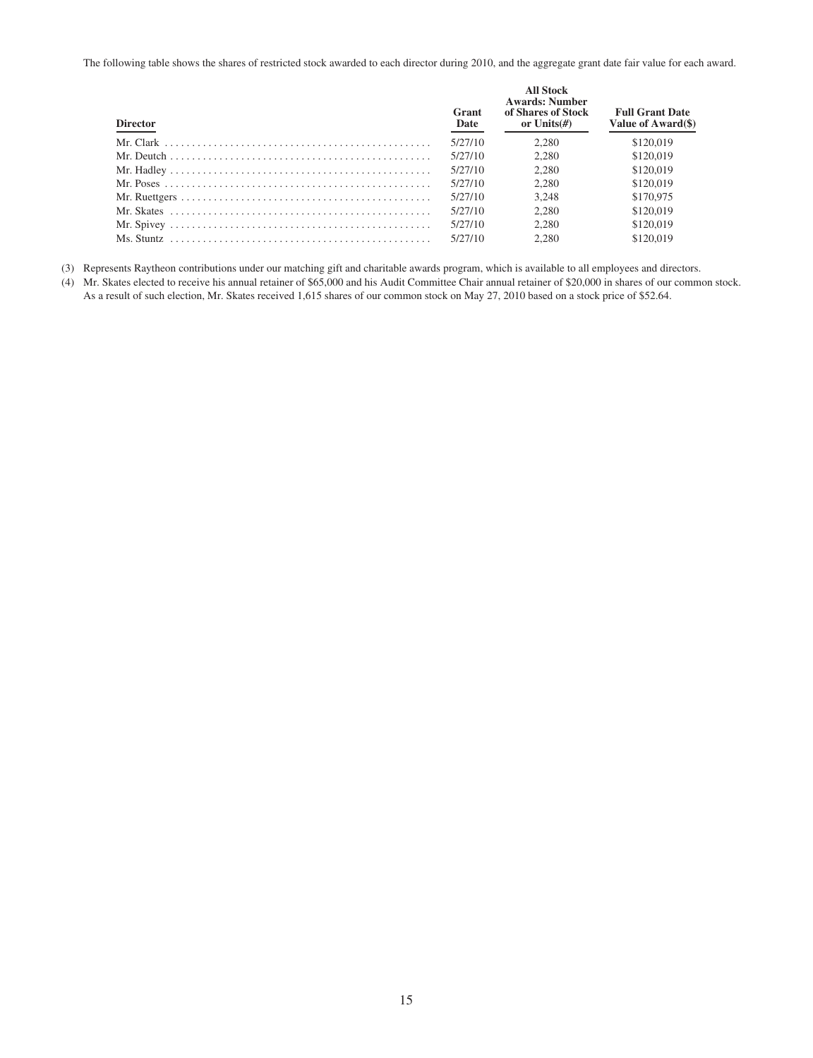The following table shows the shares of restricted stock awarded to each director during 2010, and the aggregate grant date fair value for each award.

| Director | Grant Date | All Stock Awards: Number of Shares of Stock or Units(#) | Full Grant Date Value of Award($) |
|---|---|---|---|
| Mr. Clark | 5/27/10 | 2,280 | \$120,019 |
| Mr. Deutch | 5/27/10 | 2,280 | \$120,019 |
| Mr. Hadley | 5/27/10 | 2,280 | \$120,019 |
| Mr. Poses | 5/27/10 | 2,280 | \$120,019 |
| Mr. Ruettgers | 5/27/10 | 3,248 | \$170,975 |
| Mr. Skates | 5/27/10 | 2,280 | \$120,019 |
| Mr. Spivey | 5/27/10 | 2,280 | \$120,019 |
| Ms. Stuntz | 5/27/10 | 2,280 | \$120,019 |

(3) Represents Raytheon contributions under our matching gift and charitable awards program, which is available to all employees and directors.

(4) Mr. Skates elected to receive his annual retainer of \$65,000 and his Audit Committee Chair annual retainer of \$20,000 in shares of our common stock. As a result of such election, Mr. Skates received 1,615 shares of our common stock on May 27, 2010 based on a stock price of \$52.64.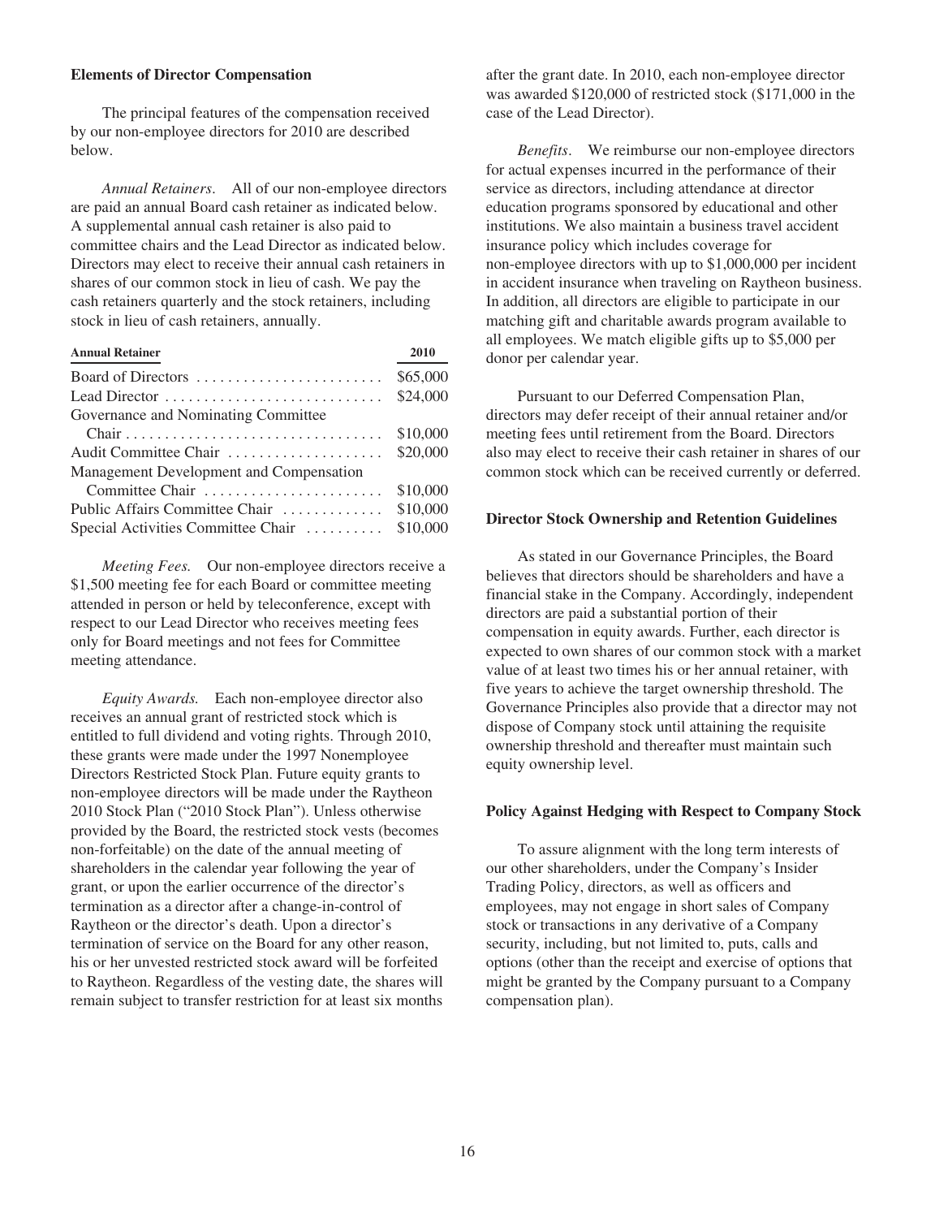### Elements of Director Compensation

The principal features of the compensation received by our non-employee directors for 2010 are described below.

*Annual Retainers*. All of our non-employee directors are paid an annual Board cash retainer as indicated below. A supplemental annual cash retainer is also paid to committee chairs and the Lead Director as indicated below. Directors may elect to receive their annual cash retainers in shares of our common stock in lieu of cash. We pay the cash retainers quarterly and the stock retainers, including stock in lieu of cash retainers, annually.

| Annual Retainer | 2010 |
|---|---|
| Board of Directors | $65,000 |
| Lead Director | $24,000 |
| Governance and Nominating Committee Chair | $10,000 |
| Audit Committee Chair | $20,000 |
| Management Development and Compensation Committee Chair | $10,000 |
| Public Affairs Committee Chair | $10,000 |
| Special Activities Committee Chair | $10,000 |

*Meeting Fees.* Our non-employee directors receive a $1,500 meeting fee for each Board or committee meeting attended in person or held by teleconference, except with respect to our Lead Director who receives meeting fees only for Board meetings and not fees for Committee meeting attendance.

*Equity Awards.* Each non-employee director also receives an annual grant of restricted stock which is entitled to full dividend and voting rights. Through 2010, these grants were made under the 1997 Nonemployee Directors Restricted Stock Plan. Future equity grants to non-employee directors will be made under the Raytheon 2010 Stock Plan ("2010 Stock Plan"). Unless otherwise provided by the Board, the restricted stock vests (becomes non-forfeitable) on the date of the annual meeting of shareholders in the calendar year following the year of grant, or upon the earlier occurrence of the director's termination as a director after a change-in-control of Raytheon or the director's death. Upon a director's termination of service on the Board for any other reason, his or her unvested restricted stock award will be forfeited to Raytheon. Regardless of the vesting date, the shares will remain subject to transfer restriction for at least six months after the grant date. In 2010, each non-employee director was awarded $120,000 of restricted stock ($171,000 in the case of the Lead Director).

*Benefits*. We reimburse our non-employee directors for actual expenses incurred in the performance of their service as directors, including attendance at director education programs sponsored by educational and other institutions. We also maintain a business travel accident insurance policy which includes coverage for non-employee directors with up to $1,000,000 per incident in accident insurance when traveling on Raytheon business. In addition, all directors are eligible to participate in our matching gift and charitable awards program available to all employees. We match eligible gifts up to $5,000 per donor per calendar year.

Pursuant to our Deferred Compensation Plan, directors may defer receipt of their annual retainer and/or meeting fees until retirement from the Board. Directors also may elect to receive their cash retainer in shares of our common stock which can be received currently or deferred.

### Director Stock Ownership and Retention Guidelines

As stated in our Governance Principles, the Board believes that directors should be shareholders and have a financial stake in the Company. Accordingly, independent directors are paid a substantial portion of their compensation in equity awards. Further, each director is expected to own shares of our common stock with a market value of at least two times his or her annual retainer, with five years to achieve the target ownership threshold. The Governance Principles also provide that a director may not dispose of Company stock until attaining the requisite ownership threshold and thereafter must maintain such equity ownership level.

### Policy Against Hedging with Respect to Company Stock

To assure alignment with the long term interests of our other shareholders, under the Company's Insider Trading Policy, directors, as well as officers and employees, may not engage in short sales of Company stock or transactions in any derivative of a Company security, including, but not limited to, puts, calls and options (other than the receipt and exercise of options that might be granted by the Company pursuant to a Company compensation plan).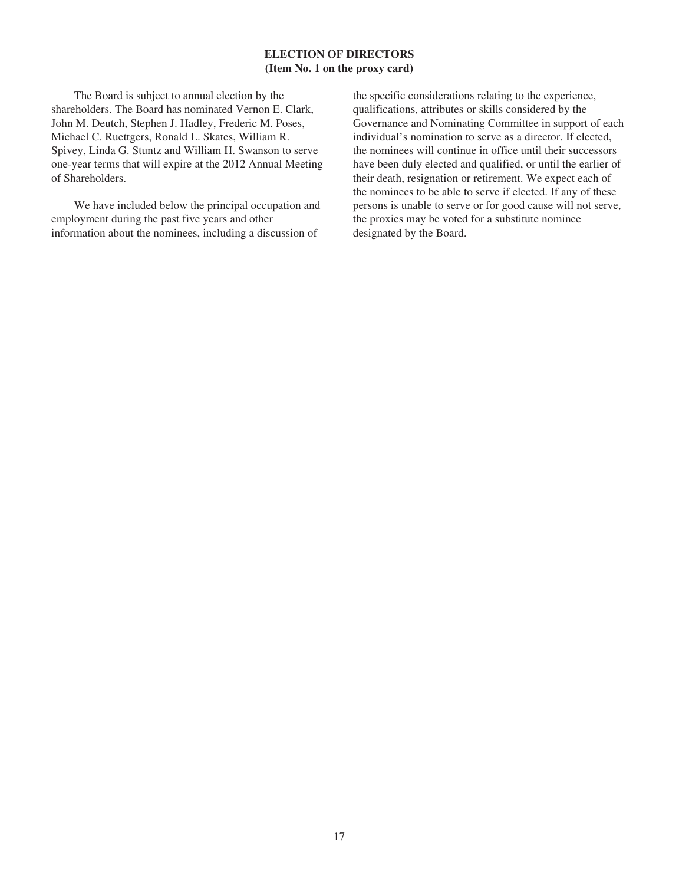## ELECTION OF DIRECTORS
### (Item No. 1 on the proxy card)

The Board is subject to annual election by the shareholders. The Board has nominated Vernon E. Clark, John M. Deutch, Stephen J. Hadley, Frederic M. Poses, Michael C. Ruettgers, Ronald L. Skates, William R. Spivey, Linda G. Stuntz and William H. Swanson to serve one-year terms that will expire at the 2012 Annual Meeting of Shareholders.

We have included below the principal occupation and employment during the past five years and other information about the nominees, including a discussion of the specific considerations relating to the experience, qualifications, attributes or skills considered by the Governance and Nominating Committee in support of each individual's nomination to serve as a director. If elected, the nominees will continue in office until their successors have been duly elected and qualified, or until the earlier of their death, resignation or retirement. We expect each of the nominees to be able to serve if elected. If any of these persons is unable to serve or for good cause will not serve, the proxies may be voted for a substitute nominee designated by the Board.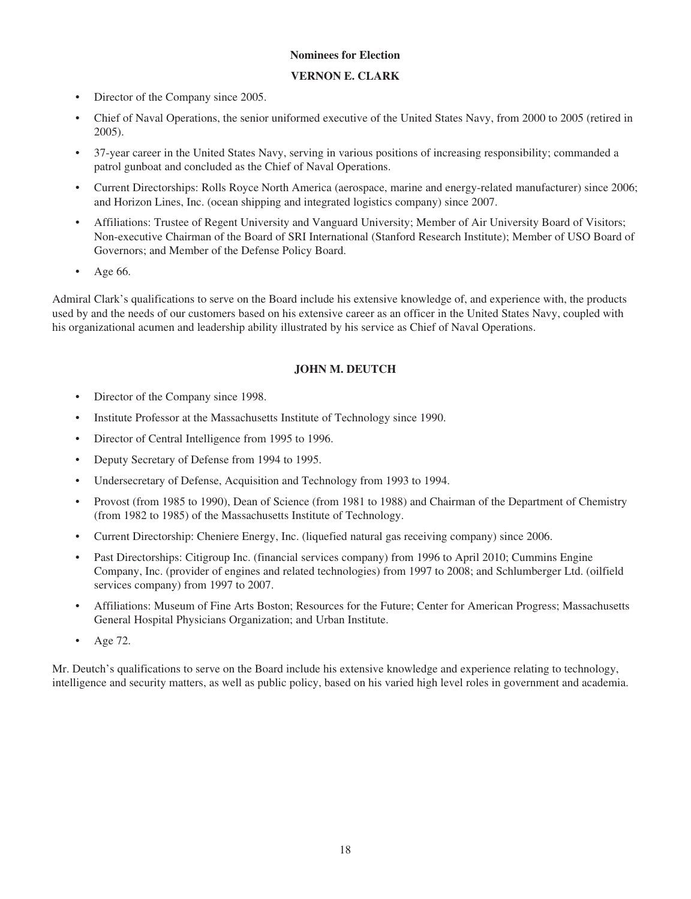## Nominees for Election

### VERNON E. CLARK

- Director of the Company since 2005.
- Chief of Naval Operations, the senior uniformed executive of the United States Navy, from 2000 to 2005 (retired in 2005).
- 37-year career in the United States Navy, serving in various positions of increasing responsibility; commanded a patrol gunboat and concluded as the Chief of Naval Operations.
- Current Directorships: Rolls Royce North America (aerospace, marine and energy-related manufacturer) since 2006; and Horizon Lines, Inc. (ocean shipping and integrated logistics company) since 2007.
- Affiliations: Trustee of Regent University and Vanguard University; Member of Air University Board of Visitors; Non-executive Chairman of the Board of SRI International (Stanford Research Institute); Member of USO Board of Governors; and Member of the Defense Policy Board.
- Age 66.

Admiral Clark's qualifications to serve on the Board include his extensive knowledge of, and experience with, the products used by and the needs of our customers based on his extensive career as an officer in the United States Navy, coupled with his organizational acumen and leadership ability illustrated by his service as Chief of Naval Operations.

### JOHN M. DEUTCH

- Director of the Company since 1998.
- Institute Professor at the Massachusetts Institute of Technology since 1990.
- Director of Central Intelligence from 1995 to 1996.
- Deputy Secretary of Defense from 1994 to 1995.
- Undersecretary of Defense, Acquisition and Technology from 1993 to 1994.
- Provost (from 1985 to 1990), Dean of Science (from 1981 to 1988) and Chairman of the Department of Chemistry (from 1982 to 1985) of the Massachusetts Institute of Technology.
- Current Directorship: Cheniere Energy, Inc. (liquefied natural gas receiving company) since 2006.
- Past Directorships: Citigroup Inc. (financial services company) from 1996 to April 2010; Cummins Engine Company, Inc. (provider of engines and related technologies) from 1997 to 2008; and Schlumberger Ltd. (oilfield services company) from 1997 to 2007.
- Affiliations: Museum of Fine Arts Boston; Resources for the Future; Center for American Progress; Massachusetts General Hospital Physicians Organization; and Urban Institute.
- Age 72.

Mr. Deutch's qualifications to serve on the Board include his extensive knowledge and experience relating to technology, intelligence and security matters, as well as public policy, based on his varied high level roles in government and academia.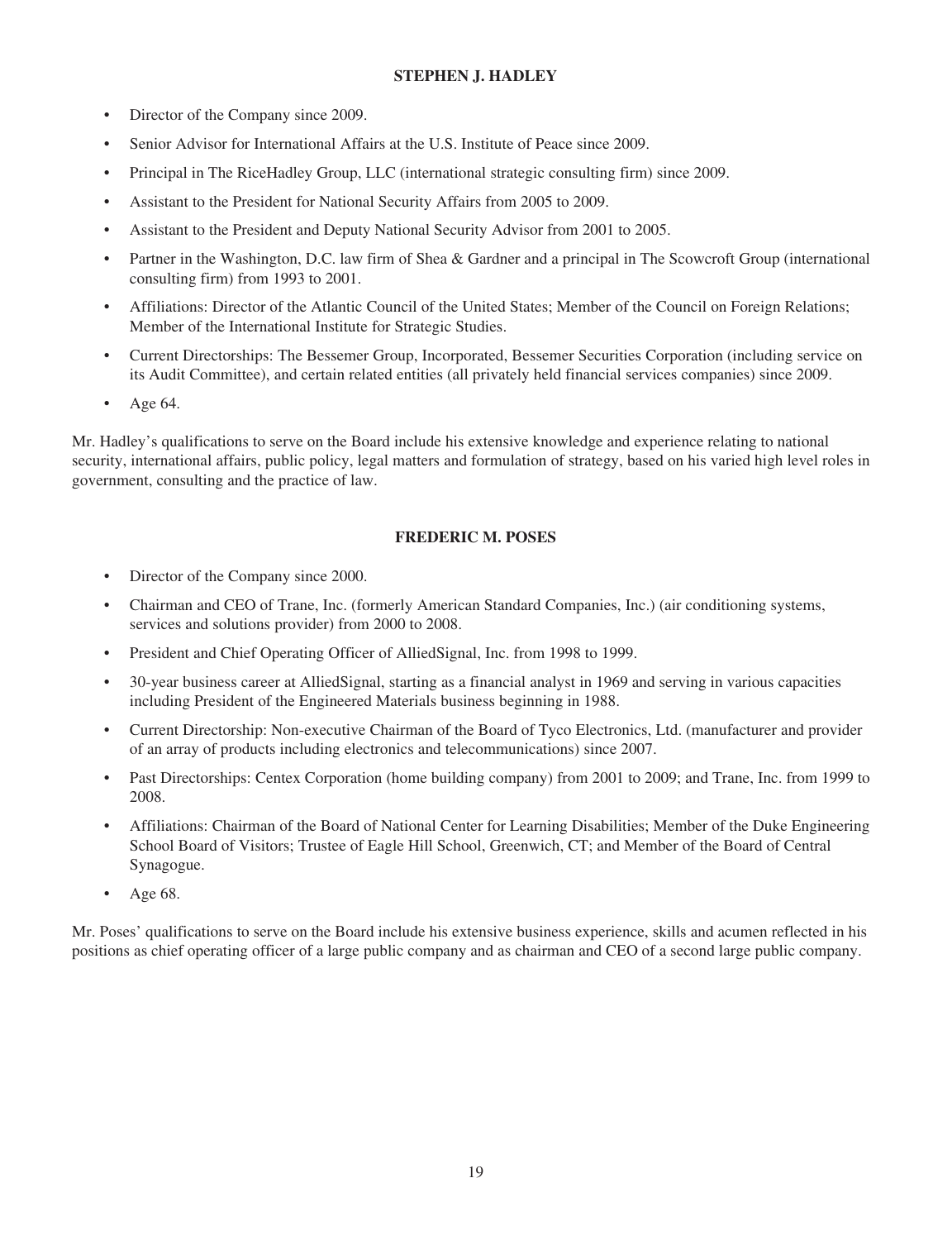### STEPHEN J. HADLEY

- Director of the Company since 2009.
- Senior Advisor for International Affairs at the U.S. Institute of Peace since 2009.
- Principal in The RiceHadley Group, LLC (international strategic consulting firm) since 2009.
- Assistant to the President for National Security Affairs from 2005 to 2009.
- Assistant to the President and Deputy National Security Advisor from 2001 to 2005.
- Partner in the Washington, D.C. law firm of Shea & Gardner and a principal in The Scowcroft Group (international consulting firm) from 1993 to 2001.
- Affiliations: Director of the Atlantic Council of the United States; Member of the Council on Foreign Relations; Member of the International Institute for Strategic Studies.
- Current Directorships: The Bessemer Group, Incorporated, Bessemer Securities Corporation (including service on its Audit Committee), and certain related entities (all privately held financial services companies) since 2009.
- Age 64.

Mr. Hadley's qualifications to serve on the Board include his extensive knowledge and experience relating to national security, international affairs, public policy, legal matters and formulation of strategy, based on his varied high level roles in government, consulting and the practice of law.

### FREDERIC M. POSES

- Director of the Company since 2000.
- Chairman and CEO of Trane, Inc. (formerly American Standard Companies, Inc.) (air conditioning systems, services and solutions provider) from 2000 to 2008.
- President and Chief Operating Officer of AlliedSignal, Inc. from 1998 to 1999.
- 30-year business career at AlliedSignal, starting as a financial analyst in 1969 and serving in various capacities including President of the Engineered Materials business beginning in 1988.
- Current Directorship: Non-executive Chairman of the Board of Tyco Electronics, Ltd. (manufacturer and provider of an array of products including electronics and telecommunications) since 2007.
- Past Directorships: Centex Corporation (home building company) from 2001 to 2009; and Trane, Inc. from 1999 to 2008.
- Affiliations: Chairman of the Board of National Center for Learning Disabilities; Member of the Duke Engineering School Board of Visitors; Trustee of Eagle Hill School, Greenwich, CT; and Member of the Board of Central Synagogue.
- Age 68.

Mr. Poses' qualifications to serve on the Board include his extensive business experience, skills and acumen reflected in his positions as chief operating officer of a large public company and as chairman and CEO of a second large public company.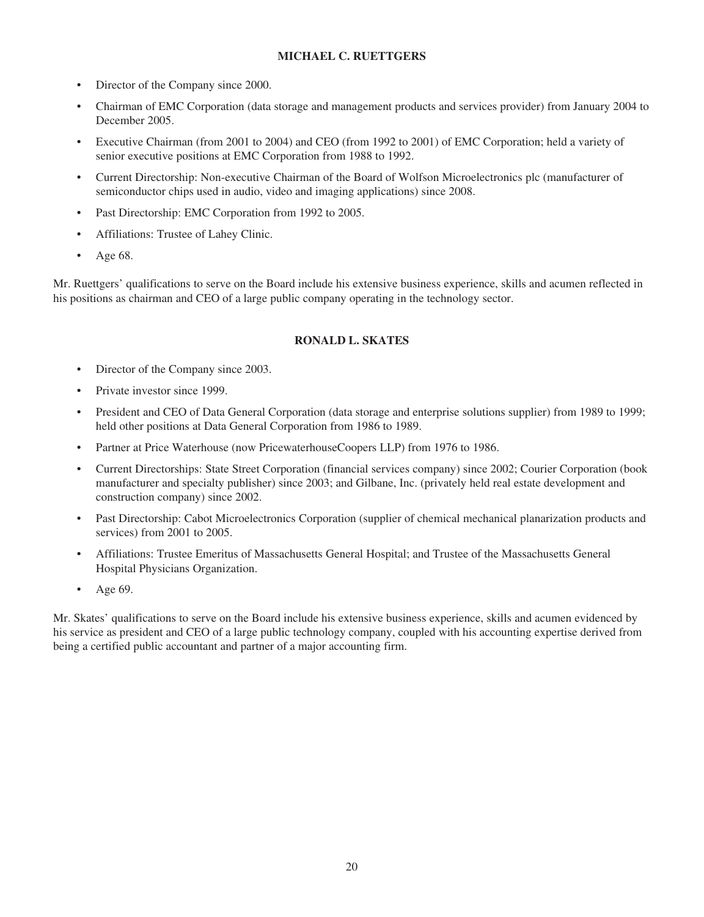### MICHAEL C. RUETTGERS

- Director of the Company since 2000.
- Chairman of EMC Corporation (data storage and management products and services provider) from January 2004 to December 2005.
- Executive Chairman (from 2001 to 2004) and CEO (from 1992 to 2001) of EMC Corporation; held a variety of senior executive positions at EMC Corporation from 1988 to 1992.
- Current Directorship: Non-executive Chairman of the Board of Wolfson Microelectronics plc (manufacturer of semiconductor chips used in audio, video and imaging applications) since 2008.
- Past Directorship: EMC Corporation from 1992 to 2005.
- Affiliations: Trustee of Lahey Clinic.
- Age 68.

Mr. Ruettgers' qualifications to serve on the Board include his extensive business experience, skills and acumen reflected in his positions as chairman and CEO of a large public company operating in the technology sector.

### RONALD L. SKATES

- Director of the Company since 2003.
- Private investor since 1999.
- President and CEO of Data General Corporation (data storage and enterprise solutions supplier) from 1989 to 1999; held other positions at Data General Corporation from 1986 to 1989.
- Partner at Price Waterhouse (now PricewaterhouseCoopers LLP) from 1976 to 1986.
- Current Directorships: State Street Corporation (financial services company) since 2002; Courier Corporation (book manufacturer and specialty publisher) since 2003; and Gilbane, Inc. (privately held real estate development and construction company) since 2002.
- Past Directorship: Cabot Microelectronics Corporation (supplier of chemical mechanical planarization products and services) from 2001 to 2005.
- Affiliations: Trustee Emeritus of Massachusetts General Hospital; and Trustee of the Massachusetts General Hospital Physicians Organization.
- Age 69.

Mr. Skates' qualifications to serve on the Board include his extensive business experience, skills and acumen evidenced by his service as president and CEO of a large public technology company, coupled with his accounting expertise derived from being a certified public accountant and partner of a major accounting firm.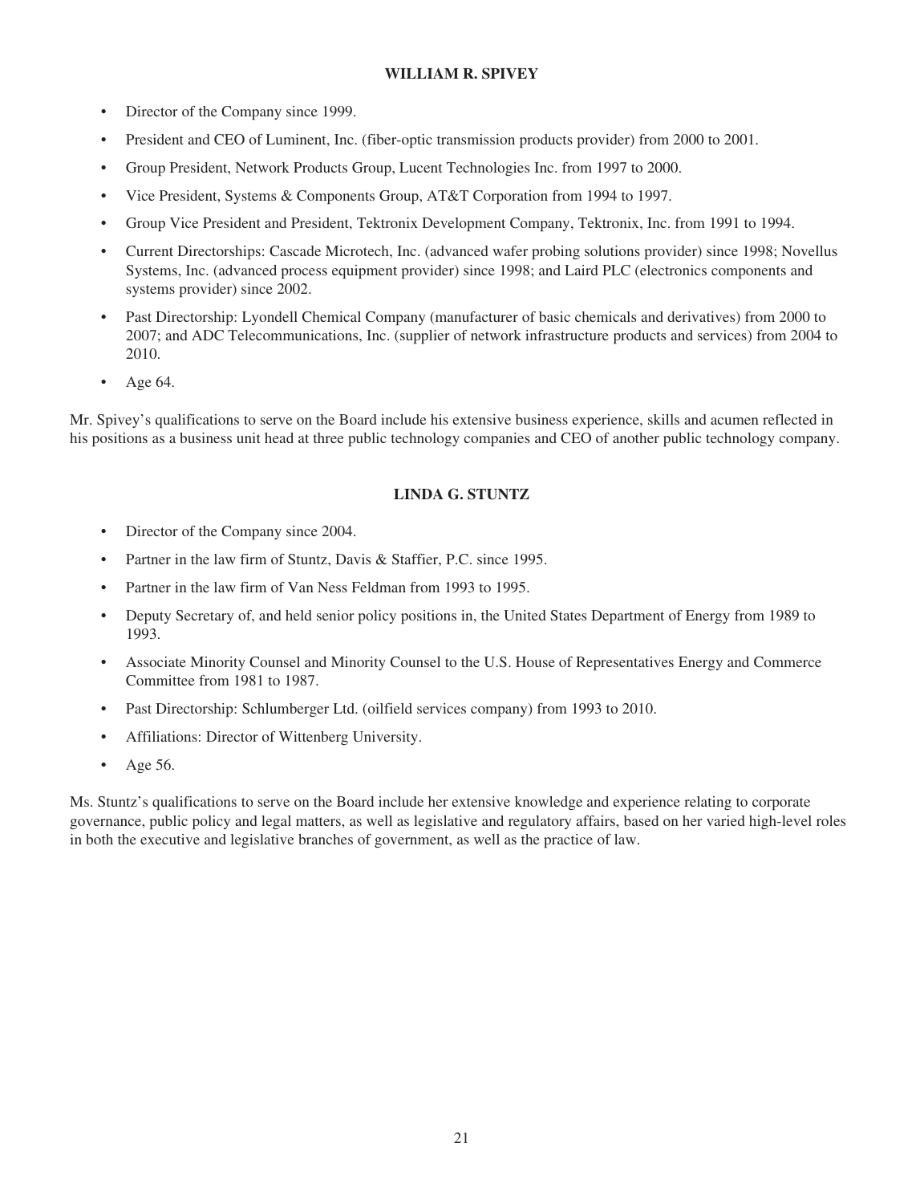### WILLIAM R. SPIVEY

- Director of the Company since 1999.
- President and CEO of Luminent, Inc. (fiber-optic transmission products provider) from 2000 to 2001.
- Group President, Network Products Group, Lucent Technologies Inc. from 1997 to 2000.
- Vice President, Systems & Components Group, AT&T Corporation from 1994 to 1997.
- Group Vice President and President, Tektronix Development Company, Tektronix, Inc. from 1991 to 1994.
- Current Directorships: Cascade Microtech, Inc. (advanced wafer probing solutions provider) since 1998; Novellus Systems, Inc. (advanced process equipment provider) since 1998; and Laird PLC (electronics components and systems provider) since 2002.
- Past Directorship: Lyondell Chemical Company (manufacturer of basic chemicals and derivatives) from 2000 to 2007; and ADC Telecommunications, Inc. (supplier of network infrastructure products and services) from 2004 to 2010.
- Age 64.

Mr. Spivey's qualifications to serve on the Board include his extensive business experience, skills and acumen reflected in his positions as a business unit head at three public technology companies and CEO of another public technology company.

### LINDA G. STUNTZ

- Director of the Company since 2004.
- Partner in the law firm of Stuntz, Davis & Staffier, P.C. since 1995.
- Partner in the law firm of Van Ness Feldman from 1993 to 1995.
- Deputy Secretary of, and held senior policy positions in, the United States Department of Energy from 1989 to 1993.
- Associate Minority Counsel and Minority Counsel to the U.S. House of Representatives Energy and Commerce Committee from 1981 to 1987.
- Past Directorship: Schlumberger Ltd. (oilfield services company) from 1993 to 2010.
- Affiliations: Director of Wittenberg University.
- Age 56.

Ms. Stuntz's qualifications to serve on the Board include her extensive knowledge and experience relating to corporate governance, public policy and legal matters, as well as legislative and regulatory affairs, based on her varied high-level roles in both the executive and legislative branches of government, as well as the practice of law.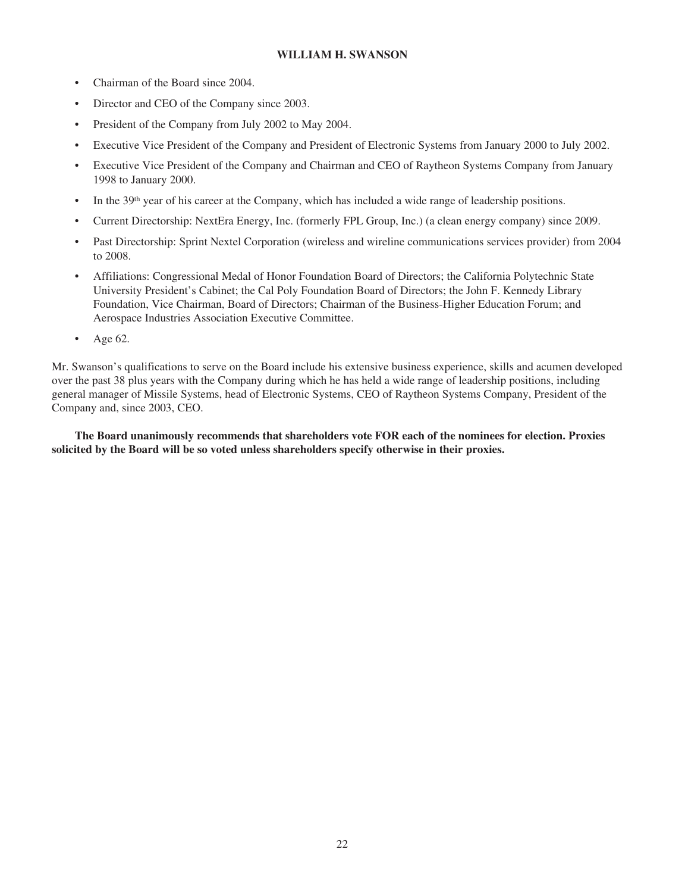### WILLIAM H. SWANSON

- Chairman of the Board since 2004.
- Director and CEO of the Company since 2003.
- President of the Company from July 2002 to May 2004.
- Executive Vice President of the Company and President of Electronic Systems from January 2000 to July 2002.
- Executive Vice President of the Company and Chairman and CEO of Raytheon Systems Company from January 1998 to January 2000.
- In the 39th year of his career at the Company, which has included a wide range of leadership positions.
- Current Directorship: NextEra Energy, Inc. (formerly FPL Group, Inc.) (a clean energy company) since 2009.
- Past Directorship: Sprint Nextel Corporation (wireless and wireline communications services provider) from 2004 to 2008.
- Affiliations: Congressional Medal of Honor Foundation Board of Directors; the California Polytechnic State University President's Cabinet; the Cal Poly Foundation Board of Directors; the John F. Kennedy Library Foundation, Vice Chairman, Board of Directors; Chairman of the Business-Higher Education Forum; and Aerospace Industries Association Executive Committee.
- Age 62.

Mr. Swanson's qualifications to serve on the Board include his extensive business experience, skills and acumen developed over the past 38 plus years with the Company during which he has held a wide range of leadership positions, including general manager of Missile Systems, head of Electronic Systems, CEO of Raytheon Systems Company, President of the Company and, since 2003, CEO.

**The Board unanimously recommends that shareholders vote FOR each of the nominees for election. Proxies solicited by the Board will be so voted unless shareholders specify otherwise in their proxies.**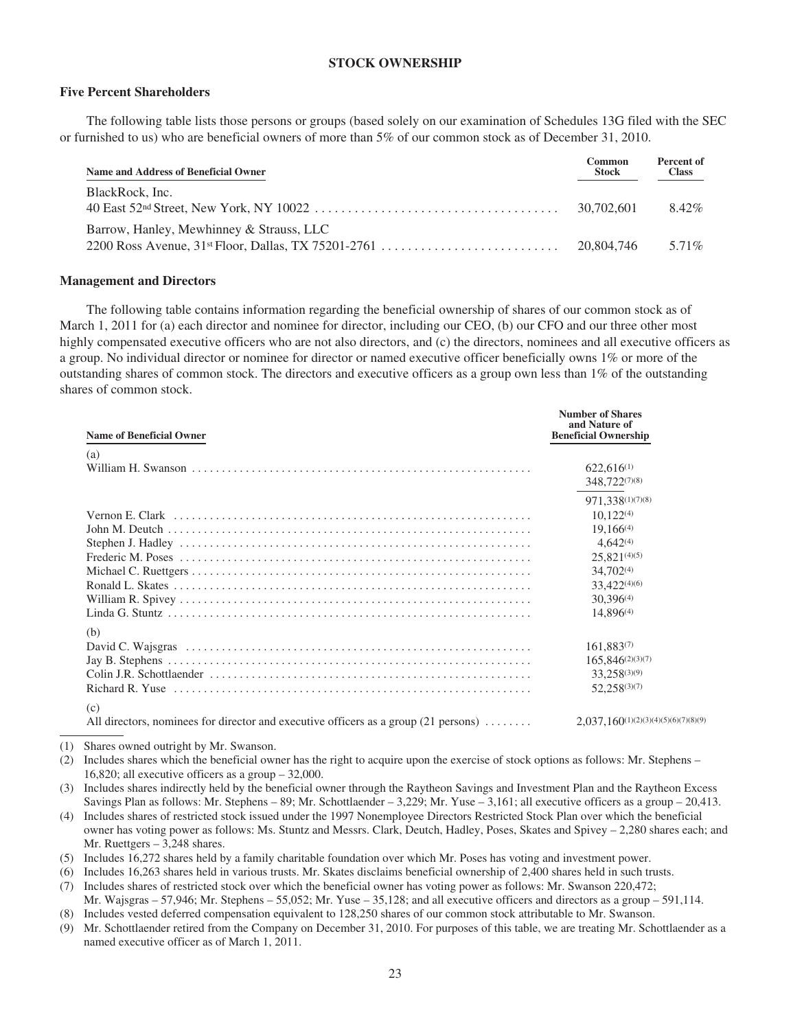## STOCK OWNERSHIP

### Five Percent Shareholders

The following table lists those persons or groups (based solely on our examination of Schedules 13G filed with the SEC or furnished to us) who are beneficial owners of more than 5% of our common stock as of December 31, 2010.

| Name and Address of Beneficial Owner | Common Stock | Percent of Class |
|---|---|---|
| BlackRock, Inc.<br>40 East 52nd Street, New York, NY 10022 | 30,702,601 | 8.42% |
| Barrow, Hanley, Mewhinney & Strauss, LLC<br>2200 Ross Avenue, 31st Floor, Dallas, TX 75201-2761 | 20,804,746 | 5.71% |

### Management and Directors

The following table contains information regarding the beneficial ownership of shares of our common stock as of March 1, 2011 for (a) each director and nominee for director, including our CEO, (b) our CFO and our three other most highly compensated executive officers who are not also directors, and (c) the directors, nominees and all executive officers as a group. No individual director or nominee for director or named executive officer beneficially owns 1% or more of the outstanding shares of common stock. The directors and executive officers as a group own less than 1% of the outstanding shares of common stock.

| Name of Beneficial Owner | Number of Shares and Nature of Beneficial Ownership |
|---|---|
| (a) | |
| William H. Swanson | 622,616(1) |
| | 348,722(7)(8) |
| | 971,338(1)(7)(8) |
| Vernon E. Clark | 10,122(4) |
| John M. Deutch | 19,166(4) |
| Stephen J. Hadley | 4,642(4) |
| Frederic M. Poses | 25,821(4)(5) |
| Michael C. Ruettgers | 34,702(4) |
| Ronald L. Skates | 33,422(4)(6) |
| William R. Spivey | 30,396(4) |
| Linda G. Stuntz | 14,896(4) |
| (b) | |
| David C. Wajsgras | 161,883(7) |
| Jay B. Stephens | 165,846(2)(3)(7) |
| Colin J.R. Schottlaender | 33,258(3)(9) |
| Richard R. Yuse | 52,258(3)(7) |
| (c) | |
| All directors, nominees for director and executive officers as a group (21 persons) | 2,037,160(1)(2)(3)(4)(5)(6)(7)(8)(9) |

(1) Shares owned outright by Mr. Swanson.

(2) Includes shares which the beneficial owner has the right to acquire upon the exercise of stock options as follows: Mr. Stephens – 16,820; all executive officers as a group – 32,000.

(3) Includes shares indirectly held by the beneficial owner through the Raytheon Savings and Investment Plan and the Raytheon Excess Savings Plan as follows: Mr. Stephens – 89; Mr. Schottlaender – 3,229; Mr. Yuse – 3,161; all executive officers as a group – 20,413.

(4) Includes shares of restricted stock issued under the 1997 Nonemployee Directors Restricted Stock Plan over which the beneficial owner has voting power as follows: Ms. Stuntz and Messrs. Clark, Deutch, Hadley, Poses, Skates and Spivey – 2,280 shares each; and Mr. Ruettgers – 3,248 shares.

(5) Includes 16,272 shares held by a family charitable foundation over which Mr. Poses has voting and investment power.

(6) Includes 16,263 shares held in various trusts. Mr. Skates disclaims beneficial ownership of 2,400 shares held in such trusts.

(7) Includes shares of restricted stock over which the beneficial owner has voting power as follows: Mr. Swanson 220,472; Mr. Wajsgras – 57,946; Mr. Stephens – 55,052; Mr. Yuse – 35,128; and all executive officers and directors as a group – 591,114.

(8) Includes vested deferred compensation equivalent to 128,250 shares of our common stock attributable to Mr. Swanson.

(9) Mr. Schottlaender retired from the Company on December 31, 2010. For purposes of this table, we are treating Mr. Schottlaender as a named executive officer as of March 1, 2011.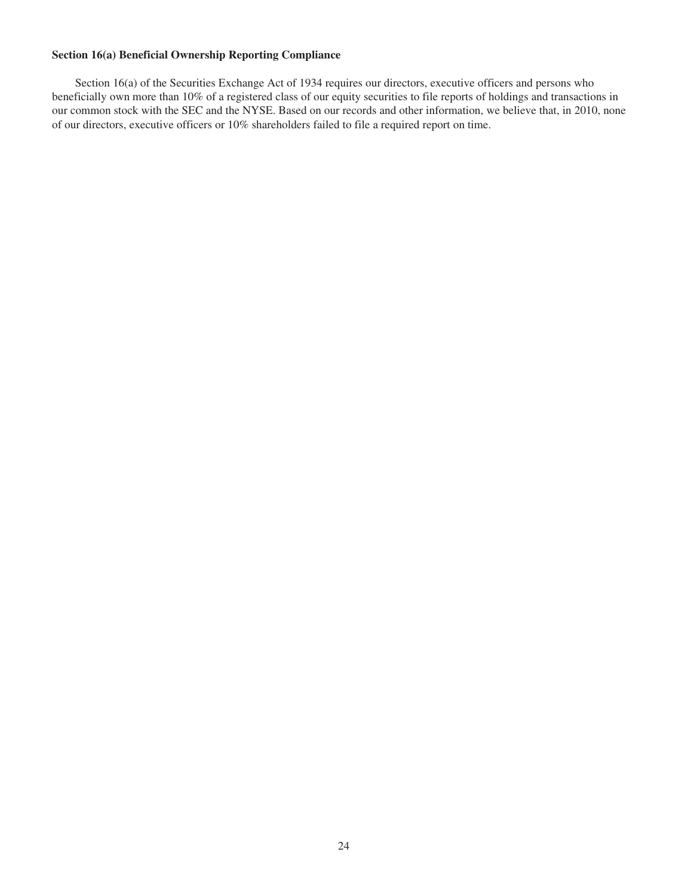### Section 16(a) Beneficial Ownership Reporting Compliance

Section 16(a) of the Securities Exchange Act of 1934 requires our directors, executive officers and persons who beneficially own more than 10% of a registered class of our equity securities to file reports of holdings and transactions in our common stock with the SEC and the NYSE. Based on our records and other information, we believe that, in 2010, none of our directors, executive officers or 10% shareholders failed to file a required report on time.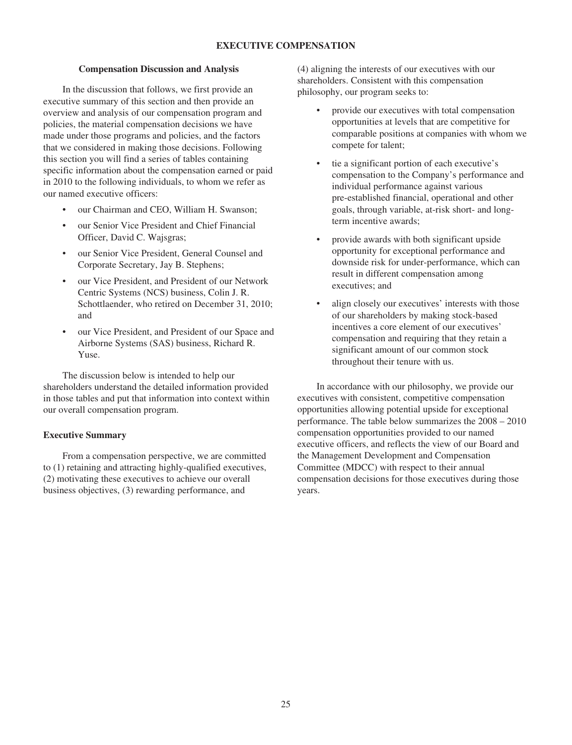## EXECUTIVE COMPENSATION

### Compensation Discussion and Analysis

In the discussion that follows, we first provide an executive summary of this section and then provide an overview and analysis of our compensation program and policies, the material compensation decisions we have made under those programs and policies, and the factors that we considered in making those decisions. Following this section you will find a series of tables containing specific information about the compensation earned or paid in 2010 to the following individuals, to whom we refer as our named executive officers:

- our Chairman and CEO, William H. Swanson;
- our Senior Vice President and Chief Financial Officer, David C. Wajsgras;
- our Senior Vice President, General Counsel and Corporate Secretary, Jay B. Stephens;
- our Vice President, and President of our Network Centric Systems (NCS) business, Colin J. R. Schottlaender, who retired on December 31, 2010; and
- our Vice President, and President of our Space and Airborne Systems (SAS) business, Richard R. Yuse.

The discussion below is intended to help our shareholders understand the detailed information provided in those tables and put that information into context within our overall compensation program.

### Executive Summary

From a compensation perspective, we are committed to (1) retaining and attracting highly-qualified executives, (2) motivating these executives to achieve our overall business objectives, (3) rewarding performance, and (4) aligning the interests of our executives with our shareholders. Consistent with this compensation philosophy, our program seeks to:

- provide our executives with total compensation opportunities at levels that are competitive for comparable positions at companies with whom we compete for talent;
- tie a significant portion of each executive's compensation to the Company's performance and individual performance against various pre-established financial, operational and other goals, through variable, at-risk short- and long-term incentive awards;
- provide awards with both significant upside opportunity for exceptional performance and downside risk for under-performance, which can result in different compensation among executives; and
- align closely our executives' interests with those of our shareholders by making stock-based incentives a core element of our executives' compensation and requiring that they retain a significant amount of our common stock throughout their tenure with us.

In accordance with our philosophy, we provide our executives with consistent, competitive compensation opportunities allowing potential upside for exceptional performance. The table below summarizes the 2008 – 2010 compensation opportunities provided to our named executive officers, and reflects the view of our Board and the Management Development and Compensation Committee (MDCC) with respect to their annual compensation decisions for those executives during those years.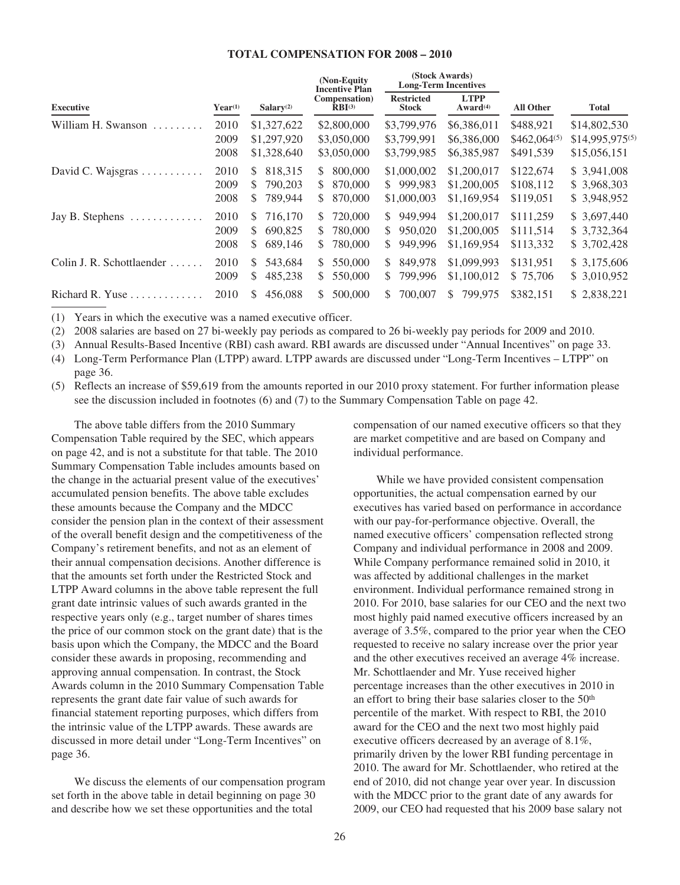**TOTAL COMPENSATION FOR 2008 – 2010**

| Executive | Year[(1)] | Salary[(2)] | (Non-Equity Incentive Plan Compensation) RBI[(3)] | (Stock Awards) Long-Term Incentives | | All Other | Total |
|---|---|---|---|---|---|---|---|
| | | | | Restricted Stock | LTPP Award[(4)] | | |
| William H. Swanson | 2010 | $1,327,622 | $2,800,000 | $3,799,976 | $6,386,011 | $488,921 | $14,802,530 |
| | 2009 | $1,297,920 | $3,050,000 | $3,799,991 | $6,386,000 | $462,064[(5)] | $14,995,975[(5)] |
| | 2008 | $1,328,640 | $3,050,000 | $3,799,985 | $6,385,987 | $491,539 | $15,056,151 |
| David C. Wajsgras | 2010 | $ 818,315 | $ 800,000 | $1,000,002 | $1,200,017 | $122,674 | $ 3,941,008 |
| | 2009 | $ 790,203 | $ 870,000 | $ 999,983 | $1,200,005 | $108,112 | $ 3,968,303 |
| | 2008 | $ 789,944 | $ 870,000 | $1,000,003 | $1,169,954 | $119,051 | $ 3,948,952 |
| Jay B. Stephens | 2010 | $ 716,170 | $ 720,000 | $ 949,994 | $1,200,017 | $111,259 | $ 3,697,440 |
| | 2009 | $ 690,825 | $ 780,000 | $ 950,020 | $1,200,005 | $111,514 | $ 3,732,364 |
| | 2008 | $ 689,146 | $ 780,000 | $ 949,996 | $1,169,954 | $113,332 | $ 3,702,428 |
| Colin J. R. Schottlaender | 2010 | $ 543,684 | $ 550,000 | $ 849,978 | $1,099,993 | $131,951 | $ 3,175,606 |
| | 2009 | $ 485,238 | $ 550,000 | $ 799,996 | $1,100,012 | $ 75,706 | $ 3,010,952 |
| Richard R. Yuse | 2010 | $ 456,088 | $ 500,000 | $ 700,007 | $ 799,975 | $382,151 | $ 2,838,221 |

(1) Years in which the executive was a named executive officer.

(2) 2008 salaries are based on 27 bi-weekly pay periods as compared to 26 bi-weekly pay periods for 2009 and 2010.

(3) Annual Results-Based Incentive (RBI) cash award. RBI awards are discussed under "Annual Incentives" on page 33.

(4) Long-Term Performance Plan (LTPP) award. LTPP awards are discussed under "Long-Term Incentives – LTPP" on page 36.

(5) Reflects an increase of $59,619 from the amounts reported in our 2010 proxy statement. For further information please see the discussion included in footnotes (6) and (7) to the Summary Compensation Table on page 42.

The above table differs from the 2010 Summary Compensation Table required by the SEC, which appears on page 42, and is not a substitute for that table. The 2010 Summary Compensation Table includes amounts based on the change in the actuarial present value of the executives' accumulated pension benefits. The above table excludes these amounts because the Company and the MDCC consider the pension plan in the context of their assessment of the overall benefit design and the competitiveness of the Company's retirement benefits, and not as an element of their annual compensation decisions. Another difference is that the amounts set forth under the Restricted Stock and LTPP Award columns in the above table represent the full grant date intrinsic values of such awards granted in the respective years only (e.g., target number of shares times the price of our common stock on the grant date) that is the basis upon which the Company, the MDCC and the Board consider these awards in proposing, recommending and approving annual compensation. In contrast, the Stock Awards column in the 2010 Summary Compensation Table represents the grant date fair value of such awards for financial statement reporting purposes, which differs from the intrinsic value of the LTPP awards. These awards are discussed in more detail under "Long-Term Incentives" on page 36.

We discuss the elements of our compensation program set forth in the above table in detail beginning on page 30 and describe how we set these opportunities and the total compensation of our named executive officers so that they are market competitive and are based on Company and individual performance.

While we have provided consistent compensation opportunities, the actual compensation earned by our executives has varied based on performance in accordance with our pay-for-performance objective. Overall, the named executive officers' compensation reflected strong Company and individual performance in 2008 and 2009. While Company performance remained solid in 2010, it was affected by additional challenges in the market environment. Individual performance remained strong in 2010. For 2010, base salaries for our CEO and the next two most highly paid named executive officers increased by an average of 3.5%, compared to the prior year when the CEO requested to receive no salary increase over the prior year and the other executives received an average 4% increase. Mr. Schottlaender and Mr. Yuse received higher percentage increases than the other executives in 2010 in an effort to bring their base salaries closer to the 50th percentile of the market. With respect to RBI, the 2010 award for the CEO and the next two most highly paid executive officers decreased by an average of 8.1%, primarily driven by the lower RBI funding percentage in 2010. The award for Mr. Schottlaender, who retired at the end of 2010, did not change year over year. In discussion with the MDCC prior to the grant date of any awards for 2009, our CEO had requested that his 2009 base salary not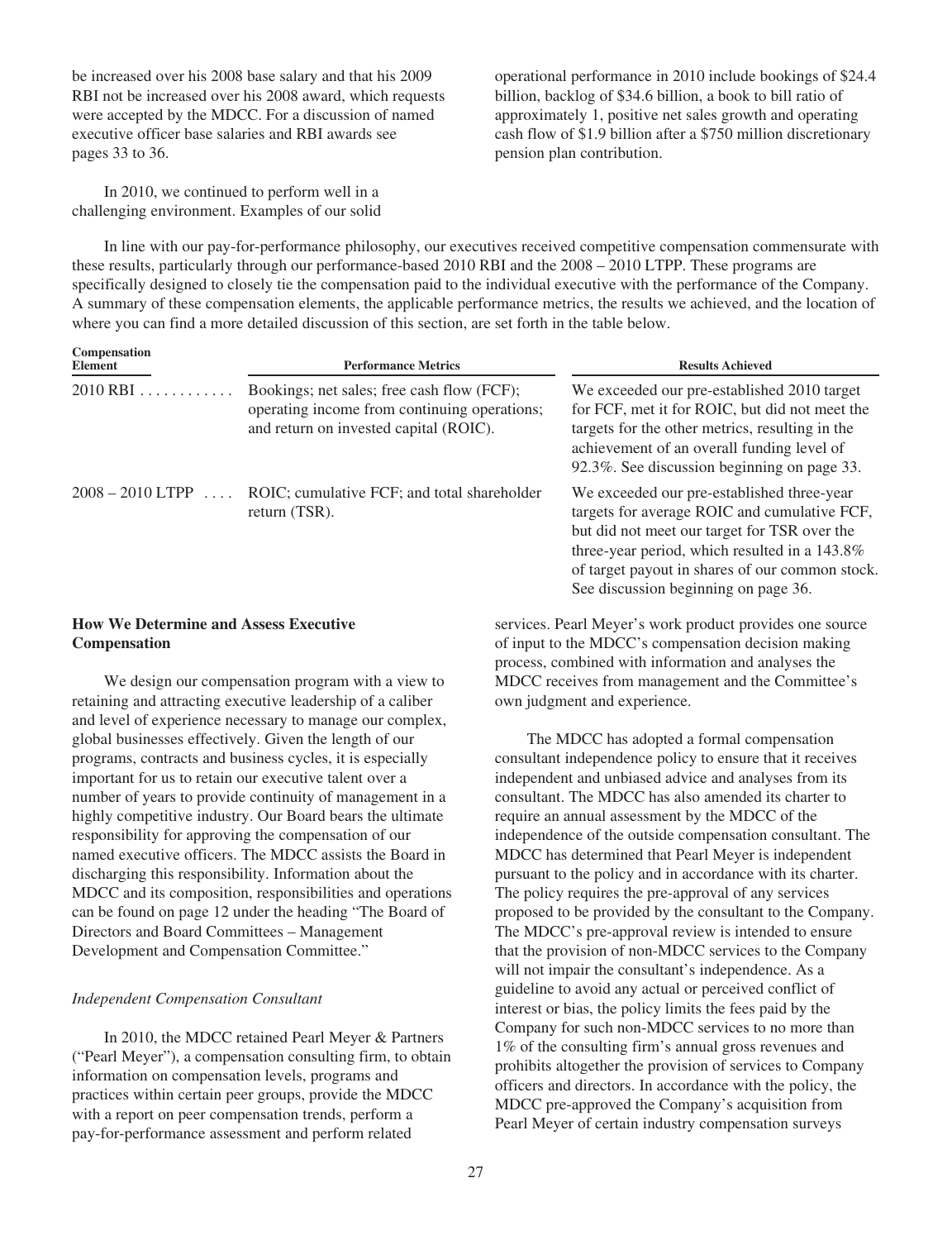be increased over his 2008 base salary and that his 2009 RBI not be increased over his 2008 award, which requests were accepted by the MDCC. For a discussion of named executive officer base salaries and RBI awards see pages 33 to 36.

In 2010, we continued to perform well in a challenging environment. Examples of our solid operational performance in 2010 include bookings of $24.4 billion, backlog of $34.6 billion, a book to bill ratio of approximately 1, positive net sales growth and operating cash flow of $1.9 billion after a $750 million discretionary pension plan contribution.

In line with our pay-for-performance philosophy, our executives received competitive compensation commensurate with these results, particularly through our performance-based 2010 RBI and the 2008 – 2010 LTPP. These programs are specifically designed to closely tie the compensation paid to the individual executive with the performance of the Company. A summary of these compensation elements, the applicable performance metrics, the results we achieved, and the location of where you can find a more detailed discussion of this section, are set forth in the table below.

| Compensation Element | Performance Metrics | Results Achieved |
|---|---|---|
| 2010 RBI | Bookings; net sales; free cash flow (FCF); operating income from continuing operations; and return on invested capital (ROIC). | We exceeded our pre-established 2010 target for FCF, met it for ROIC, but did not meet the targets for the other metrics, resulting in the achievement of an overall funding level of 92.3%. See discussion beginning on page 33. |
| 2008 – 2010 LTPP | ROIC; cumulative FCF; and total shareholder return (TSR). | We exceeded our pre-established three-year targets for average ROIC and cumulative FCF, but did not meet our target for TSR over the three-year period, which resulted in a 143.8% of target payout in shares of our common stock. See discussion beginning on page 36. |

### How We Determine and Assess Executive Compensation

We design our compensation program with a view to retaining and attracting executive leadership of a caliber and level of experience necessary to manage our complex, global businesses effectively. Given the length of our programs, contracts and business cycles, it is especially important for us to retain our executive talent over a number of years to provide continuity of management in a highly competitive industry. Our Board bears the ultimate responsibility for approving the compensation of our named executive officers. The MDCC assists the Board in discharging this responsibility. Information about the MDCC and its composition, responsibilities and operations can be found on page 12 under the heading "The Board of Directors and Board Committees – Management Development and Compensation Committee."

*Independent Compensation Consultant*

In 2010, the MDCC retained Pearl Meyer & Partners ("Pearl Meyer"), a compensation consulting firm, to obtain information on compensation levels, programs and practices within certain peer groups, provide the MDCC with a report on peer compensation trends, perform a pay-for-performance assessment and perform related services. Pearl Meyer's work product provides one source of input to the MDCC's compensation decision making process, combined with information and analyses the MDCC receives from management and the Committee's own judgment and experience.

The MDCC has adopted a formal compensation consultant independence policy to ensure that it receives independent and unbiased advice and analyses from its consultant. The MDCC has also amended its charter to require an annual assessment by the MDCC of the independence of the outside compensation consultant. The MDCC has determined that Pearl Meyer is independent pursuant to the policy and in accordance with its charter. The policy requires the pre-approval of any services proposed to be provided by the consultant to the Company. The MDCC's pre-approval review is intended to ensure that the provision of non-MDCC services to the Company will not impair the consultant's independence. As a guideline to avoid any actual or perceived conflict of interest or bias, the policy limits the fees paid by the Company for such non-MDCC services to no more than 1% of the consulting firm's annual gross revenues and prohibits altogether the provision of services to Company officers and directors. In accordance with the policy, the MDCC pre-approved the Company's acquisition from Pearl Meyer of certain industry compensation surveys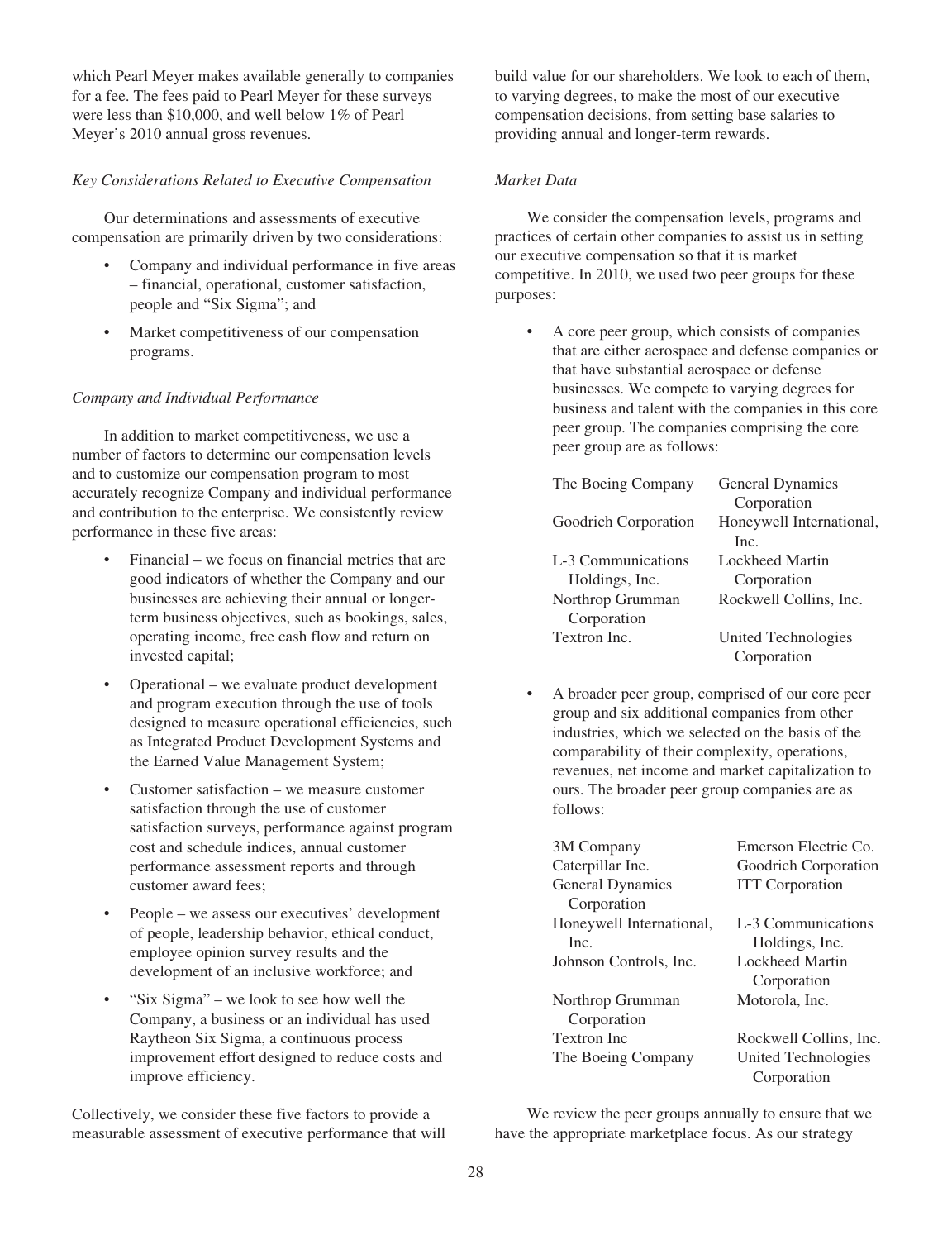which Pearl Meyer makes available generally to companies for a fee. The fees paid to Pearl Meyer for these surveys were less than $10,000, and well below 1% of Pearl Meyer's 2010 annual gross revenues.

*Key Considerations Related to Executive Compensation*

Our determinations and assessments of executive compensation are primarily driven by two considerations:

- Company and individual performance in five areas – financial, operational, customer satisfaction, people and "Six Sigma"; and
- Market competitiveness of our compensation programs.

*Company and Individual Performance*

In addition to market competitiveness, we use a number of factors to determine our compensation levels and to customize our compensation program to most accurately recognize Company and individual performance and contribution to the enterprise. We consistently review performance in these five areas:

- Financial – we focus on financial metrics that are good indicators of whether the Company and our businesses are achieving their annual or longer-term business objectives, such as bookings, sales, operating income, free cash flow and return on invested capital;
- Operational – we evaluate product development and program execution through the use of tools designed to measure operational efficiencies, such as Integrated Product Development Systems and the Earned Value Management System;
- Customer satisfaction – we measure customer satisfaction through the use of customer satisfaction surveys, performance against program cost and schedule indices, annual customer performance assessment reports and through customer award fees;
- People – we assess our executives' development of people, leadership behavior, ethical conduct, employee opinion survey results and the development of an inclusive workforce; and
- "Six Sigma" – we look to see how well the Company, a business or an individual has used Raytheon Six Sigma, a continuous process improvement effort designed to reduce costs and improve efficiency.

Collectively, we consider these five factors to provide a measurable assessment of executive performance that will build value for our shareholders. We look to each of them, to varying degrees, to make the most of our executive compensation decisions, from setting base salaries to providing annual and longer-term rewards.

*Market Data*

We consider the compensation levels, programs and practices of certain other companies to assist us in setting our executive compensation so that it is market competitive. In 2010, we used two peer groups for these purposes:

- A core peer group, which consists of companies that are either aerospace and defense companies or that have substantial aerospace or defense businesses. We compete to varying degrees for business and talent with the companies in this core peer group. The companies comprising the core peer group are as follows:

| | |
|---|---|
| The Boeing Company | General Dynamics Corporation |
| Goodrich Corporation | Honeywell International, Inc. |
| L-3 Communications Holdings, Inc. | Lockheed Martin Corporation |
| Northrop Grumman Corporation | Rockwell Collins, Inc. |
| Textron Inc. | United Technologies Corporation |

- A broader peer group, comprised of our core peer group and six additional companies from other industries, which we selected on the basis of the comparability of their complexity, operations, revenues, net income and market capitalization to ours. The broader peer group companies are as follows:

| | |
|---|---|
| 3M Company | Emerson Electric Co. |
| Caterpillar Inc. | Goodrich Corporation |
| General Dynamics Corporation | ITT Corporation |
| Honeywell International, Inc. | L-3 Communications Holdings, Inc. |
| Johnson Controls, Inc. | Lockheed Martin Corporation |
| Northrop Grumman Corporation | Motorola, Inc. |
| Textron Inc | Rockwell Collins, Inc. |
| The Boeing Company | United Technologies Corporation |

We review the peer groups annually to ensure that we have the appropriate marketplace focus. As our strategy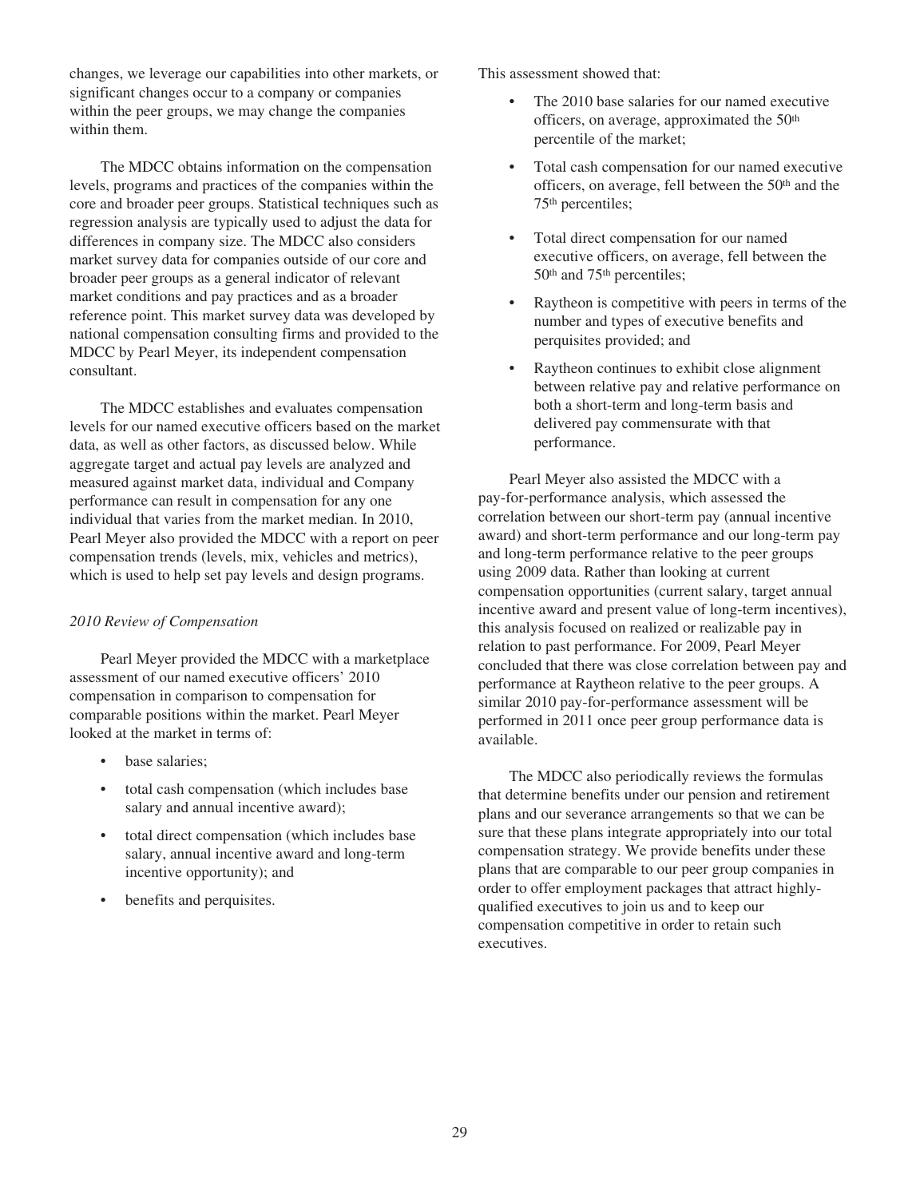changes, we leverage our capabilities into other markets, or significant changes occur to a company or companies within the peer groups, we may change the companies within them.

The MDCC obtains information on the compensation levels, programs and practices of the companies within the core and broader peer groups. Statistical techniques such as regression analysis are typically used to adjust the data for differences in company size. The MDCC also considers market survey data for companies outside of our core and broader peer groups as a general indicator of relevant market conditions and pay practices and as a broader reference point. This market survey data was developed by national compensation consulting firms and provided to the MDCC by Pearl Meyer, its independent compensation consultant.

The MDCC establishes and evaluates compensation levels for our named executive officers based on the market data, as well as other factors, as discussed below. While aggregate target and actual pay levels are analyzed and measured against market data, individual and Company performance can result in compensation for any one individual that varies from the market median. In 2010, Pearl Meyer also provided the MDCC with a report on peer compensation trends (levels, mix, vehicles and metrics), which is used to help set pay levels and design programs.

*2010 Review of Compensation*

Pearl Meyer provided the MDCC with a marketplace assessment of our named executive officers' 2010 compensation in comparison to compensation for comparable positions within the market. Pearl Meyer looked at the market in terms of:

- base salaries;
- total cash compensation (which includes base salary and annual incentive award);
- total direct compensation (which includes base salary, annual incentive award and long-term incentive opportunity); and
- benefits and perquisites.

This assessment showed that:

- The 2010 base salaries for our named executive officers, on average, approximated the 50th percentile of the market;
- Total cash compensation for our named executive officers, on average, fell between the 50th and the 75th percentiles;
- Total direct compensation for our named executive officers, on average, fell between the 50th and 75th percentiles;
- Raytheon is competitive with peers in terms of the number and types of executive benefits and perquisites provided; and
- Raytheon continues to exhibit close alignment between relative pay and relative performance on both a short-term and long-term basis and delivered pay commensurate with that performance.

Pearl Meyer also assisted the MDCC with a pay-for-performance analysis, which assessed the correlation between our short-term pay (annual incentive award) and short-term performance and our long-term pay and long-term performance relative to the peer groups using 2009 data. Rather than looking at current compensation opportunities (current salary, target annual incentive award and present value of long-term incentives), this analysis focused on realized or realizable pay in relation to past performance. For 2009, Pearl Meyer concluded that there was close correlation between pay and performance at Raytheon relative to the peer groups. A similar 2010 pay-for-performance assessment will be performed in 2011 once peer group performance data is available.

The MDCC also periodically reviews the formulas that determine benefits under our pension and retirement plans and our severance arrangements so that we can be sure that these plans integrate appropriately into our total compensation strategy. We provide benefits under these plans that are comparable to our peer group companies in order to offer employment packages that attract highly-qualified executives to join us and to keep our compensation competitive in order to retain such executives.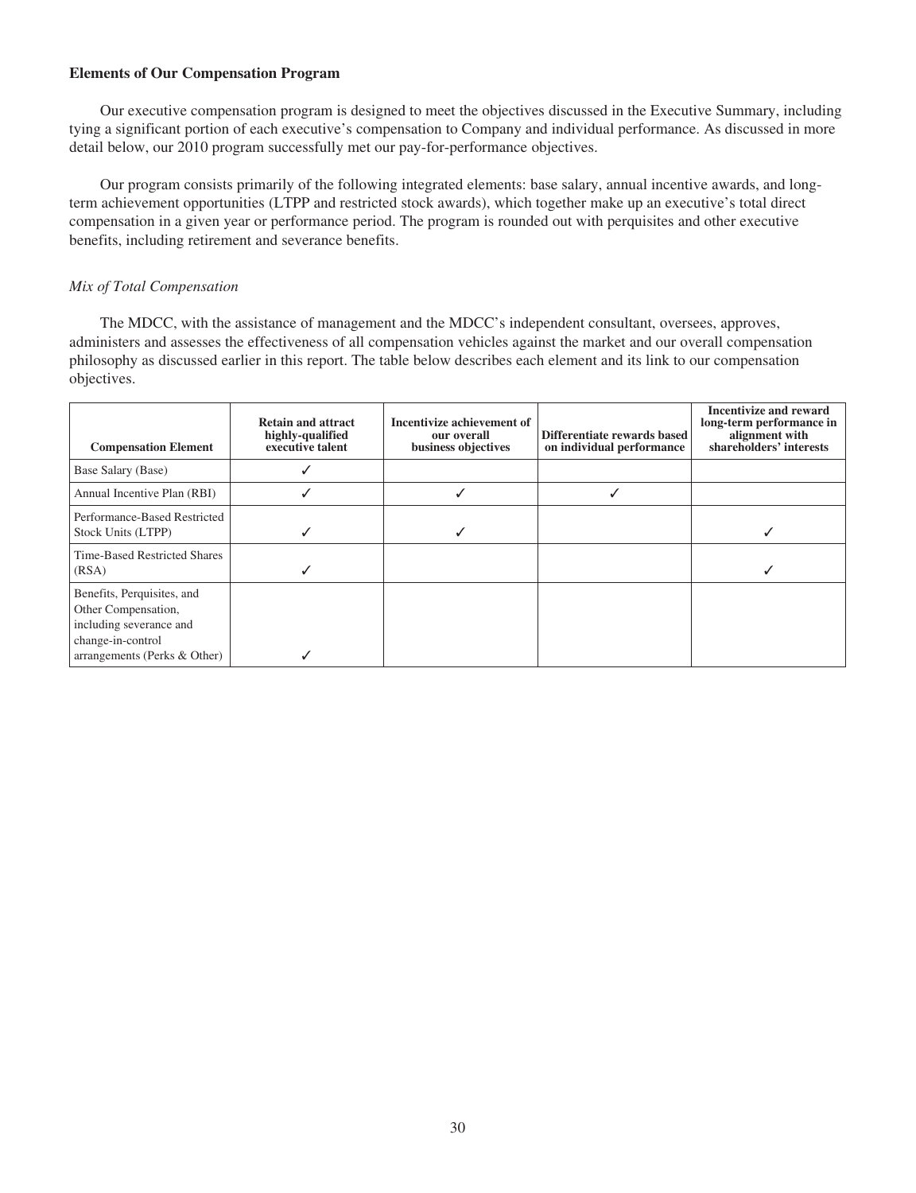**Elements of Our Compensation Program**

Our executive compensation program is designed to meet the objectives discussed in the Executive Summary, including tying a significant portion of each executive's compensation to Company and individual performance. As discussed in more detail below, our 2010 program successfully met our pay-for-performance objectives.

Our program consists primarily of the following integrated elements: base salary, annual incentive awards, and long-term achievement opportunities (LTPP and restricted stock awards), which together make up an executive's total direct compensation in a given year or performance period. The program is rounded out with perquisites and other executive benefits, including retirement and severance benefits.

*Mix of Total Compensation*

The MDCC, with the assistance of management and the MDCC's independent consultant, oversees, approves, administers and assesses the effectiveness of all compensation vehicles against the market and our overall compensation philosophy as discussed earlier in this report. The table below describes each element and its link to our compensation objectives.

| Compensation Element | Retain and attract highly-qualified executive talent | Incentivize achievement of our overall business objectives | Differentiate rewards based on individual performance | Incentivize and reward long-term performance in alignment with shareholders' interests |
|---|---|---|---|---|
| Base Salary (Base) | ✓ | | | |
| Annual Incentive Plan (RBI) | ✓ | ✓ | ✓ | |
| Performance-Based Restricted Stock Units (LTPP) | ✓ | ✓ | | ✓ |
| Time-Based Restricted Shares (RSA) | ✓ | | | ✓ |
| Benefits, Perquisites, and Other Compensation, including severance and change-in-control arrangements (Perks & Other) | ✓ | | | |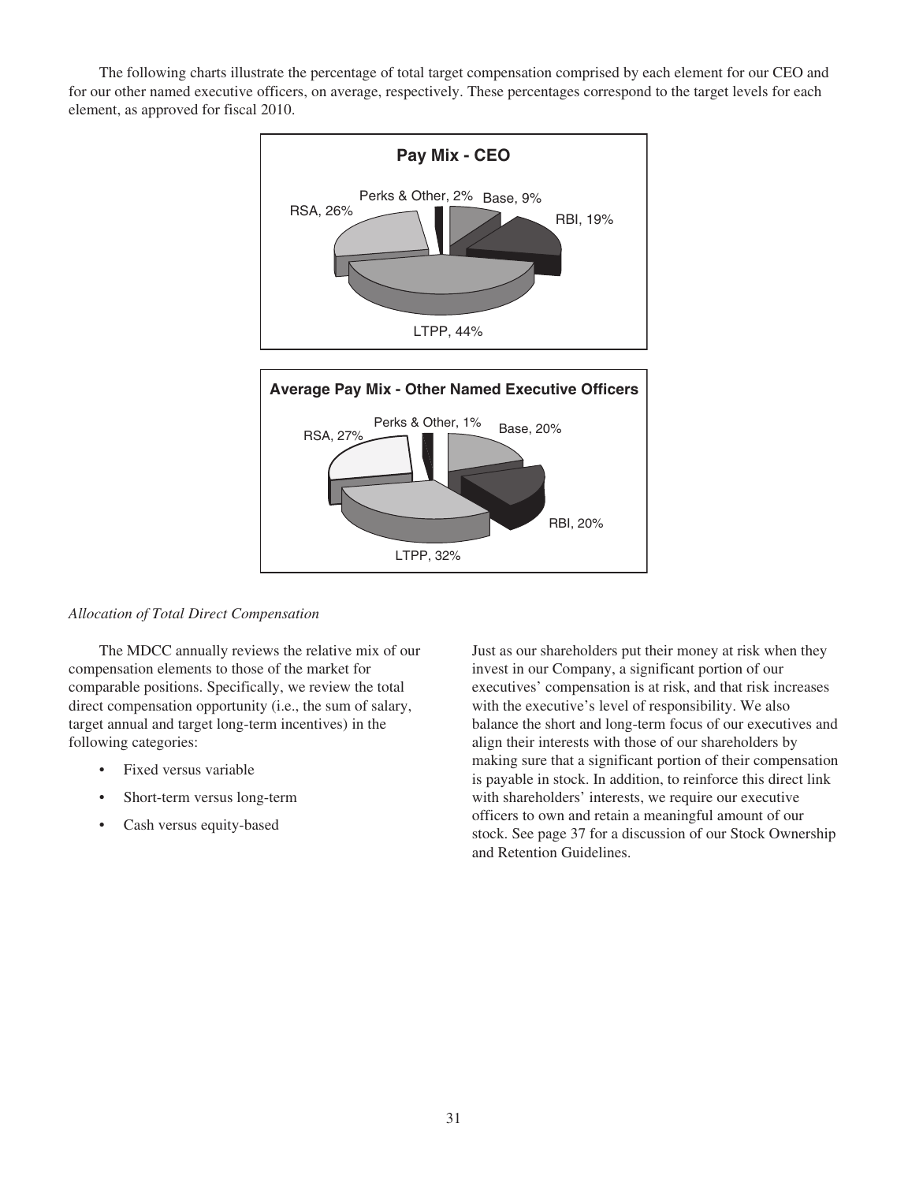The following charts illustrate the percentage of total target compensation comprised by each element for our CEO and for our other named executive officers, on average, respectively. These percentages correspond to the target levels for each element, as approved for fiscal 2010.

**Pay Mix - CEO**

| Element | Percentage |
| --- | --- |
| Base | 9% |
| RBI | 19% |
| LTPP | 44% |
| RSA | 26% |
| Perks & Other | 2% |

**Average Pay Mix - Other Named Executive Officers**

| Element | Percentage |
| --- | --- |
| Base | 20% |
| RBI | 20% |
| LTPP | 32% |
| RSA | 27% |
| Perks & Other | 1% |

*Allocation of Total Direct Compensation*

The MDCC annually reviews the relative mix of our compensation elements to those of the market for comparable positions. Specifically, we review the total direct compensation opportunity (i.e., the sum of salary, target annual and target long-term incentives) in the following categories:

- Fixed versus variable
- Short-term versus long-term
- Cash versus equity-based

Just as our shareholders put their money at risk when they invest in our Company, a significant portion of our executives' compensation is at risk, and that risk increases with the executive's level of responsibility. We also balance the short and long-term focus of our executives and align their interests with those of our shareholders by making sure that a significant portion of their compensation is payable in stock. In addition, to reinforce this direct link with shareholders' interests, we require our executive officers to own and retain a meaningful amount of our stock. See page 37 for a discussion of our Stock Ownership and Retention Guidelines.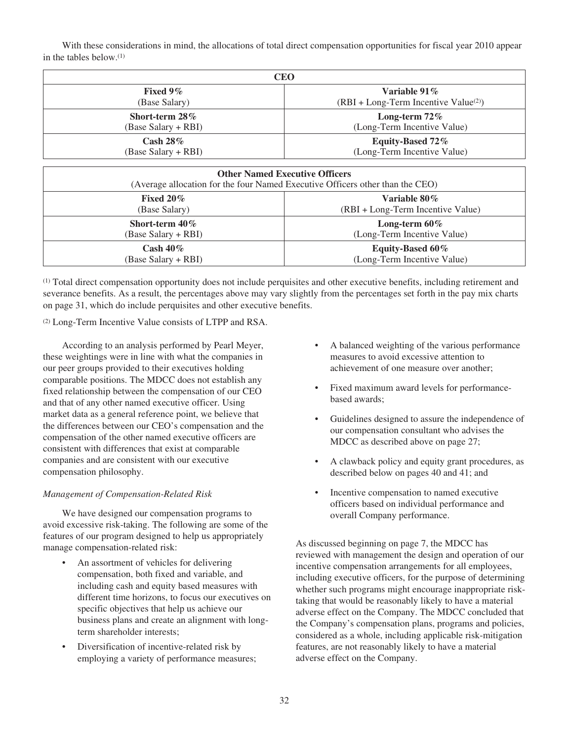With these considerations in mind, the allocations of total direct compensation opportunities for fiscal year 2010 appear in the tables below.[1]

| CEO | |
|---|---|
| **Fixed 9%**<br>(Base Salary) | **Variable 91%**<br>(RBI + Long-Term Incentive Value[2]) |
| **Short-term 28%**<br>(Base Salary + RBI) | **Long-term 72%**<br>(Long-Term Incentive Value) |
| **Cash 28%**<br>(Base Salary + RBI) | **Equity-Based 72%**<br>(Long-Term Incentive Value) |

| Other Named Executive Officers<br>(Average allocation for the four Named Executive Officers other than the CEO) | |
|---|---|
| **Fixed 20%**<br>(Base Salary) | **Variable 80%**<br>(RBI + Long-Term Incentive Value) |
| **Short-term 40%**<br>(Base Salary + RBI) | **Long-term 60%**<br>(Long-Term Incentive Value) |
| **Cash 40%**<br>(Base Salary + RBI) | **Equity-Based 60%**<br>(Long-Term Incentive Value) |

[1] Total direct compensation opportunity does not include perquisites and other executive benefits, including retirement and severance benefits. As a result, the percentages above may vary slightly from the percentages set forth in the pay mix charts on page 31, which do include perquisites and other executive benefits.

[2] Long-Term Incentive Value consists of LTPP and RSA.

According to an analysis performed by Pearl Meyer, these weightings were in line with what the companies in our peer groups provided to their executives holding comparable positions. The MDCC does not establish any fixed relationship between the compensation of our CEO and that of any other named executive officer. Using market data as a general reference point, we believe that the differences between our CEO's compensation and the compensation of the other named executive officers are consistent with differences that exist at comparable companies and are consistent with our executive compensation philosophy.

*Management of Compensation-Related Risk*

We have designed our compensation programs to avoid excessive risk-taking. The following are some of the features of our program designed to help us appropriately manage compensation-related risk:

- An assortment of vehicles for delivering compensation, both fixed and variable, and including cash and equity based measures with different time horizons, to focus our executives on specific objectives that help us achieve our business plans and create an alignment with long-term shareholder interests;
- Diversification of incentive-related risk by employing a variety of performance measures;
- A balanced weighting of the various performance measures to avoid excessive attention to achievement of one measure over another;
- Fixed maximum award levels for performance-based awards;
- Guidelines designed to assure the independence of our compensation consultant who advises the MDCC as described above on page 27;
- A clawback policy and equity grant procedures, as described below on pages 40 and 41; and
- Incentive compensation to named executive officers based on individual performance and overall Company performance.

As discussed beginning on page 7, the MDCC has reviewed with management the design and operation of our incentive compensation arrangements for all employees, including executive officers, for the purpose of determining whether such programs might encourage inappropriate risk-taking that would be reasonably likely to have a material adverse effect on the Company. The MDCC concluded that the Company's compensation plans, programs and policies, considered as a whole, including applicable risk-mitigation features, are not reasonably likely to have a material adverse effect on the Company.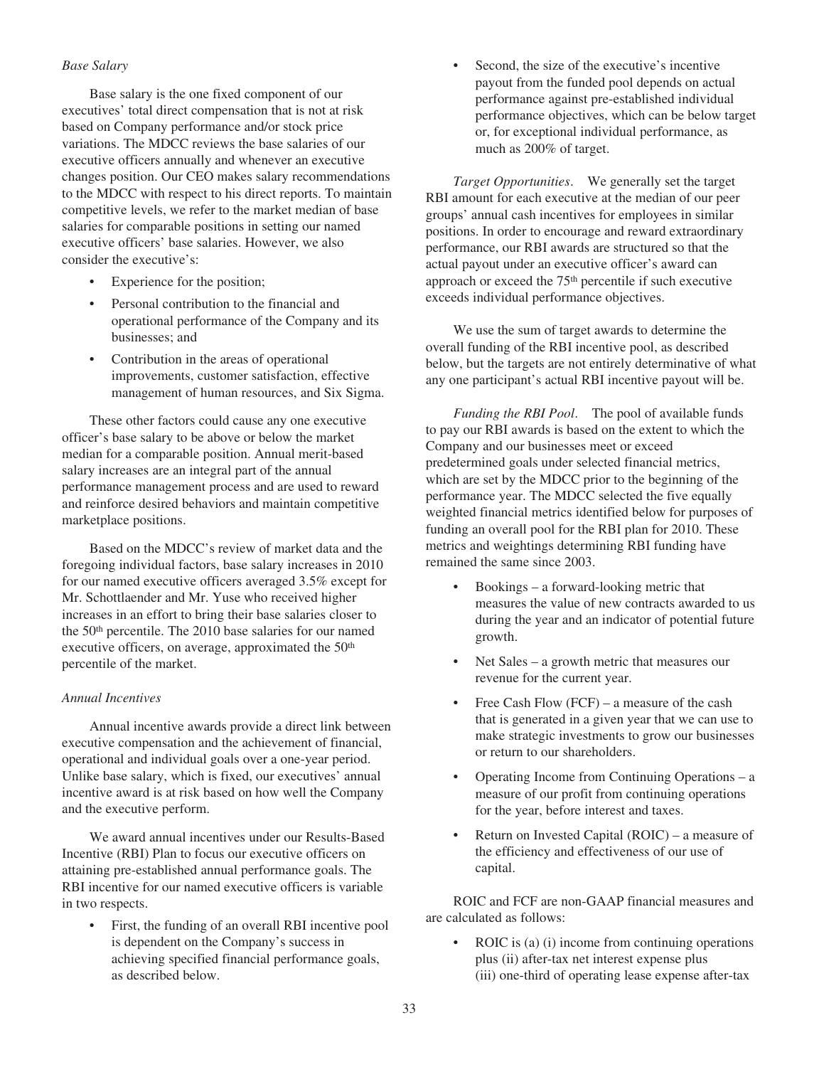*Base Salary*

Base salary is the one fixed component of our executives' total direct compensation that is not at risk based on Company performance and/or stock price variations. The MDCC reviews the base salaries of our executive officers annually and whenever an executive changes position. Our CEO makes salary recommendations to the MDCC with respect to his direct reports. To maintain competitive levels, we refer to the market median of base salaries for comparable positions in setting our named executive officers' base salaries. However, we also consider the executive's:

- Experience for the position;
- Personal contribution to the financial and operational performance of the Company and its businesses; and
- Contribution in the areas of operational improvements, customer satisfaction, effective management of human resources, and Six Sigma.

These other factors could cause any one executive officer's base salary to be above or below the market median for a comparable position. Annual merit-based salary increases are an integral part of the annual performance management process and are used to reward and reinforce desired behaviors and maintain competitive marketplace positions.

Based on the MDCC's review of market data and the foregoing individual factors, base salary increases in 2010 for our named executive officers averaged 3.5% except for Mr. Schottlaender and Mr. Yuse who received higher increases in an effort to bring their base salaries closer to the 50th percentile. The 2010 base salaries for our named executive officers, on average, approximated the 50th percentile of the market.

*Annual Incentives*

Annual incentive awards provide a direct link between executive compensation and the achievement of financial, operational and individual goals over a one-year period. Unlike base salary, which is fixed, our executives' annual incentive award is at risk based on how well the Company and the executive perform.

We award annual incentives under our Results-Based Incentive (RBI) Plan to focus our executive officers on attaining pre-established annual performance goals. The RBI incentive for our named executive officers is variable in two respects.

- First, the funding of an overall RBI incentive pool is dependent on the Company's success in achieving specified financial performance goals, as described below.
- Second, the size of the executive's incentive payout from the funded pool depends on actual performance against pre-established individual performance objectives, which can be below target or, for exceptional individual performance, as much as 200% of target.

*Target Opportunities*. We generally set the target RBI amount for each executive at the median of our peer groups' annual cash incentives for employees in similar positions. In order to encourage and reward extraordinary performance, our RBI awards are structured so that the actual payout under an executive officer's award can approach or exceed the 75th percentile if such executive exceeds individual performance objectives.

We use the sum of target awards to determine the overall funding of the RBI incentive pool, as described below, but the targets are not entirely determinative of what any one participant's actual RBI incentive payout will be.

*Funding the RBI Pool*. The pool of available funds to pay our RBI awards is based on the extent to which the Company and our businesses meet or exceed predetermined goals under selected financial metrics, which are set by the MDCC prior to the beginning of the performance year. The MDCC selected the five equally weighted financial metrics identified below for purposes of funding an overall pool for the RBI plan for 2010. These metrics and weightings determining RBI funding have remained the same since 2003.

- Bookings – a forward-looking metric that measures the value of new contracts awarded to us during the year and an indicator of potential future growth.
- Net Sales – a growth metric that measures our revenue for the current year.
- Free Cash Flow (FCF) – a measure of the cash that is generated in a given year that we can use to make strategic investments to grow our businesses or return to our shareholders.
- Operating Income from Continuing Operations – a measure of our profit from continuing operations for the year, before interest and taxes.
- Return on Invested Capital (ROIC) – a measure of the efficiency and effectiveness of our use of capital.

ROIC and FCF are non-GAAP financial measures and are calculated as follows:

- ROIC is (a) (i) income from continuing operations plus (ii) after-tax net interest expense plus (iii) one-third of operating lease expense after-tax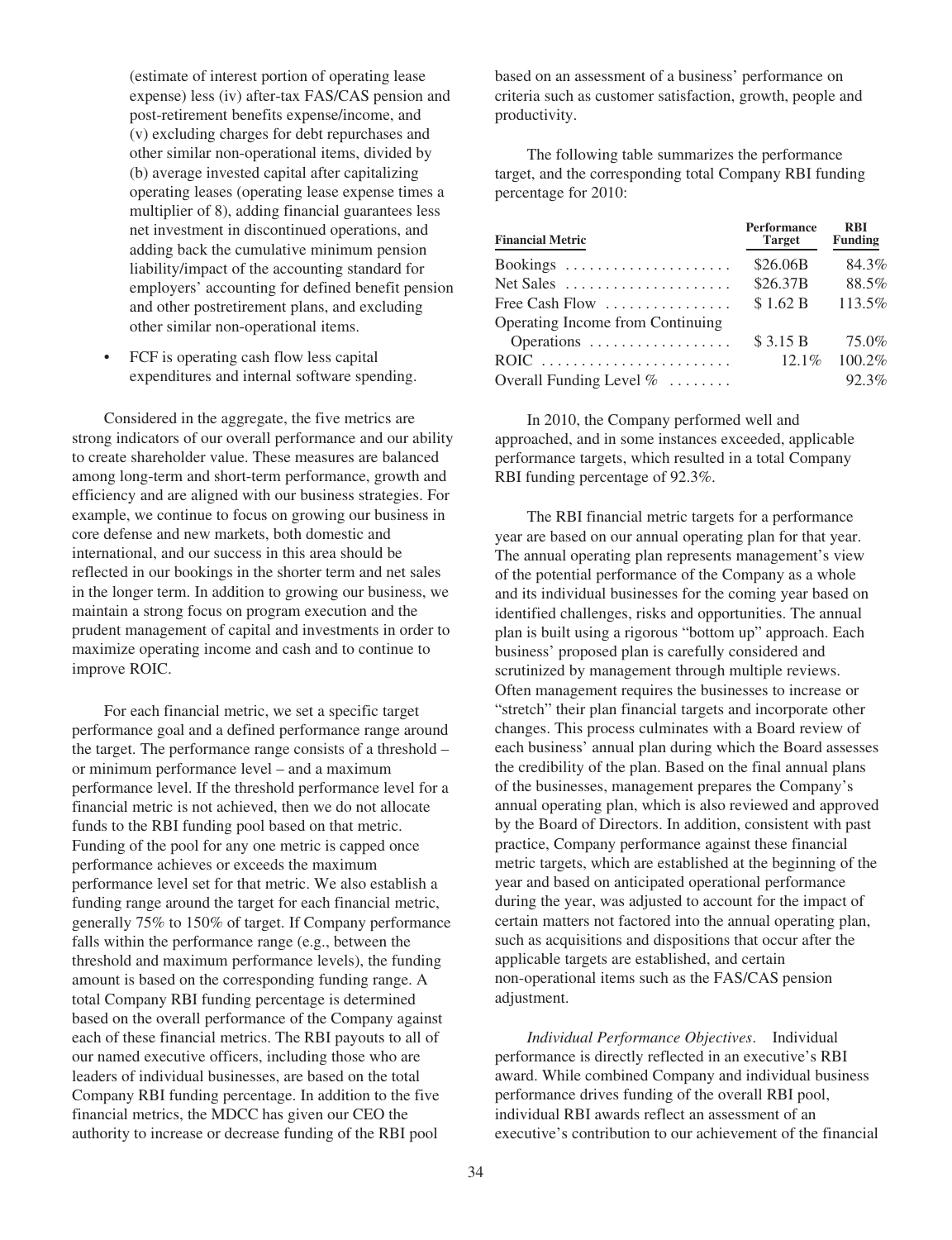(estimate of interest portion of operating lease expense) less (iv) after-tax FAS/CAS pension and post-retirement benefits expense/income, and (v) excluding charges for debt repurchases and other similar non-operational items, divided by (b) average invested capital after capitalizing operating leases (operating lease expense times a multiplier of 8), adding financial guarantees less net investment in discontinued operations, and adding back the cumulative minimum pension liability/impact of the accounting standard for employers' accounting for defined benefit pension and other postretirement plans, and excluding other similar non-operational items.

- FCF is operating cash flow less capital expenditures and internal software spending.

Considered in the aggregate, the five metrics are strong indicators of our overall performance and our ability to create shareholder value. These measures are balanced among long-term and short-term performance, growth and efficiency and are aligned with our business strategies. For example, we continue to focus on growing our business in core defense and new markets, both domestic and international, and our success in this area should be reflected in our bookings in the shorter term and net sales in the longer term. In addition to growing our business, we maintain a strong focus on program execution and the prudent management of capital and investments in order to maximize operating income and cash and to continue to improve ROIC.

For each financial metric, we set a specific target performance goal and a defined performance range around the target. The performance range consists of a threshold – or minimum performance level – and a maximum performance level. If the threshold performance level for a financial metric is not achieved, then we do not allocate funds to the RBI funding pool based on that metric. Funding of the pool for any one metric is capped once performance achieves or exceeds the maximum performance level set for that metric. We also establish a funding range around the target for each financial metric, generally 75% to 150% of target. If Company performance falls within the performance range (e.g., between the threshold and maximum performance levels), the funding amount is based on the corresponding funding range. A total Company RBI funding percentage is determined based on the overall performance of the Company against each of these financial metrics. The RBI payouts to all of our named executive officers, including those who are leaders of individual businesses, are based on the total Company RBI funding percentage. In addition to the five financial metrics, the MDCC has given our CEO the authority to increase or decrease funding of the RBI pool based on an assessment of a business' performance on criteria such as customer satisfaction, growth, people and productivity.

The following table summarizes the performance target, and the corresponding total Company RBI funding percentage for 2010:

| Financial Metric | Performance Target | RBI Funding |
|---|---|---|
| Bookings | \$26.06B | 84.3% |
| Net Sales | \$26.37B | 88.5% |
| Free Cash Flow | \$ 1.62 B | 113.5% |
| Operating Income from Continuing Operations | \$ 3.15 B | 75.0% |
| ROIC | 12.1% | 100.2% |
| Overall Funding Level % | | 92.3% |

In 2010, the Company performed well and approached, and in some instances exceeded, applicable performance targets, which resulted in a total Company RBI funding percentage of 92.3%.

The RBI financial metric targets for a performance year are based on our annual operating plan for that year. The annual operating plan represents management's view of the potential performance of the Company as a whole and its individual businesses for the coming year based on identified challenges, risks and opportunities. The annual plan is built using a rigorous "bottom up" approach. Each business' proposed plan is carefully considered and scrutinized by management through multiple reviews. Often management requires the businesses to increase or "stretch" their plan financial targets and incorporate other changes. This process culminates with a Board review of each business' annual plan during which the Board assesses the credibility of the plan. Based on the final annual plans of the businesses, management prepares the Company's annual operating plan, which is also reviewed and approved by the Board of Directors. In addition, consistent with past practice, Company performance against these financial metric targets, which are established at the beginning of the year and based on anticipated operational performance during the year, was adjusted to account for the impact of certain matters not factored into the annual operating plan, such as acquisitions and dispositions that occur after the applicable targets are established, and certain non-operational items such as the FAS/CAS pension adjustment.

*Individual Performance Objectives*. Individual performance is directly reflected in an executive's RBI award. While combined Company and individual business performance drives funding of the overall RBI pool, individual RBI awards reflect an assessment of an executive's contribution to our achievement of the financial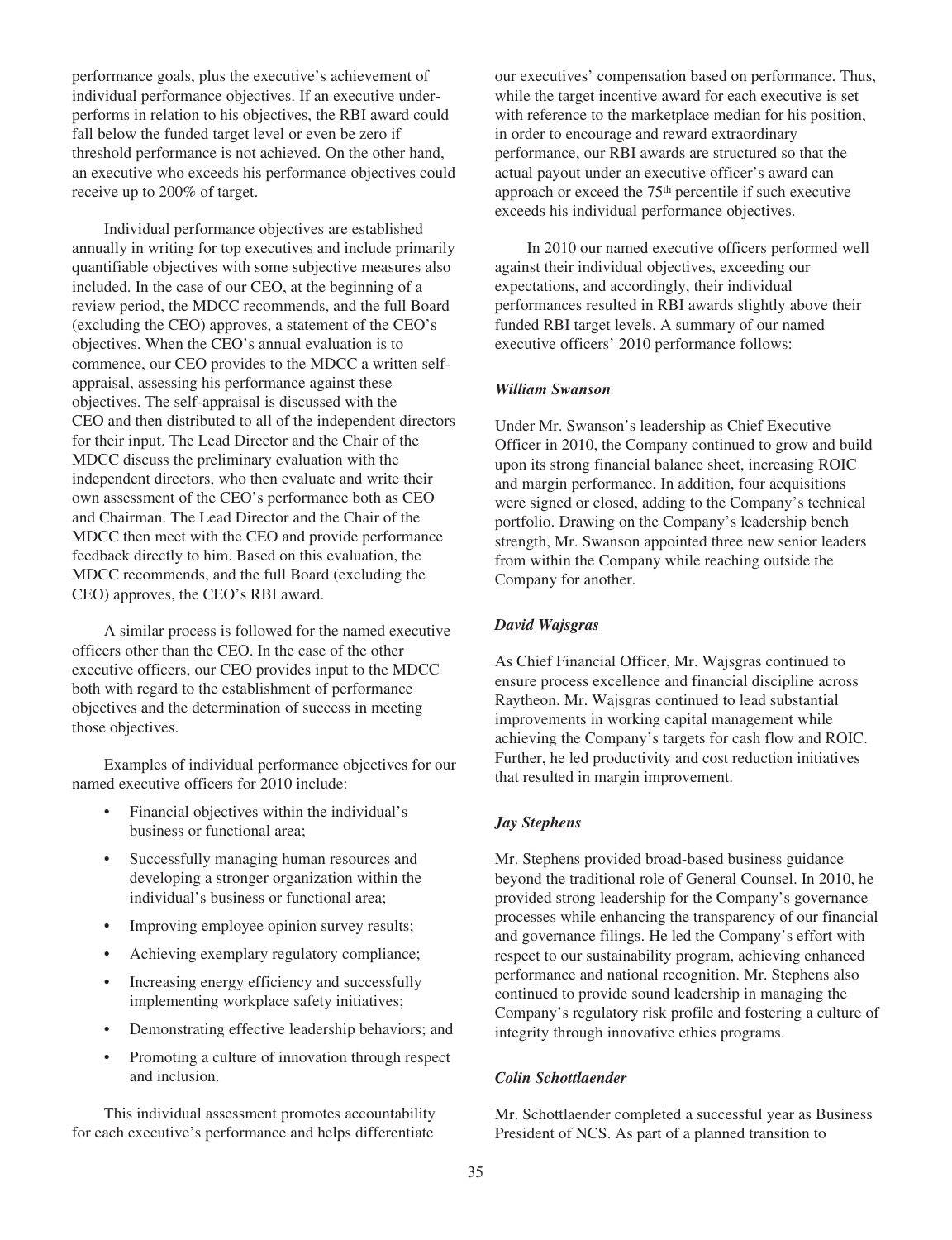performance goals, plus the executive's achievement of individual performance objectives. If an executive under-performs in relation to his objectives, the RBI award could fall below the funded target level or even be zero if threshold performance is not achieved. On the other hand, an executive who exceeds his performance objectives could receive up to 200% of target.

Individual performance objectives are established annually in writing for top executives and include primarily quantifiable objectives with some subjective measures also included. In the case of our CEO, at the beginning of a review period, the MDCC recommends, and the full Board (excluding the CEO) approves, a statement of the CEO's objectives. When the CEO's annual evaluation is to commence, our CEO provides to the MDCC a written self-appraisal, assessing his performance against these objectives. The self-appraisal is discussed with the CEO and then distributed to all of the independent directors for their input. The Lead Director and the Chair of the MDCC discuss the preliminary evaluation with the independent directors, who then evaluate and write their own assessment of the CEO's performance both as CEO and Chairman. The Lead Director and the Chair of the MDCC then meet with the CEO and provide performance feedback directly to him. Based on this evaluation, the MDCC recommends, and the full Board (excluding the CEO) approves, the CEO's RBI award.

A similar process is followed for the named executive officers other than the CEO. In the case of the other executive officers, our CEO provides input to the MDCC both with regard to the establishment of performance objectives and the determination of success in meeting those objectives.

Examples of individual performance objectives for our named executive officers for 2010 include:

- Financial objectives within the individual's business or functional area;
- Successfully managing human resources and developing a stronger organization within the individual's business or functional area;
- Improving employee opinion survey results;
- Achieving exemplary regulatory compliance;
- Increasing energy efficiency and successfully implementing workplace safety initiatives;
- Demonstrating effective leadership behaviors; and
- Promoting a culture of innovation through respect and inclusion.

This individual assessment promotes accountability for each executive's performance and helps differentiate our executives' compensation based on performance. Thus, while the target incentive award for each executive is set with reference to the marketplace median for his position, in order to encourage and reward extraordinary performance, our RBI awards are structured so that the actual payout under an executive officer's award can approach or exceed the 75th percentile if such executive exceeds his individual performance objectives.

In 2010 our named executive officers performed well against their individual objectives, exceeding our expectations, and accordingly, their individual performances resulted in RBI awards slightly above their funded RBI target levels. A summary of our named executive officers' 2010 performance follows:

***William Swanson***

Under Mr. Swanson's leadership as Chief Executive Officer in 2010, the Company continued to grow and build upon its strong financial balance sheet, increasing ROIC and margin performance. In addition, four acquisitions were signed or closed, adding to the Company's technical portfolio. Drawing on the Company's leadership bench strength, Mr. Swanson appointed three new senior leaders from within the Company while reaching outside the Company for another.

***David Wajsgras***

As Chief Financial Officer, Mr. Wajsgras continued to ensure process excellence and financial discipline across Raytheon. Mr. Wajsgras continued to lead substantial improvements in working capital management while achieving the Company's targets for cash flow and ROIC. Further, he led productivity and cost reduction initiatives that resulted in margin improvement.

***Jay Stephens***

Mr. Stephens provided broad-based business guidance beyond the traditional role of General Counsel. In 2010, he provided strong leadership for the Company's governance processes while enhancing the transparency of our financial and governance filings. He led the Company's effort with respect to our sustainability program, achieving enhanced performance and national recognition. Mr. Stephens also continued to provide sound leadership in managing the Company's regulatory risk profile and fostering a culture of integrity through innovative ethics programs.

***Colin Schottlaender***

Mr. Schottlaender completed a successful year as Business President of NCS. As part of a planned transition to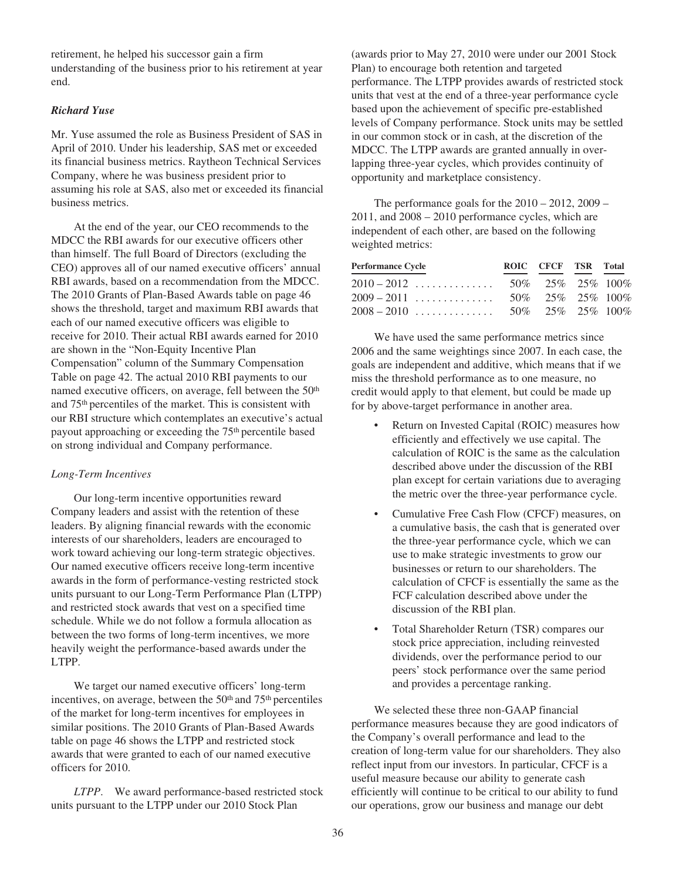retirement, he helped his successor gain a firm understanding of the business prior to his retirement at year end.

### *Richard Yuse*

Mr. Yuse assumed the role as Business President of SAS in April of 2010. Under his leadership, SAS met or exceeded its financial business metrics. Raytheon Technical Services Company, where he was business president prior to assuming his role at SAS, also met or exceeded its financial business metrics.

At the end of the year, our CEO recommends to the MDCC the RBI awards for our executive officers other than himself. The full Board of Directors (excluding the CEO) approves all of our named executive officers' annual RBI awards, based on a recommendation from the MDCC. The 2010 Grants of Plan-Based Awards table on page 46 shows the threshold, target and maximum RBI awards that each of our named executive officers was eligible to receive for 2010. Their actual RBI awards earned for 2010 are shown in the "Non-Equity Incentive Plan Compensation" column of the Summary Compensation Table on page 42. The actual 2010 RBI payments to our named executive officers, on average, fell between the 50th and 75th percentiles of the market. This is consistent with our RBI structure which contemplates an executive's actual payout approaching or exceeding the 75th percentile based on strong individual and Company performance.

### *Long-Term Incentives*

Our long-term incentive opportunities reward Company leaders and assist with the retention of these leaders. By aligning financial rewards with the economic interests of our shareholders, leaders are encouraged to work toward achieving our long-term strategic objectives. Our named executive officers receive long-term incentive awards in the form of performance-vesting restricted stock units pursuant to our Long-Term Performance Plan (LTPP) and restricted stock awards that vest on a specified time schedule. While we do not follow a formula allocation as between the two forms of long-term incentives, we more heavily weight the performance-based awards under the LTPP.

We target our named executive officers' long-term incentives, on average, between the 50th and 75th percentiles of the market for long-term incentives for employees in similar positions. The 2010 Grants of Plan-Based Awards table on page 46 shows the LTPP and restricted stock awards that were granted to each of our named executive officers for 2010.

*LTPP*. We award performance-based restricted stock units pursuant to the LTPP under our 2010 Stock Plan (awards prior to May 27, 2010 were under our 2001 Stock Plan) to encourage both retention and targeted performance. The LTPP provides awards of restricted stock units that vest at the end of a three-year performance cycle based upon the achievement of specific pre-established levels of Company performance. Stock units may be settled in our common stock or in cash, at the discretion of the MDCC. The LTPP awards are granted annually in overlapping three-year cycles, which provides continuity of opportunity and marketplace consistency.

The performance goals for the 2010 – 2012, 2009 – 2011, and 2008 – 2010 performance cycles, which are independent of each other, are based on the following weighted metrics:

| Performance Cycle | ROIC | CFCF | TSR | Total |
|---|---|---|---|---|
| 2010 – 2012 | 50% | 25% | 25% | 100% |
| 2009 – 2011 | 50% | 25% | 25% | 100% |
| 2008 – 2010 | 50% | 25% | 25% | 100% |

We have used the same performance metrics since 2006 and the same weightings since 2007. In each case, the goals are independent and additive, which means that if we miss the threshold performance as to one measure, no credit would apply to that element, but could be made up for by above-target performance in another area.

- Return on Invested Capital (ROIC) measures how efficiently and effectively we use capital. The calculation of ROIC is the same as the calculation described above under the discussion of the RBI plan except for certain variations due to averaging the metric over the three-year performance cycle.
- Cumulative Free Cash Flow (CFCF) measures, on a cumulative basis, the cash that is generated over the three-year performance cycle, which we can use to make strategic investments to grow our businesses or return to our shareholders. The calculation of CFCF is essentially the same as the FCF calculation described above under the discussion of the RBI plan.
- Total Shareholder Return (TSR) compares our stock price appreciation, including reinvested dividends, over the performance period to our peers' stock performance over the same period and provides a percentage ranking.

We selected these three non-GAAP financial performance measures because they are good indicators of the Company's overall performance and lead to the creation of long-term value for our shareholders. They also reflect input from our investors. In particular, CFCF is a useful measure because our ability to generate cash efficiently will continue to be critical to our ability to fund our operations, grow our business and manage our debt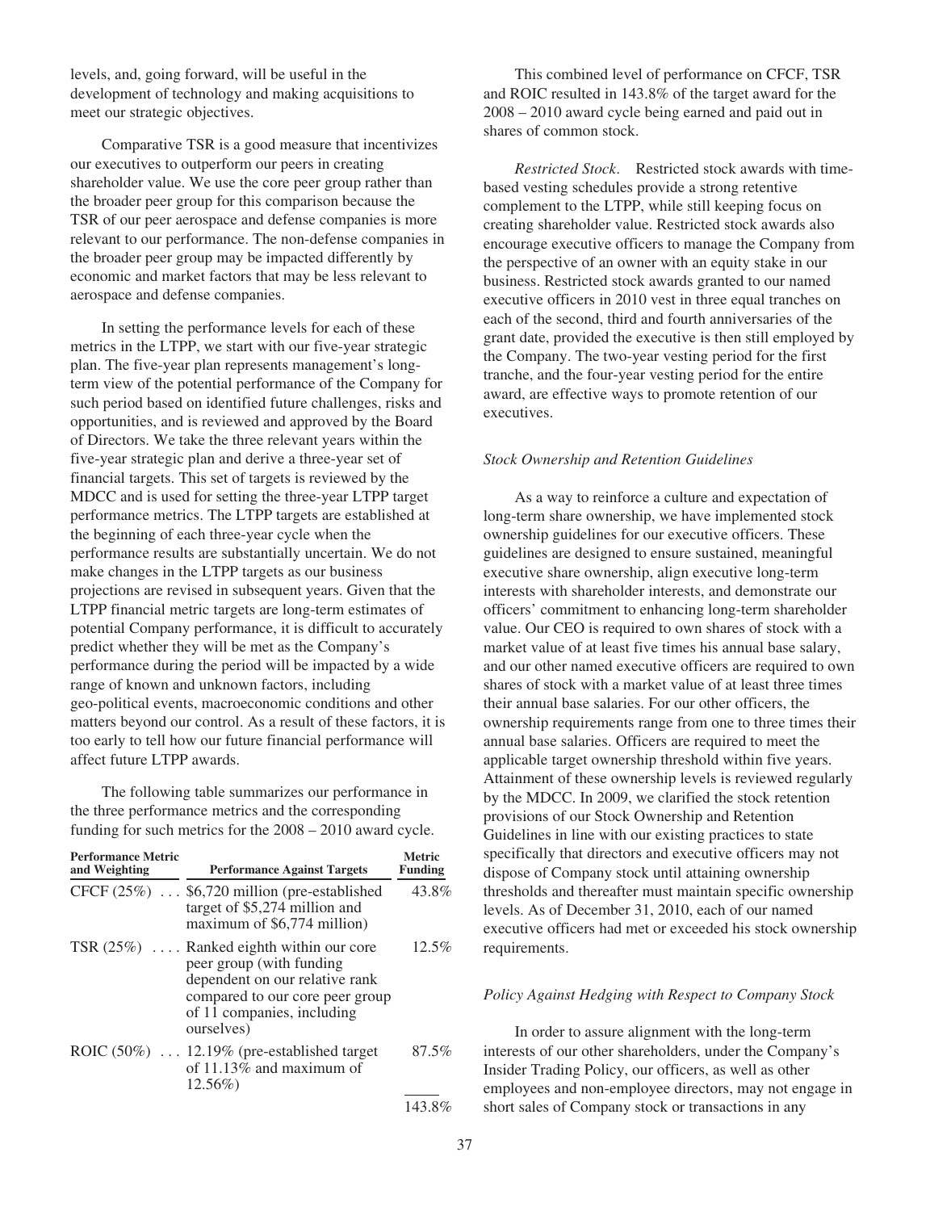levels, and, going forward, will be useful in the development of technology and making acquisitions to meet our strategic objectives.

Comparative TSR is a good measure that incentivizes our executives to outperform our peers in creating shareholder value. We use the core peer group rather than the broader peer group for this comparison because the TSR of our peer aerospace and defense companies is more relevant to our performance. The non-defense companies in the broader peer group may be impacted differently by economic and market factors that may be less relevant to aerospace and defense companies.

In setting the performance levels for each of these metrics in the LTPP, we start with our five-year strategic plan. The five-year plan represents management's long-term view of the potential performance of the Company for such period based on identified future challenges, risks and opportunities, and is reviewed and approved by the Board of Directors. We take the three relevant years within the five-year strategic plan and derive a three-year set of financial targets. This set of targets is reviewed by the MDCC and is used for setting the three-year LTPP target performance metrics. The LTPP targets are established at the beginning of each three-year cycle when the performance results are substantially uncertain. We do not make changes in the LTPP targets as our business projections are revised in subsequent years. Given that the LTPP financial metric targets are long-term estimates of potential Company performance, it is difficult to accurately predict whether they will be met as the Company's performance during the period will be impacted by a wide range of known and unknown factors, including geo-political events, macroeconomic conditions and other matters beyond our control. As a result of these factors, it is too early to tell how our future financial performance will affect future LTPP awards.

The following table summarizes our performance in the three performance metrics and the corresponding funding for such metrics for the 2008 – 2010 award cycle.

| Performance Metric and Weighting | Performance Against Targets | Metric Funding |
|---|---|---|
| CFCF (25%) | $6,720 million (pre-established target of $5,274 million and maximum of $6,774 million) | 43.8% |
| TSR (25%) | Ranked eighth within our core peer group (with funding dependent on our relative rank compared to our core peer group of 11 companies, including ourselves) | 12.5% |
| ROIC (50%) | 12.19% (pre-established target of 11.13% and maximum of 12.56%) | 87.5% |
| | | 143.8% |

This combined level of performance on CFCF, TSR and ROIC resulted in 143.8% of the target award for the 2008 – 2010 award cycle being earned and paid out in shares of common stock.

*Restricted Stock.* Restricted stock awards with time-based vesting schedules provide a strong retentive complement to the LTPP, while still keeping focus on creating shareholder value. Restricted stock awards also encourage executive officers to manage the Company from the perspective of an owner with an equity stake in our business. Restricted stock awards granted to our named executive officers in 2010 vest in three equal tranches on each of the second, third and fourth anniversaries of the grant date, provided the executive is then still employed by the Company. The two-year vesting period for the first tranche, and the four-year vesting period for the entire award, are effective ways to promote retention of our executives.

*Stock Ownership and Retention Guidelines*

As a way to reinforce a culture and expectation of long-term share ownership, we have implemented stock ownership guidelines for our executive officers. These guidelines are designed to ensure sustained, meaningful executive share ownership, align executive long-term interests with shareholder interests, and demonstrate our officers' commitment to enhancing long-term shareholder value. Our CEO is required to own shares of stock with a market value of at least five times his annual base salary, and our other named executive officers are required to own shares of stock with a market value of at least three times their annual base salaries. For our other officers, the ownership requirements range from one to three times their annual base salaries. Officers are required to meet the applicable target ownership threshold within five years. Attainment of these ownership levels is reviewed regularly by the MDCC. In 2009, we clarified the stock retention provisions of our Stock Ownership and Retention Guidelines in line with our existing practices to state specifically that directors and executive officers may not dispose of Company stock until attaining ownership thresholds and thereafter must maintain specific ownership levels. As of December 31, 2010, each of our named executive officers had met or exceeded his stock ownership requirements.

*Policy Against Hedging with Respect to Company Stock*

In order to assure alignment with the long-term interests of our other shareholders, under the Company's Insider Trading Policy, our officers, as well as other employees and non-employee directors, may not engage in short sales of Company stock or transactions in any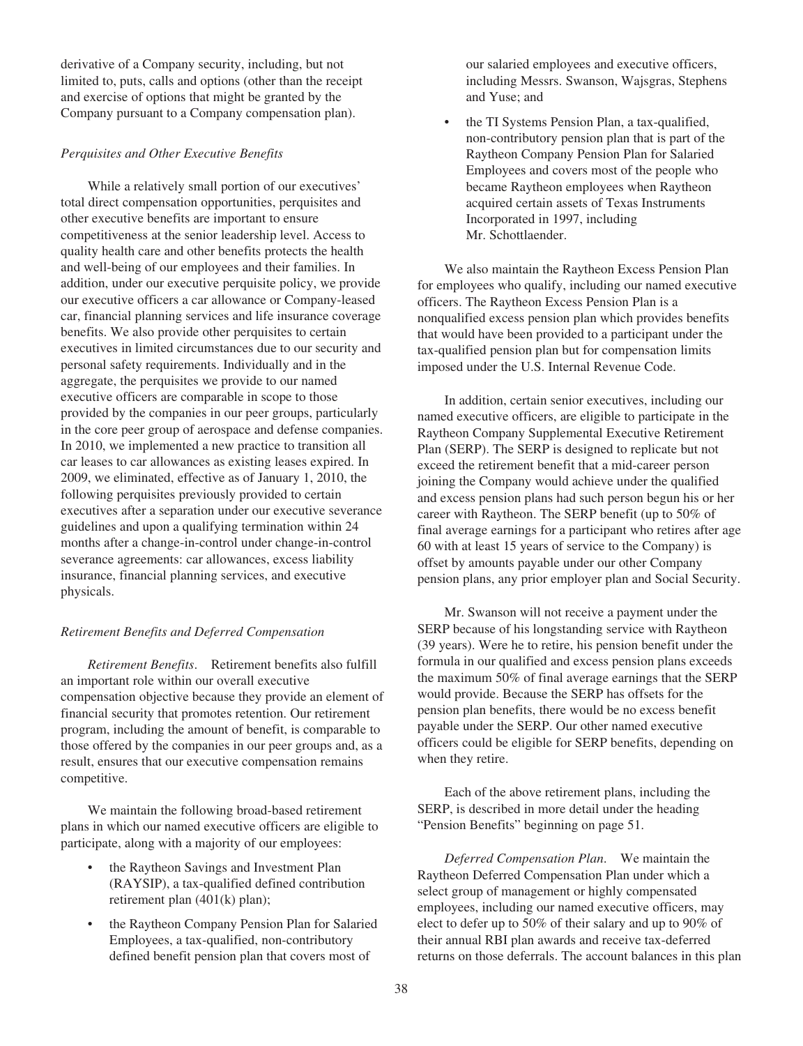derivative of a Company security, including, but not limited to, puts, calls and options (other than the receipt and exercise of options that might be granted by the Company pursuant to a Company compensation plan).

*Perquisites and Other Executive Benefits*

While a relatively small portion of our executives' total direct compensation opportunities, perquisites and other executive benefits are important to ensure competitiveness at the senior leadership level. Access to quality health care and other benefits protects the health and well-being of our employees and their families. In addition, under our executive perquisite policy, we provide our executive officers a car allowance or Company-leased car, financial planning services and life insurance coverage benefits. We also provide other perquisites to certain executives in limited circumstances due to our security and personal safety requirements. Individually and in the aggregate, the perquisites we provide to our named executive officers are comparable in scope to those provided by the companies in our peer groups, particularly in the core peer group of aerospace and defense companies. In 2010, we implemented a new practice to transition all car leases to car allowances as existing leases expired. In 2009, we eliminated, effective as of January 1, 2010, the following perquisites previously provided to certain executives after a separation under our executive severance guidelines and upon a qualifying termination within 24 months after a change-in-control under change-in-control severance agreements: car allowances, excess liability insurance, financial planning services, and executive physicals.

*Retirement Benefits and Deferred Compensation*

*Retirement Benefits*. Retirement benefits also fulfill an important role within our overall executive compensation objective because they provide an element of financial security that promotes retention. Our retirement program, including the amount of benefit, is comparable to those offered by the companies in our peer groups and, as a result, ensures that our executive compensation remains competitive.

We maintain the following broad-based retirement plans in which our named executive officers are eligible to participate, along with a majority of our employees:

- the Raytheon Savings and Investment Plan (RAYSIP), a tax-qualified defined contribution retirement plan (401(k) plan);
- the Raytheon Company Pension Plan for Salaried Employees, a tax-qualified, non-contributory defined benefit pension plan that covers most of our salaried employees and executive officers, including Messrs. Swanson, Wajsgras, Stephens and Yuse; and
- the TI Systems Pension Plan, a tax-qualified, non-contributory pension plan that is part of the Raytheon Company Pension Plan for Salaried Employees and covers most of the people who became Raytheon employees when Raytheon acquired certain assets of Texas Instruments Incorporated in 1997, including Mr. Schottlaender.

We also maintain the Raytheon Excess Pension Plan for employees who qualify, including our named executive officers. The Raytheon Excess Pension Plan is a nonqualified excess pension plan which provides benefits that would have been provided to a participant under the tax-qualified pension plan but for compensation limits imposed under the U.S. Internal Revenue Code.

In addition, certain senior executives, including our named executive officers, are eligible to participate in the Raytheon Company Supplemental Executive Retirement Plan (SERP). The SERP is designed to replicate but not exceed the retirement benefit that a mid-career person joining the Company would achieve under the qualified and excess pension plans had such person begun his or her career with Raytheon. The SERP benefit (up to 50% of final average earnings for a participant who retires after age 60 with at least 15 years of service to the Company) is offset by amounts payable under our other Company pension plans, any prior employer plan and Social Security.

Mr. Swanson will not receive a payment under the SERP because of his longstanding service with Raytheon (39 years). Were he to retire, his pension benefit under the formula in our qualified and excess pension plans exceeds the maximum 50% of final average earnings that the SERP would provide. Because the SERP has offsets for the pension plan benefits, there would be no excess benefit payable under the SERP. Our other named executive officers could be eligible for SERP benefits, depending on when they retire.

Each of the above retirement plans, including the SERP, is described in more detail under the heading "Pension Benefits" beginning on page 51.

*Deferred Compensation Plan*. We maintain the Raytheon Deferred Compensation Plan under which a select group of management or highly compensated employees, including our named executive officers, may elect to defer up to 50% of their salary and up to 90% of their annual RBI plan awards and receive tax-deferred returns on those deferrals. The account balances in this plan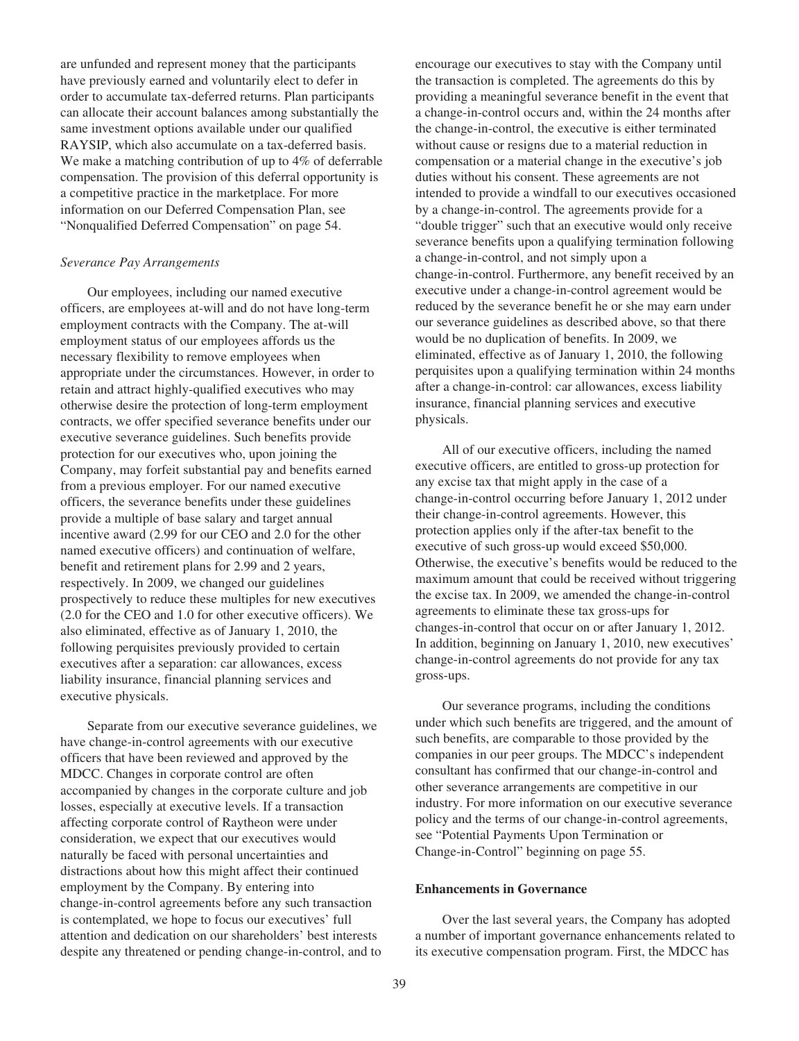are unfunded and represent money that the participants have previously earned and voluntarily elect to defer in order to accumulate tax-deferred returns. Plan participants can allocate their account balances among substantially the same investment options available under our qualified RAYSIP, which also accumulate on a tax-deferred basis. We make a matching contribution of up to 4% of deferrable compensation. The provision of this deferral opportunity is a competitive practice in the marketplace. For more information on our Deferred Compensation Plan, see "Nonqualified Deferred Compensation" on page 54.

*Severance Pay Arrangements*

Our employees, including our named executive officers, are employees at-will and do not have long-term employment contracts with the Company. The at-will employment status of our employees affords us the necessary flexibility to remove employees when appropriate under the circumstances. However, in order to retain and attract highly-qualified executives who may otherwise desire the protection of long-term employment contracts, we offer specified severance benefits under our executive severance guidelines. Such benefits provide protection for our executives who, upon joining the Company, may forfeit substantial pay and benefits earned from a previous employer. For our named executive officers, the severance benefits under these guidelines provide a multiple of base salary and target annual incentive award (2.99 for our CEO and 2.0 for the other named executive officers) and continuation of welfare, benefit and retirement plans for 2.99 and 2 years, respectively. In 2009, we changed our guidelines prospectively to reduce these multiples for new executives (2.0 for the CEO and 1.0 for other executive officers). We also eliminated, effective as of January 1, 2010, the following perquisites previously provided to certain executives after a separation: car allowances, excess liability insurance, financial planning services and executive physicals.

Separate from our executive severance guidelines, we have change-in-control agreements with our executive officers that have been reviewed and approved by the MDCC. Changes in corporate control are often accompanied by changes in the corporate culture and job losses, especially at executive levels. If a transaction affecting corporate control of Raytheon were under consideration, we expect that our executives would naturally be faced with personal uncertainties and distractions about how this might affect their continued employment by the Company. By entering into change-in-control agreements before any such transaction is contemplated, we hope to focus our executives' full attention and dedication on our shareholders' best interests despite any threatened or pending change-in-control, and to encourage our executives to stay with the Company until the transaction is completed. The agreements do this by providing a meaningful severance benefit in the event that a change-in-control occurs and, within the 24 months after the change-in-control, the executive is either terminated without cause or resigns due to a material reduction in compensation or a material change in the executive's job duties without his consent. These agreements are not intended to provide a windfall to our executives occasioned by a change-in-control. The agreements provide for a "double trigger" such that an executive would only receive severance benefits upon a qualifying termination following a change-in-control, and not simply upon a change-in-control. Furthermore, any benefit received by an executive under a change-in-control agreement would be reduced by the severance benefit he or she may earn under our severance guidelines as described above, so that there would be no duplication of benefits. In 2009, we eliminated, effective as of January 1, 2010, the following perquisites upon a qualifying termination within 24 months after a change-in-control: car allowances, excess liability insurance, financial planning services and executive physicals.

All of our executive officers, including the named executive officers, are entitled to gross-up protection for any excise tax that might apply in the case of a change-in-control occurring before January 1, 2012 under their change-in-control agreements. However, this protection applies only if the after-tax benefit to the executive of such gross-up would exceed $50,000. Otherwise, the executive's benefits would be reduced to the maximum amount that could be received without triggering the excise tax. In 2009, we amended the change-in-control agreements to eliminate these tax gross-ups for changes-in-control that occur on or after January 1, 2012. In addition, beginning on January 1, 2010, new executives' change-in-control agreements do not provide for any tax gross-ups.

Our severance programs, including the conditions under which such benefits are triggered, and the amount of such benefits, are comparable to those provided by the companies in our peer groups. The MDCC's independent consultant has confirmed that our change-in-control and other severance arrangements are competitive in our industry. For more information on our executive severance policy and the terms of our change-in-control agreements, see "Potential Payments Upon Termination or Change-in-Control" beginning on page 55.

**Enhancements in Governance**

Over the last several years, the Company has adopted a number of important governance enhancements related to its executive compensation program. First, the MDCC has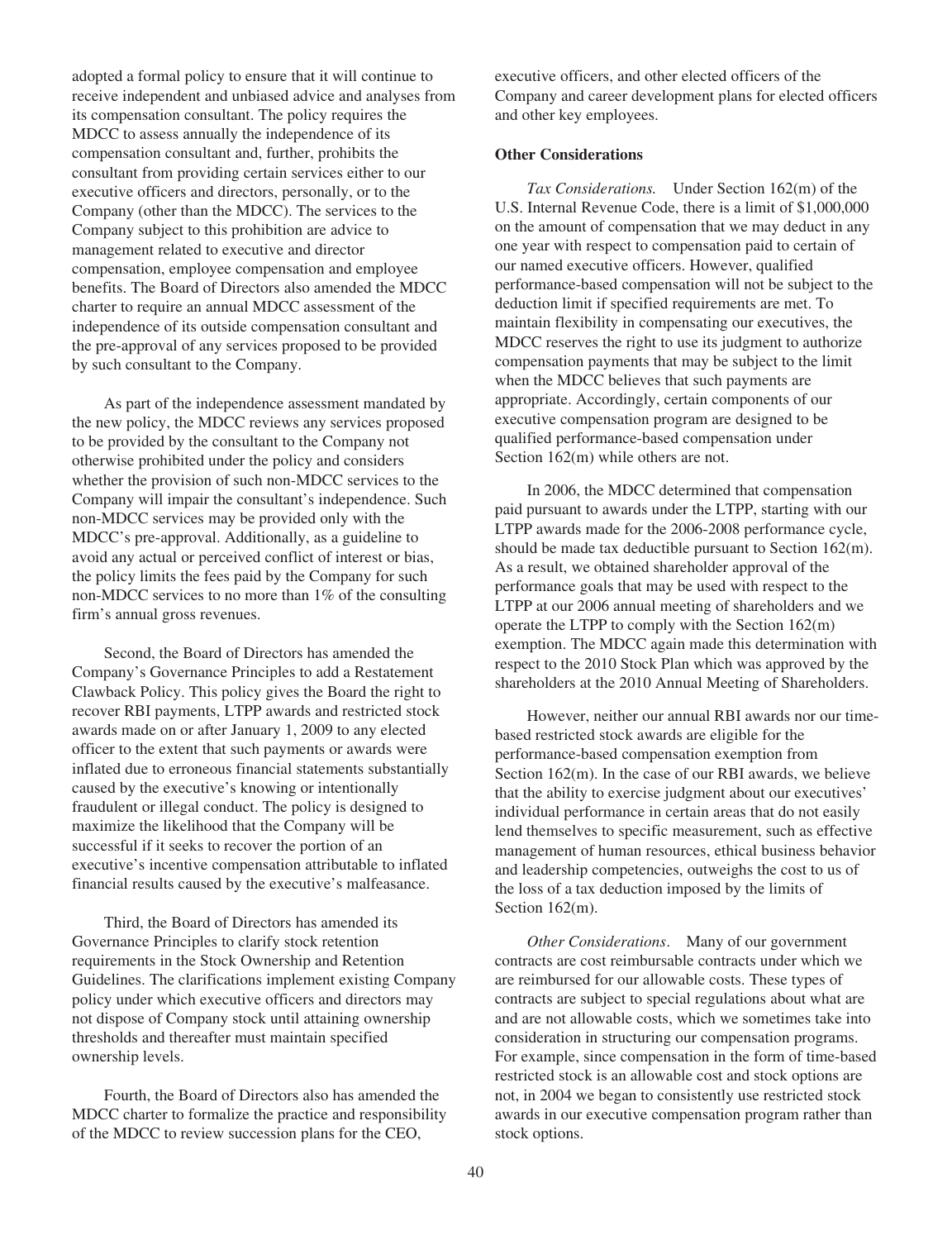adopted a formal policy to ensure that it will continue to receive independent and unbiased advice and analyses from its compensation consultant. The policy requires the MDCC to assess annually the independence of its compensation consultant and, further, prohibits the consultant from providing certain services either to our executive officers and directors, personally, or to the Company (other than the MDCC). The services to the Company subject to this prohibition are advice to management related to executive and director compensation, employee compensation and employee benefits. The Board of Directors also amended the MDCC charter to require an annual MDCC assessment of the independence of its outside compensation consultant and the pre-approval of any services proposed to be provided by such consultant to the Company.

As part of the independence assessment mandated by the new policy, the MDCC reviews any services proposed to be provided by the consultant to the Company not otherwise prohibited under the policy and considers whether the provision of such non-MDCC services to the Company will impair the consultant's independence. Such non-MDCC services may be provided only with the MDCC's pre-approval. Additionally, as a guideline to avoid any actual or perceived conflict of interest or bias, the policy limits the fees paid by the Company for such non-MDCC services to no more than 1% of the consulting firm's annual gross revenues.

Second, the Board of Directors has amended the Company's Governance Principles to add a Restatement Clawback Policy. This policy gives the Board the right to recover RBI payments, LTPP awards and restricted stock awards made on or after January 1, 2009 to any elected officer to the extent that such payments or awards were inflated due to erroneous financial statements substantially caused by the executive's knowing or intentionally fraudulent or illegal conduct. The policy is designed to maximize the likelihood that the Company will be successful if it seeks to recover the portion of an executive's incentive compensation attributable to inflated financial results caused by the executive's malfeasance.

Third, the Board of Directors has amended its Governance Principles to clarify stock retention requirements in the Stock Ownership and Retention Guidelines. The clarifications implement existing Company policy under which executive officers and directors may not dispose of Company stock until attaining ownership thresholds and thereafter must maintain specified ownership levels.

Fourth, the Board of Directors also has amended the MDCC charter to formalize the practice and responsibility of the MDCC to review succession plans for the CEO, executive officers, and other elected officers of the Company and career development plans for elected officers and other key employees.

**Other Considerations**

*Tax Considerations.* Under Section 162(m) of the U.S. Internal Revenue Code, there is a limit of $1,000,000 on the amount of compensation that we may deduct in any one year with respect to compensation paid to certain of our named executive officers. However, qualified performance-based compensation will not be subject to the deduction limit if specified requirements are met. To maintain flexibility in compensating our executives, the MDCC reserves the right to use its judgment to authorize compensation payments that may be subject to the limit when the MDCC believes that such payments are appropriate. Accordingly, certain components of our executive compensation program are designed to be qualified performance-based compensation under Section 162(m) while others are not.

In 2006, the MDCC determined that compensation paid pursuant to awards under the LTPP, starting with our LTPP awards made for the 2006-2008 performance cycle, should be made tax deductible pursuant to Section 162(m). As a result, we obtained shareholder approval of the performance goals that may be used with respect to the LTPP at our 2006 annual meeting of shareholders and we operate the LTPP to comply with the Section 162(m) exemption. The MDCC again made this determination with respect to the 2010 Stock Plan which was approved by the shareholders at the 2010 Annual Meeting of Shareholders.

However, neither our annual RBI awards nor our time-based restricted stock awards are eligible for the performance-based compensation exemption from Section 162(m). In the case of our RBI awards, we believe that the ability to exercise judgment about our executives' individual performance in certain areas that do not easily lend themselves to specific measurement, such as effective management of human resources, ethical business behavior and leadership competencies, outweighs the cost to us of the loss of a tax deduction imposed by the limits of Section 162(m).

*Other Considerations*. Many of our government contracts are cost reimbursable contracts under which we are reimbursed for our allowable costs. These types of contracts are subject to special regulations about what are and are not allowable costs, which we sometimes take into consideration in structuring our compensation programs. For example, since compensation in the form of time-based restricted stock is an allowable cost and stock options are not, in 2004 we began to consistently use restricted stock awards in our executive compensation program rather than stock options.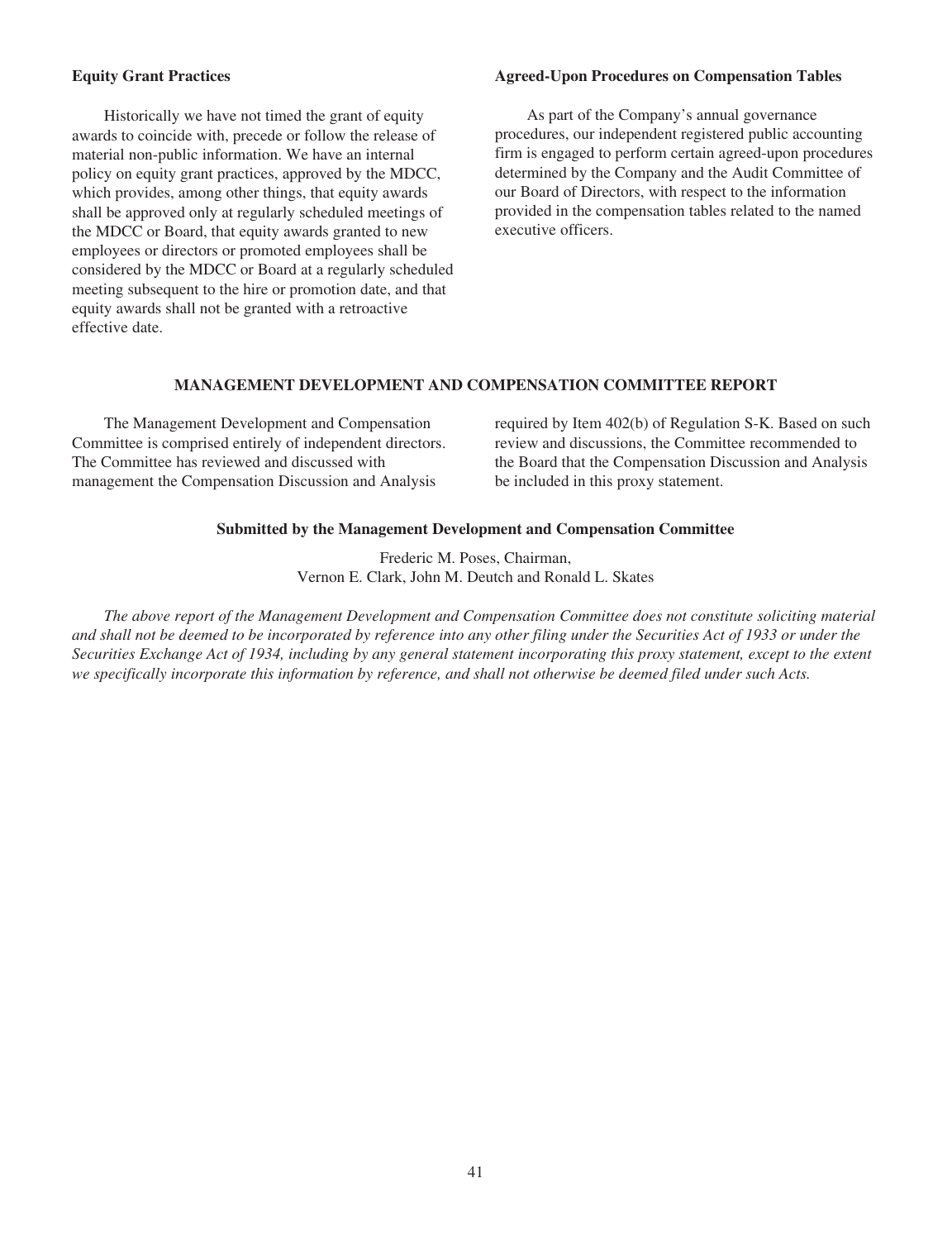### Equity Grant Practices

Historically we have not timed the grant of equity awards to coincide with, precede or follow the release of material non-public information. We have an internal policy on equity grant practices, approved by the MDCC, which provides, among other things, that equity awards shall be approved only at regularly scheduled meetings of the MDCC or Board, that equity awards granted to new employees or directors or promoted employees shall be considered by the MDCC or Board at a regularly scheduled meeting subsequent to the hire or promotion date, and that equity awards shall not be granted with a retroactive effective date.

### Agreed-Upon Procedures on Compensation Tables

As part of the Company's annual governance procedures, our independent registered public accounting firm is engaged to perform certain agreed-upon procedures determined by the Company and the Audit Committee of our Board of Directors, with respect to the information provided in the compensation tables related to the named executive officers.

## MANAGEMENT DEVELOPMENT AND COMPENSATION COMMITTEE REPORT

The Management Development and Compensation Committee is comprised entirely of independent directors. The Committee has reviewed and discussed with management the Compensation Discussion and Analysis required by Item 402(b) of Regulation S-K. Based on such review and discussions, the Committee recommended to the Board that the Compensation Discussion and Analysis be included in this proxy statement.

**Submitted by the Management Development and Compensation Committee**

Frederic M. Poses, Chairman,
Vernon E. Clark, John M. Deutch and Ronald L. Skates

*The above report of the Management Development and Compensation Committee does not constitute soliciting material and shall not be deemed to be incorporated by reference into any other filing under the Securities Act of 1933 or under the Securities Exchange Act of 1934, including by any general statement incorporating this proxy statement, except to the extent we specifically incorporate this information by reference, and shall not otherwise be deemed filed under such Acts.*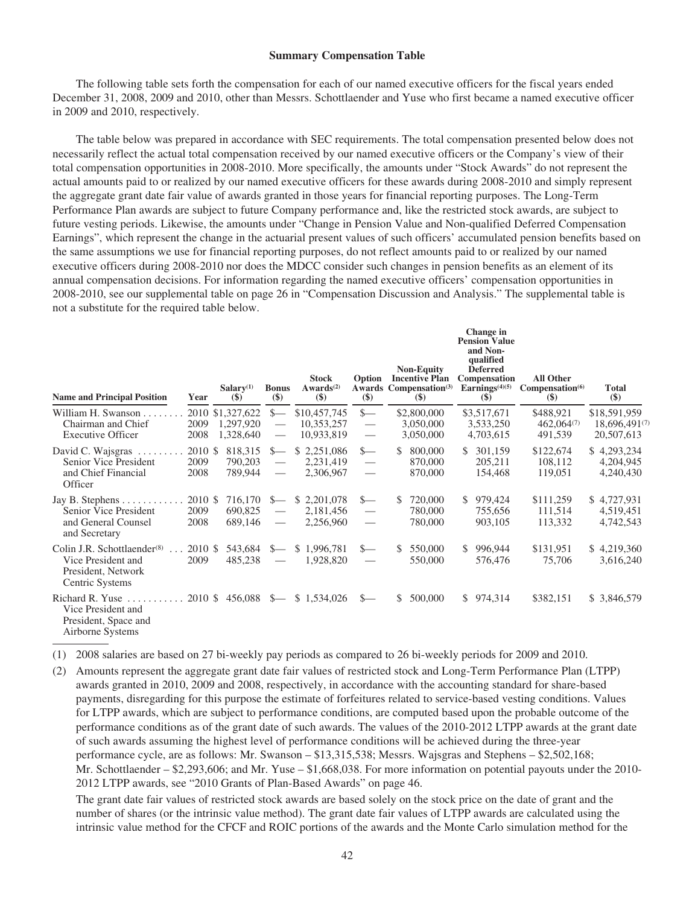### Summary Compensation Table

The following table sets forth the compensation for each of our named executive officers for the fiscal years ended December 31, 2008, 2009 and 2010, other than Messrs. Schottlaender and Yuse who first became a named executive officer in 2009 and 2010, respectively.

The table below was prepared in accordance with SEC requirements. The total compensation presented below does not necessarily reflect the actual total compensation received by our named executive officers or the Company's view of their total compensation opportunities in 2008-2010. More specifically, the amounts under "Stock Awards" do not represent the actual amounts paid to or realized by our named executive officers for these awards during 2008-2010 and simply represent the aggregate grant date fair value of awards granted in those years for financial reporting purposes. The Long-Term Performance Plan awards are subject to future Company performance and, like the restricted stock awards, are subject to future vesting periods. Likewise, the amounts under "Change in Pension Value and Non-qualified Deferred Compensation Earnings", which represent the change in the actuarial present values of such officers' accumulated pension benefits based on the same assumptions we use for financial reporting purposes, do not reflect amounts paid to or realized by our named executive officers during 2008-2010 nor does the MDCC consider such changes in pension benefits as an element of its annual compensation decisions. For information regarding the named executive officers' compensation opportunities in 2008-2010, see our supplemental table on page 26 in "Compensation Discussion and Analysis." The supplemental table is not a substitute for the required table below.

| Name and Principal Position | Year | Salary[1] ($) | Bonus ($) | Stock Awards[2] ($) | Option Awards ($) | Non-Equity Incentive Plan Compensation[3] ($) | Change in Pension Value and Non-qualified Deferred Compensation Earnings[4][5] ($) | All Other Compensation[6] ($) | Total ($) |
|---|---|---|---|---|---|---|---|---|---|
| William H. Swanson | 2010 | $1,327,622 | $— | $10,457,745 | $— | $2,800,000 | $3,517,671 | $488,921 | $18,591,959 |
| Chairman and Chief | 2009 | 1,297,920 | — | 10,353,257 | — | 3,050,000 | 3,533,250 | 462,064[7] | 18,696,491[7] |
| Executive Officer | 2008 | 1,328,640 | — | 10,933,819 | — | 3,050,000 | 4,703,615 | 491,539 | 20,507,613 |
| David C. Wajsgras | 2010 | $ 818,315 | $— | $ 2,251,086 | $— | $ 800,000 | $ 301,159 | $122,674 | $ 4,293,234 |
| Senior Vice President | 2009 | 790,203 | — | 2,231,419 | — | 870,000 | 205,211 | 108,112 | 4,204,945 |
| and Chief Financial Officer | 2008 | 789,944 | — | 2,306,967 | — | 870,000 | 154,468 | 119,051 | 4,240,430 |
| Jay B. Stephens | 2010 | $ 716,170 | $— | $ 2,201,078 | $— | $ 720,000 | $ 979,424 | $111,259 | $ 4,727,931 |
| Senior Vice President | 2009 | 690,825 | — | 2,181,456 | — | 780,000 | 755,656 | 111,514 | 4,519,451 |
| and General Counsel and Secretary | 2008 | 689,146 | — | 2,256,960 | — | 780,000 | 903,105 | 113,332 | 4,742,543 |
| Colin J.R. Schottlaender[8] | 2010 | $ 543,684 | $— | $ 1,996,781 | $— | $ 550,000 | $ 996,944 | $131,951 | $ 4,219,360 |
| Vice President and President, Network Centric Systems | 2009 | 485,238 | — | 1,928,820 | — | 550,000 | 576,476 | 75,706 | 3,616,240 |
| Richard R. Yuse<br>Vice President and President, Space and Airborne Systems | 2010 | $ 456,088 | $— | $ 1,534,026 | $— | $ 500,000 | $ 974,314 | $382,151 | $ 3,846,579 |

(1) 2008 salaries are based on 27 bi-weekly pay periods as compared to 26 bi-weekly periods for 2009 and 2010.

(2) Amounts represent the aggregate grant date fair values of restricted stock and Long-Term Performance Plan (LTPP) awards granted in 2010, 2009 and 2008, respectively, in accordance with the accounting standard for share-based payments, disregarding for this purpose the estimate of forfeitures related to service-based vesting conditions. Values for LTPP awards, which are subject to performance conditions, are computed based upon the probable outcome of the performance conditions as of the grant date of such awards. The values of the 2010-2012 LTPP awards at the grant date of such awards assuming the highest level of performance conditions will be achieved during the three-year performance cycle, are as follows: Mr. Swanson – $13,315,538; Messrs. Wajsgras and Stephens – $2,502,168; Mr. Schottlaender – $2,293,606; and Mr. Yuse – $1,668,038. For more information on potential payouts under the 2010-2012 LTPP awards, see "2010 Grants of Plan-Based Awards" on page 46.

The grant date fair values of restricted stock awards are based solely on the stock price on the date of grant and the number of shares (or the intrinsic value method). The grant date fair values of LTPP awards are calculated using the intrinsic value method for the CFCF and ROIC portions of the awards and the Monte Carlo simulation method for the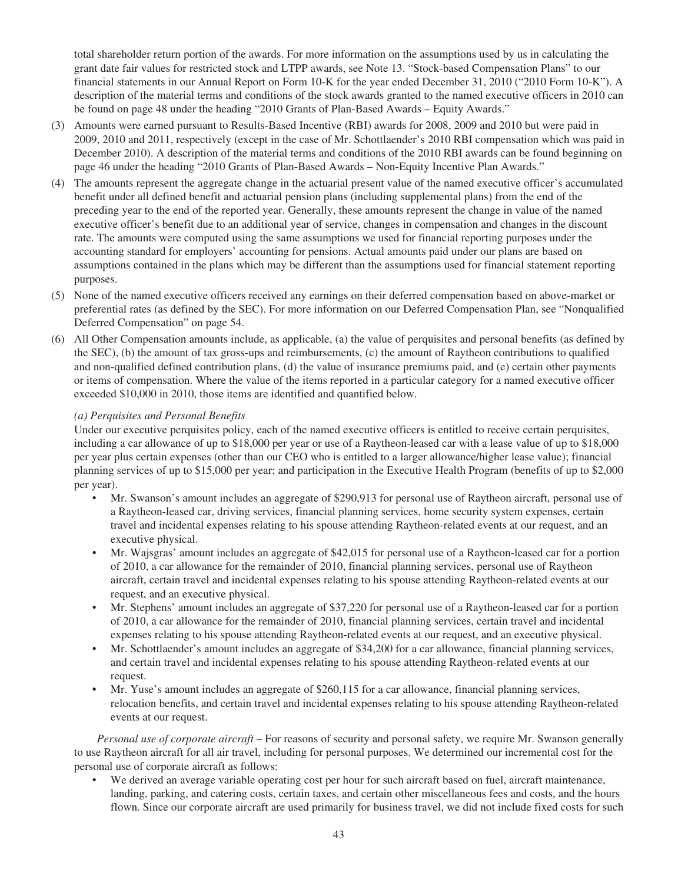total shareholder return portion of the awards. For more information on the assumptions used by us in calculating the grant date fair values for restricted stock and LTPP awards, see Note 13. "Stock-based Compensation Plans" to our financial statements in our Annual Report on Form 10-K for the year ended December 31, 2010 ("2010 Form 10-K"). A description of the material terms and conditions of the stock awards granted to the named executive officers in 2010 can be found on page 48 under the heading "2010 Grants of Plan-Based Awards – Equity Awards."

(3) Amounts were earned pursuant to Results-Based Incentive (RBI) awards for 2008, 2009 and 2010 but were paid in 2009, 2010 and 2011, respectively (except in the case of Mr. Schottlaender's 2010 RBI compensation which was paid in December 2010). A description of the material terms and conditions of the 2010 RBI awards can be found beginning on page 46 under the heading "2010 Grants of Plan-Based Awards – Non-Equity Incentive Plan Awards."

(4) The amounts represent the aggregate change in the actuarial present value of the named executive officer's accumulated benefit under all defined benefit and actuarial pension plans (including supplemental plans) from the end of the preceding year to the end of the reported year. Generally, these amounts represent the change in value of the named executive officer's benefit due to an additional year of service, changes in compensation and changes in the discount rate. The amounts were computed using the same assumptions we used for financial reporting purposes under the accounting standard for employers' accounting for pensions. Actual amounts paid under our plans are based on assumptions contained in the plans which may be different than the assumptions used for financial statement reporting purposes.

(5) None of the named executive officers received any earnings on their deferred compensation based on above-market or preferential rates (as defined by the SEC). For more information on our Deferred Compensation Plan, see "Nonqualified Deferred Compensation" on page 54.

(6) All Other Compensation amounts include, as applicable, (a) the value of perquisites and personal benefits (as defined by the SEC), (b) the amount of tax gross-ups and reimbursements, (c) the amount of Raytheon contributions to qualified and non-qualified defined contribution plans, (d) the value of insurance premiums paid, and (e) certain other payments or items of compensation. Where the value of the items reported in a particular category for a named executive officer exceeded $10,000 in 2010, those items are identified and quantified below.

*(a) Perquisites and Personal Benefits*

Under our executive perquisites policy, each of the named executive officers is entitled to receive certain perquisites, including a car allowance of up to $18,000 per year or use of a Raytheon-leased car with a lease value of up to $18,000 per year plus certain expenses (other than our CEO who is entitled to a larger allowance/higher lease value); financial planning services of up to $15,000 per year; and participation in the Executive Health Program (benefits of up to $2,000 per year).

- Mr. Swanson's amount includes an aggregate of $290,913 for personal use of Raytheon aircraft, personal use of a Raytheon-leased car, driving services, financial planning services, home security system expenses, certain travel and incidental expenses relating to his spouse attending Raytheon-related events at our request, and an executive physical.
- Mr. Wajsgras' amount includes an aggregate of $42,015 for personal use of a Raytheon-leased car for a portion of 2010, a car allowance for the remainder of 2010, financial planning services, personal use of Raytheon aircraft, certain travel and incidental expenses relating to his spouse attending Raytheon-related events at our request, and an executive physical.
- Mr. Stephens' amount includes an aggregate of $37,220 for personal use of a Raytheon-leased car for a portion of 2010, a car allowance for the remainder of 2010, financial planning services, certain travel and incidental expenses relating to his spouse attending Raytheon-related events at our request, and an executive physical.
- Mr. Schottlaender's amount includes an aggregate of $34,200 for a car allowance, financial planning services, and certain travel and incidental expenses relating to his spouse attending Raytheon-related events at our request.
- Mr. Yuse's amount includes an aggregate of $260,115 for a car allowance, financial planning services, relocation benefits, and certain travel and incidental expenses relating to his spouse attending Raytheon-related events at our request.

*Personal use of corporate aircraft* – For reasons of security and personal safety, we require Mr. Swanson generally to use Raytheon aircraft for all air travel, including for personal purposes. We determined our incremental cost for the personal use of corporate aircraft as follows:

- We derived an average variable operating cost per hour for such aircraft based on fuel, aircraft maintenance, landing, parking, and catering costs, certain taxes, and certain other miscellaneous fees and costs, and the hours flown. Since our corporate aircraft are used primarily for business travel, we did not include fixed costs for such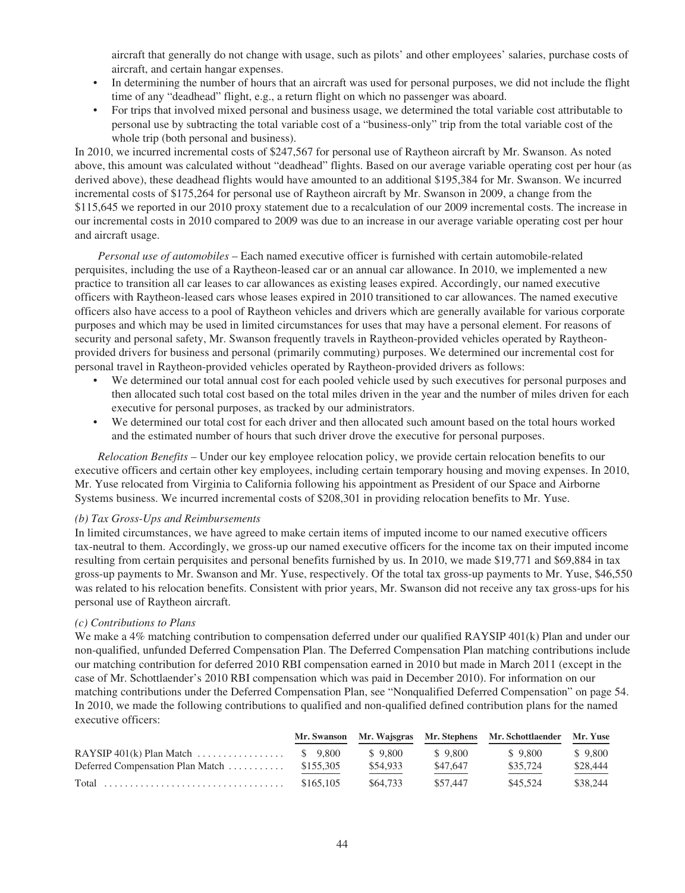aircraft that generally do not change with usage, such as pilots' and other employees' salaries, purchase costs of aircraft, and certain hangar expenses.

- In determining the number of hours that an aircraft was used for personal purposes, we did not include the flight time of any "deadhead" flight, e.g., a return flight on which no passenger was aboard.
- For trips that involved mixed personal and business usage, we determined the total variable cost attributable to personal use by subtracting the total variable cost of a "business-only" trip from the total variable cost of the whole trip (both personal and business).

In 2010, we incurred incremental costs of $247,567 for personal use of Raytheon aircraft by Mr. Swanson. As noted above, this amount was calculated without "deadhead" flights. Based on our average variable operating cost per hour (as derived above), these deadhead flights would have amounted to an additional $195,384 for Mr. Swanson. We incurred incremental costs of $175,264 for personal use of Raytheon aircraft by Mr. Swanson in 2009, a change from the $115,645 we reported in our 2010 proxy statement due to a recalculation of our 2009 incremental costs. The increase in our incremental costs in 2010 compared to 2009 was due to an increase in our average variable operating cost per hour and aircraft usage.

*Personal use of automobiles* – Each named executive officer is furnished with certain automobile-related perquisites, including the use of a Raytheon-leased car or an annual car allowance. In 2010, we implemented a new practice to transition all car leases to car allowances as existing leases expired. Accordingly, our named executive officers with Raytheon-leased cars whose leases expired in 2010 transitioned to car allowances. The named executive officers also have access to a pool of Raytheon vehicles and drivers which are generally available for various corporate purposes and which may be used in limited circumstances for uses that may have a personal element. For reasons of security and personal safety, Mr. Swanson frequently travels in Raytheon-provided vehicles operated by Raytheon-provided drivers for business and personal (primarily commuting) purposes. We determined our incremental cost for personal travel in Raytheon-provided vehicles operated by Raytheon-provided drivers as follows:

- We determined our total annual cost for each pooled vehicle used by such executives for personal purposes and then allocated such total cost based on the total miles driven in the year and the number of miles driven for each executive for personal purposes, as tracked by our administrators.
- We determined our total cost for each driver and then allocated such amount based on the total hours worked and the estimated number of hours that such driver drove the executive for personal purposes.

*Relocation Benefits* – Under our key employee relocation policy, we provide certain relocation benefits to our executive officers and certain other key employees, including certain temporary housing and moving expenses. In 2010, Mr. Yuse relocated from Virginia to California following his appointment as President of our Space and Airborne Systems business. We incurred incremental costs of $208,301 in providing relocation benefits to Mr. Yuse.

*(b) Tax Gross-Ups and Reimbursements*

In limited circumstances, we have agreed to make certain items of imputed income to our named executive officers tax-neutral to them. Accordingly, we gross-up our named executive officers for the income tax on their imputed income resulting from certain perquisites and personal benefits furnished by us. In 2010, we made $19,771 and $69,884 in tax gross-up payments to Mr. Swanson and Mr. Yuse, respectively. Of the total tax gross-up payments to Mr. Yuse, $46,550 was related to his relocation benefits. Consistent with prior years, Mr. Swanson did not receive any tax gross-ups for his personal use of Raytheon aircraft.

*(c) Contributions to Plans*

We make a 4% matching contribution to compensation deferred under our qualified RAYSIP 401(k) Plan and under our non-qualified, unfunded Deferred Compensation Plan. The Deferred Compensation Plan matching contributions include our matching contribution for deferred 2010 RBI compensation earned in 2010 but made in March 2011 (except in the case of Mr. Schottlaender's 2010 RBI compensation which was paid in December 2010). For information on our matching contributions under the Deferred Compensation Plan, see "Nonqualified Deferred Compensation" on page 54. In 2010, we made the following contributions to qualified and non-qualified defined contribution plans for the named executive officers:

| | Mr. Swanson | Mr. Wajsgras | Mr. Stephens | Mr. Schottlaender | Mr. Yuse |
|---|---|---|---|---|---|
| RAYSIP 401(k) Plan Match | $ 9,800 | $ 9,800 | $ 9,800 | $ 9,800 | $ 9,800 |
| Deferred Compensation Plan Match | $155,305 | $54,933 | $47,647 | $35,724 | $28,444 |
| Total | $165,105 | $64,733 | $57,447 | $45,524 | $38,244 |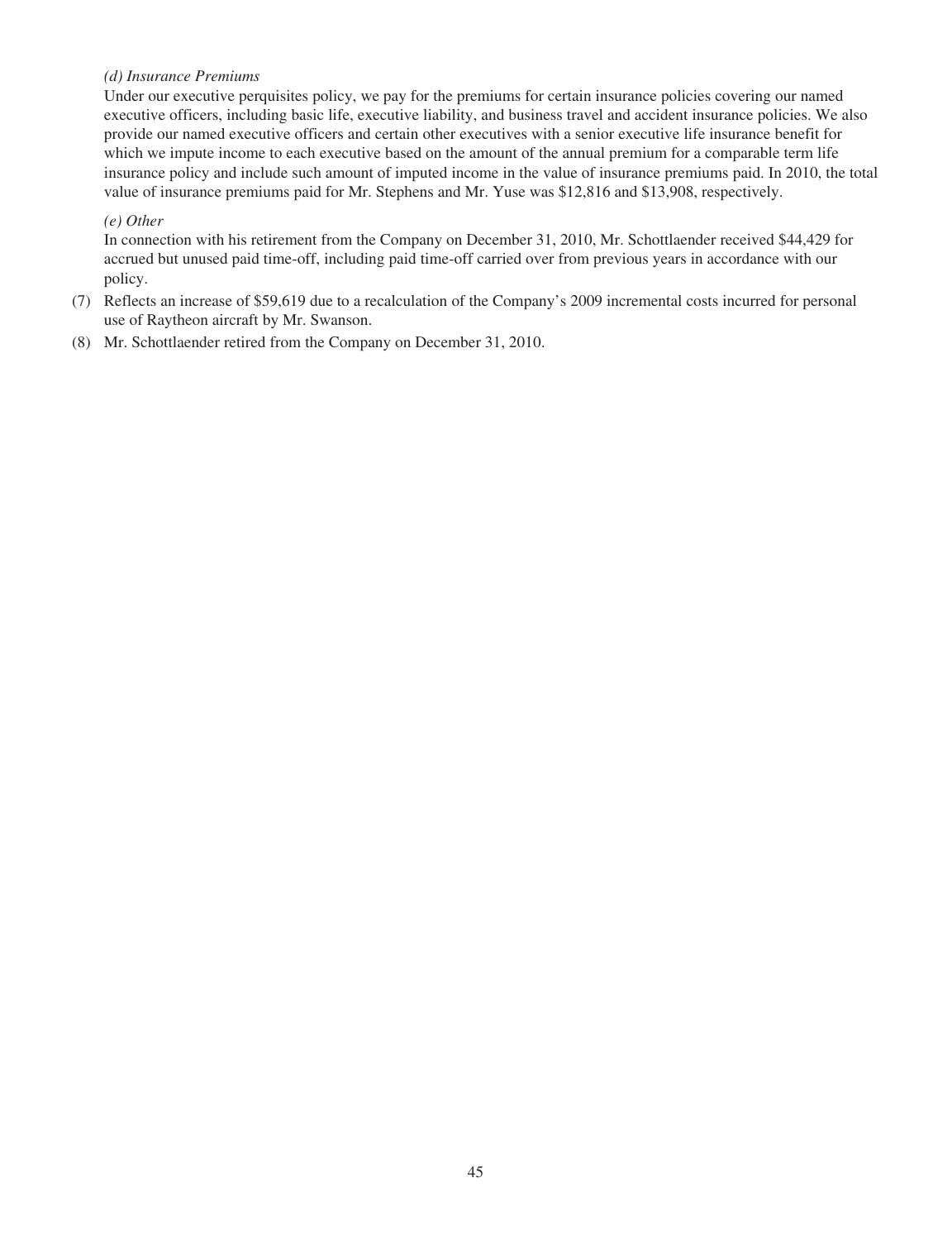*(d) Insurance Premiums*

Under our executive perquisites policy, we pay for the premiums for certain insurance policies covering our named executive officers, including basic life, executive liability, and business travel and accident insurance policies. We also provide our named executive officers and certain other executives with a senior executive life insurance benefit for which we impute income to each executive based on the amount of the annual premium for a comparable term life insurance policy and include such amount of imputed income in the value of insurance premiums paid. In 2010, the total value of insurance premiums paid for Mr. Stephens and Mr. Yuse was $12,816 and $13,908, respectively.

*(e) Other*

In connection with his retirement from the Company on December 31, 2010, Mr. Schottlaender received $44,429 for accrued but unused paid time-off, including paid time-off carried over from previous years in accordance with our policy.

(7) Reflects an increase of $59,619 due to a recalculation of the Company's 2009 incremental costs incurred for personal use of Raytheon aircraft by Mr. Swanson.

(8) Mr. Schottlaender retired from the Company on December 31, 2010.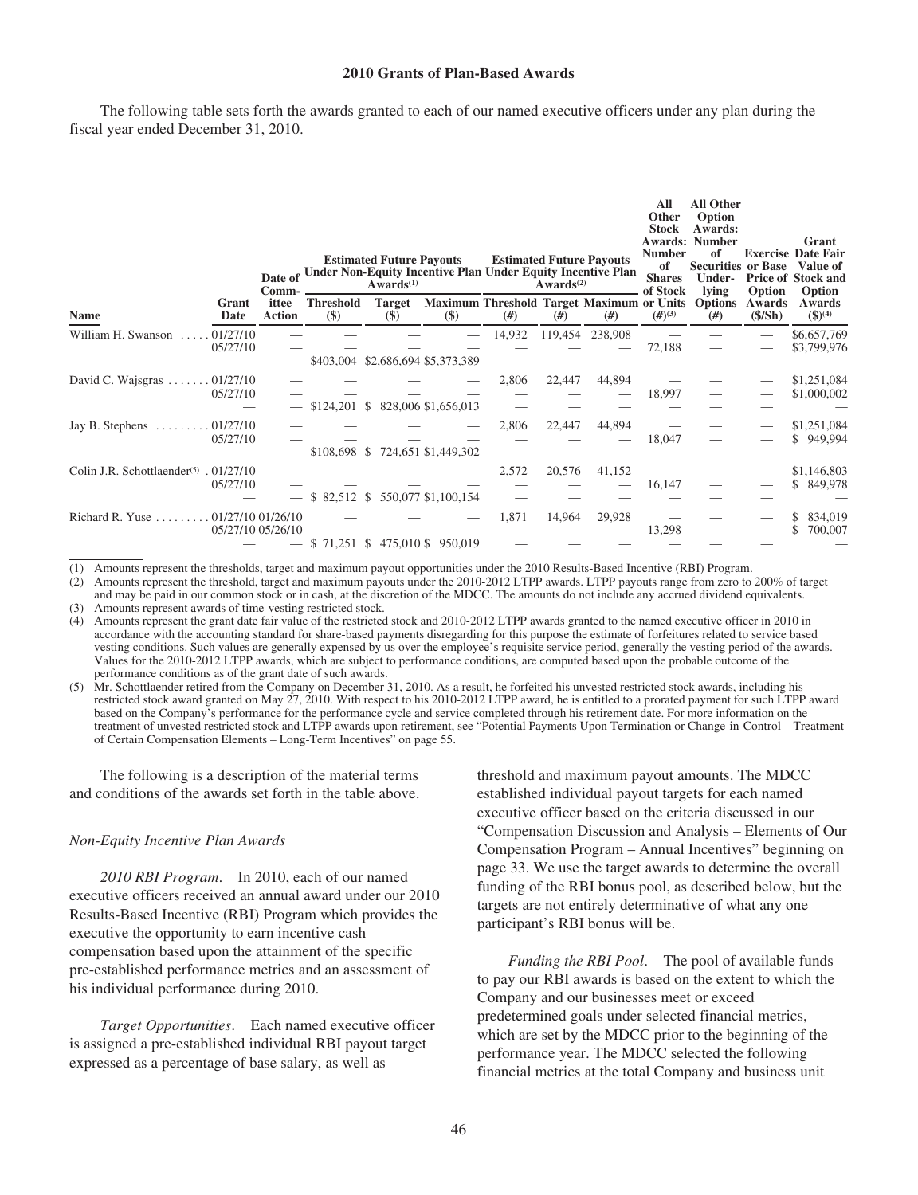### 2010 Grants of Plan-Based Awards

The following table sets forth the awards granted to each of our named executive officers under any plan during the fiscal year ended December 31, 2010.

| Name | Grant Date | Date of Committee Action | Estimated Future Payouts Under Non-Equity Incentive Plan Awards[(1)] | | | Estimated Future Payouts Under Equity Incentive Plan Awards[(2)] | | | All Other Stock Awards: Number of Shares of Stock or Units (#)[(3)] | All Other Option Awards: Number of Securities Underlying Options (#) | Exercise or Base Price of Option Awards ($/Sh) | Grant Date Fair Value of Stock and Option Awards ($)[(4)] |
|---|---|---|---|---|---|---|---|---|---|---|---|---|
| | | | Threshold ($) | Target ($) | Maximum ($) | Threshold (#) | Target (#) | Maximum (#) | | | | |
| William H. Swanson | 01/27/10 | — | — | — | — | 14,932 | 119,454 | 238,908 | — | — | — | $6,657,769 |
| | 05/27/10 | — | — | — | — | — | — | — | 72,188 | — | — | $3,799,976 |
| | — | — | $403,004 | $2,686,694 | $5,373,389 | — | — | — | — | — | — | — |
| David C. Wajsgras | 01/27/10 | — | — | — | — | 2,806 | 22,447 | 44,894 | — | — | — | $1,251,084 |
| | 05/27/10 | — | — | — | — | — | — | — | 18,997 | — | — | $1,000,002 |
| | — | — | $124,201 | $ 828,006 | $1,656,013 | — | — | — | — | — | — | — |
| Jay B. Stephens | 01/27/10 | — | — | — | — | 2,806 | 22,447 | 44,894 | — | — | — | $1,251,084 |
| | 05/27/10 | — | — | — | — | — | — | — | 18,047 | — | — | $ 949,994 |
| | — | — | $108,698 | $ 724,651 | $1,449,302 | — | — | — | — | — | — | — |
| Colin J.R. Schottlaender[(5)] | 01/27/10 | — | — | — | — | 2,572 | 20,576 | 41,152 | — | — | — | $1,146,803 |
| | 05/27/10 | — | — | — | — | — | — | — | 16,147 | — | — | $ 849,978 |
| | — | — | $ 82,512 | $ 550,077 | $1,100,154 | — | — | — | — | — | — | — |
| Richard R. Yuse | 01/27/10 | 01/26/10 | — | — | — | 1,871 | 14,964 | 29,928 | — | — | — | $ 834,019 |
| | 05/27/10 | 05/26/10 | — | — | — | — | — | — | 13,298 | — | — | $ 700,007 |
| | — | — | $ 71,251 | $ 475,010 | $ 950,019 | — | — | — | — | — | — | — |

(1) Amounts represent the thresholds, target and maximum payout opportunities under the 2010 Results-Based Incentive (RBI) Program.

(2) Amounts represent the threshold, target and maximum payouts under the 2010-2012 LTPP awards. LTPP payouts range from zero to 200% of target and may be paid in our common stock or in cash, at the discretion of the MDCC. The amounts do not include any accrued dividend equivalents.

(3) Amounts represent awards of time-vesting restricted stock.

(4) Amounts represent the grant date fair value of the restricted stock and 2010-2012 LTPP awards granted to the named executive officer in 2010 in accordance with the accounting standard for share-based payments disregarding for this purpose the estimate of forfeitures related to service based vesting conditions. Such values are generally expensed by us over the employee's requisite service period, generally the vesting period of the awards. Values for the 2010-2012 LTPP awards, which are subject to performance conditions, are computed based upon the probable outcome of the performance conditions as of the grant date of such awards.

(5) Mr. Schottlaender retired from the Company on December 31, 2010. As a result, he forfeited his unvested restricted stock awards, including his restricted stock award granted on May 27, 2010. With respect to his 2010-2012 LTPP award, he is entitled to a prorated payment for such LTPP award based on the Company's performance for the performance cycle and service completed through his retirement date. For more information on the treatment of unvested restricted stock and LTPP awards upon retirement, see "Potential Payments Upon Termination or Change-in-Control – Treatment of Certain Compensation Elements – Long-Term Incentives" on page 55.

The following is a description of the material terms and conditions of the awards set forth in the table above.

*Non-Equity Incentive Plan Awards*

*2010 RBI Program.* In 2010, each of our named executive officers received an annual award under our 2010 Results-Based Incentive (RBI) Program which provides the executive the opportunity to earn incentive cash compensation based upon the attainment of the specific pre-established performance metrics and an assessment of his individual performance during 2010.

*Target Opportunities.* Each named executive officer is assigned a pre-established individual RBI payout target expressed as a percentage of base salary, as well as threshold and maximum payout amounts. The MDCC established individual payout targets for each named executive officer based on the criteria discussed in our "Compensation Discussion and Analysis – Elements of Our Compensation Program – Annual Incentives" beginning on page 33. We use the target awards to determine the overall funding of the RBI bonus pool, as described below, but the targets are not entirely determinative of what any one participant's RBI bonus will be.

*Funding the RBI Pool.* The pool of available funds to pay our RBI awards is based on the extent to which the Company and our businesses meet or exceed predetermined goals under selected financial metrics, which are set by the MDCC prior to the beginning of the performance year. The MDCC selected the following financial metrics at the total Company and business unit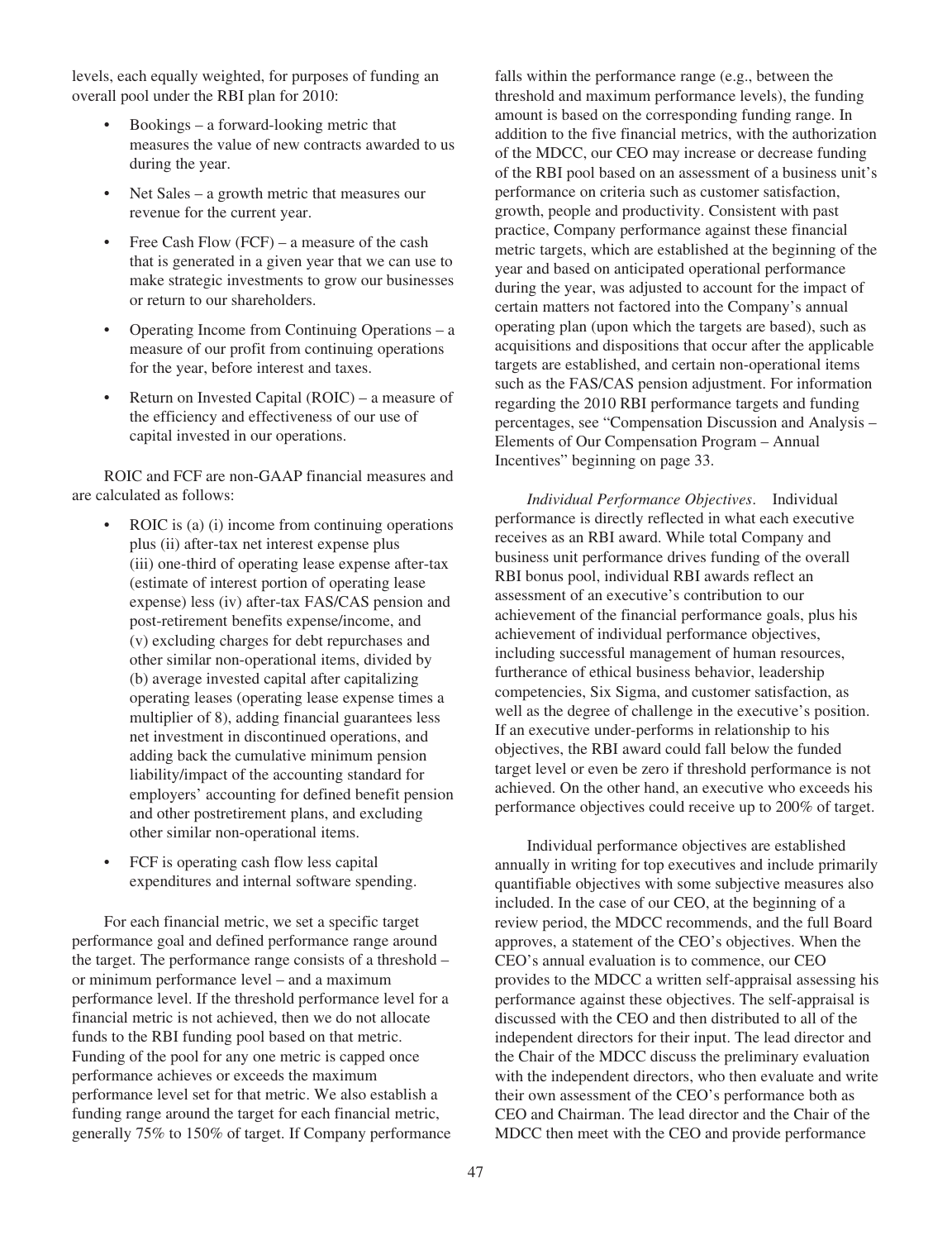levels, each equally weighted, for purposes of funding an overall pool under the RBI plan for 2010:

- Bookings – a forward-looking metric that measures the value of new contracts awarded to us during the year.
- Net Sales – a growth metric that measures our revenue for the current year.
- Free Cash Flow (FCF) – a measure of the cash that is generated in a given year that we can use to make strategic investments to grow our businesses or return to our shareholders.
- Operating Income from Continuing Operations – a measure of our profit from continuing operations for the year, before interest and taxes.
- Return on Invested Capital (ROIC) – a measure of the efficiency and effectiveness of our use of capital invested in our operations.

ROIC and FCF are non-GAAP financial measures and are calculated as follows:

- ROIC is (a) (i) income from continuing operations plus (ii) after-tax net interest expense plus (iii) one-third of operating lease expense after-tax (estimate of interest portion of operating lease expense) less (iv) after-tax FAS/CAS pension and post-retirement benefits expense/income, and (v) excluding charges for debt repurchases and other similar non-operational items, divided by (b) average invested capital after capitalizing operating leases (operating lease expense times a multiplier of 8), adding financial guarantees less net investment in discontinued operations, and adding back the cumulative minimum pension liability/impact of the accounting standard for employers' accounting for defined benefit pension and other postretirement plans, and excluding other similar non-operational items.
- FCF is operating cash flow less capital expenditures and internal software spending.

For each financial metric, we set a specific target performance goal and defined performance range around the target. The performance range consists of a threshold – or minimum performance level – and a maximum performance level. If the threshold performance level for a financial metric is not achieved, then we do not allocate funds to the RBI funding pool based on that metric. Funding of the pool for any one metric is capped once performance achieves or exceeds the maximum performance level set for that metric. We also establish a funding range around the target for each financial metric, generally 75% to 150% of target. If Company performance falls within the performance range (e.g., between the threshold and maximum performance levels), the funding amount is based on the corresponding funding range. In addition to the five financial metrics, with the authorization of the MDCC, our CEO may increase or decrease funding of the RBI pool based on an assessment of a business unit's performance on criteria such as customer satisfaction, growth, people and productivity. Consistent with past practice, Company performance against these financial metric targets, which are established at the beginning of the year and based on anticipated operational performance during the year, was adjusted to account for the impact of certain matters not factored into the Company's annual operating plan (upon which the targets are based), such as acquisitions and dispositions that occur after the applicable targets are established, and certain non-operational items such as the FAS/CAS pension adjustment. For information regarding the 2010 RBI performance targets and funding percentages, see "Compensation Discussion and Analysis – Elements of Our Compensation Program – Annual Incentives" beginning on page 33.

*Individual Performance Objectives*. Individual performance is directly reflected in what each executive receives as an RBI award. While total Company and business unit performance drives funding of the overall RBI bonus pool, individual RBI awards reflect an assessment of an executive's contribution to our achievement of the financial performance goals, plus his achievement of individual performance objectives, including successful management of human resources, furtherance of ethical business behavior, leadership competencies, Six Sigma, and customer satisfaction, as well as the degree of challenge in the executive's position. If an executive under-performs in relationship to his objectives, the RBI award could fall below the funded target level or even be zero if threshold performance is not achieved. On the other hand, an executive who exceeds his performance objectives could receive up to 200% of target.

Individual performance objectives are established annually in writing for top executives and include primarily quantifiable objectives with some subjective measures also included. In the case of our CEO, at the beginning of a review period, the MDCC recommends, and the full Board approves, a statement of the CEO's objectives. When the CEO's annual evaluation is to commence, our CEO provides to the MDCC a written self-appraisal assessing his performance against these objectives. The self-appraisal is discussed with the CEO and then distributed to all of the independent directors for their input. The lead director and the Chair of the MDCC discuss the preliminary evaluation with the independent directors, who then evaluate and write their own assessment of the CEO's performance both as CEO and Chairman. The lead director and the Chair of the MDCC then meet with the CEO and provide performance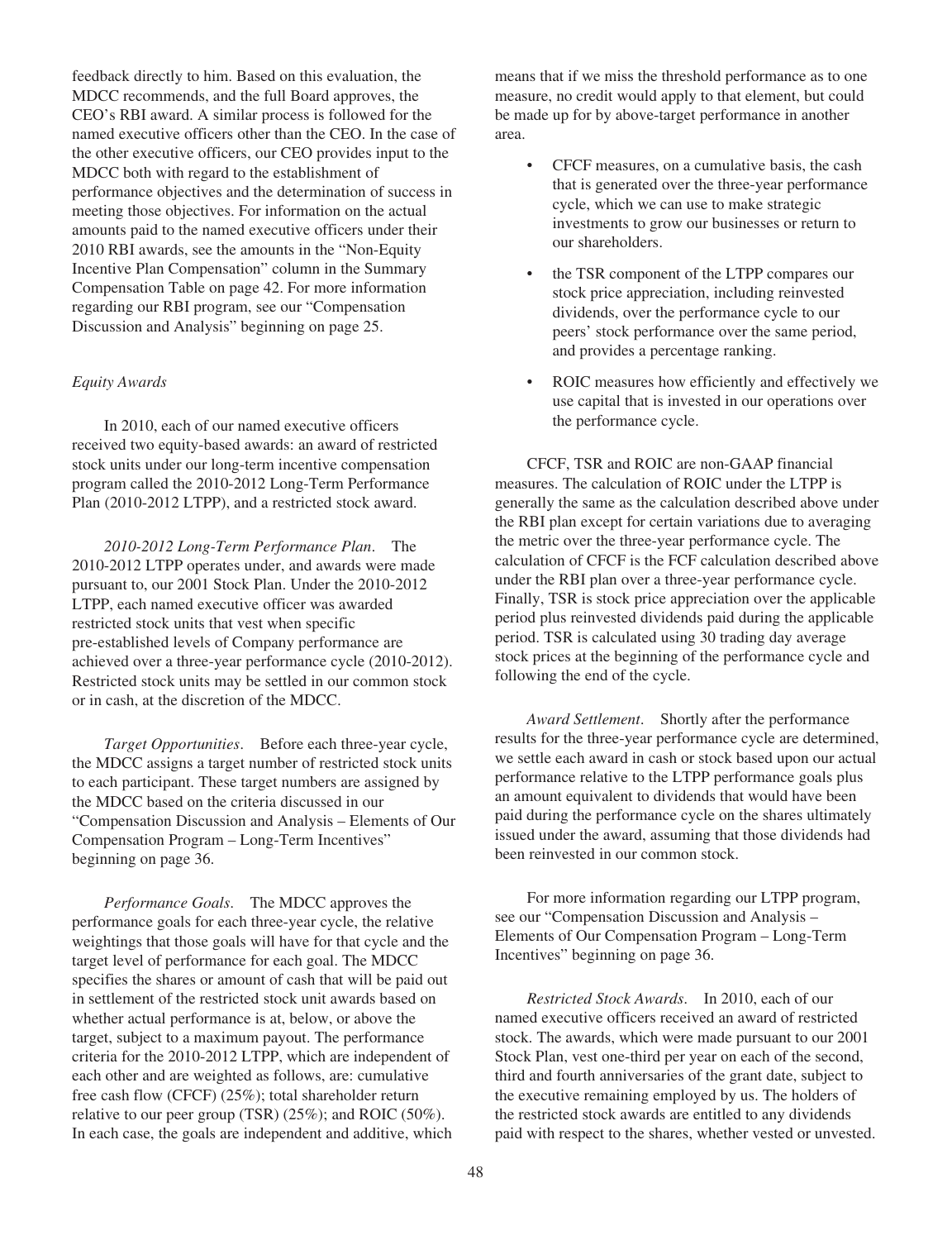feedback directly to him. Based on this evaluation, the MDCC recommends, and the full Board approves, the CEO's RBI award. A similar process is followed for the named executive officers other than the CEO. In the case of the other executive officers, our CEO provides input to the MDCC both with regard to the establishment of performance objectives and the determination of success in meeting those objectives. For information on the actual amounts paid to the named executive officers under their 2010 RBI awards, see the amounts in the "Non-Equity Incentive Plan Compensation" column in the Summary Compensation Table on page 42. For more information regarding our RBI program, see our "Compensation Discussion and Analysis" beginning on page 25.

*Equity Awards*

In 2010, each of our named executive officers received two equity-based awards: an award of restricted stock units under our long-term incentive compensation program called the 2010-2012 Long-Term Performance Plan (2010-2012 LTPP), and a restricted stock award.

*2010-2012 Long-Term Performance Plan*. The 2010-2012 LTPP operates under, and awards were made pursuant to, our 2001 Stock Plan. Under the 2010-2012 LTPP, each named executive officer was awarded restricted stock units that vest when specific pre-established levels of Company performance are achieved over a three-year performance cycle (2010-2012). Restricted stock units may be settled in our common stock or in cash, at the discretion of the MDCC.

*Target Opportunities*. Before each three-year cycle, the MDCC assigns a target number of restricted stock units to each participant. These target numbers are assigned by the MDCC based on the criteria discussed in our "Compensation Discussion and Analysis – Elements of Our Compensation Program – Long-Term Incentives" beginning on page 36.

*Performance Goals*. The MDCC approves the performance goals for each three-year cycle, the relative weightings that those goals will have for that cycle and the target level of performance for each goal. The MDCC specifies the shares or amount of cash that will be paid out in settlement of the restricted stock unit awards based on whether actual performance is at, below, or above the target, subject to a maximum payout. The performance criteria for the 2010-2012 LTPP, which are independent of each other and are weighted as follows, are: cumulative free cash flow (CFCF) (25%); total shareholder return relative to our peer group (TSR) (25%); and ROIC (50%). In each case, the goals are independent and additive, which means that if we miss the threshold performance as to one measure, no credit would apply to that element, but could be made up for by above-target performance in another area.

- CFCF measures, on a cumulative basis, the cash that is generated over the three-year performance cycle, which we can use to make strategic investments to grow our businesses or return to our shareholders.
- the TSR component of the LTPP compares our stock price appreciation, including reinvested dividends, over the performance cycle to our peers' stock performance over the same period, and provides a percentage ranking.
- ROIC measures how efficiently and effectively we use capital that is invested in our operations over the performance cycle.

CFCF, TSR and ROIC are non-GAAP financial measures. The calculation of ROIC under the LTPP is generally the same as the calculation described above under the RBI plan except for certain variations due to averaging the metric over the three-year performance cycle. The calculation of CFCF is the FCF calculation described above under the RBI plan over a three-year performance cycle. Finally, TSR is stock price appreciation over the applicable period plus reinvested dividends paid during the applicable period. TSR is calculated using 30 trading day average stock prices at the beginning of the performance cycle and following the end of the cycle.

*Award Settlement*. Shortly after the performance results for the three-year performance cycle are determined, we settle each award in cash or stock based upon our actual performance relative to the LTPP performance goals plus an amount equivalent to dividends that would have been paid during the performance cycle on the shares ultimately issued under the award, assuming that those dividends had been reinvested in our common stock.

For more information regarding our LTPP program, see our "Compensation Discussion and Analysis – Elements of Our Compensation Program – Long-Term Incentives" beginning on page 36.

*Restricted Stock Awards*. In 2010, each of our named executive officers received an award of restricted stock. The awards, which were made pursuant to our 2001 Stock Plan, vest one-third per year on each of the second, third and fourth anniversaries of the grant date, subject to the executive remaining employed by us. The holders of the restricted stock awards are entitled to any dividends paid with respect to the shares, whether vested or unvested.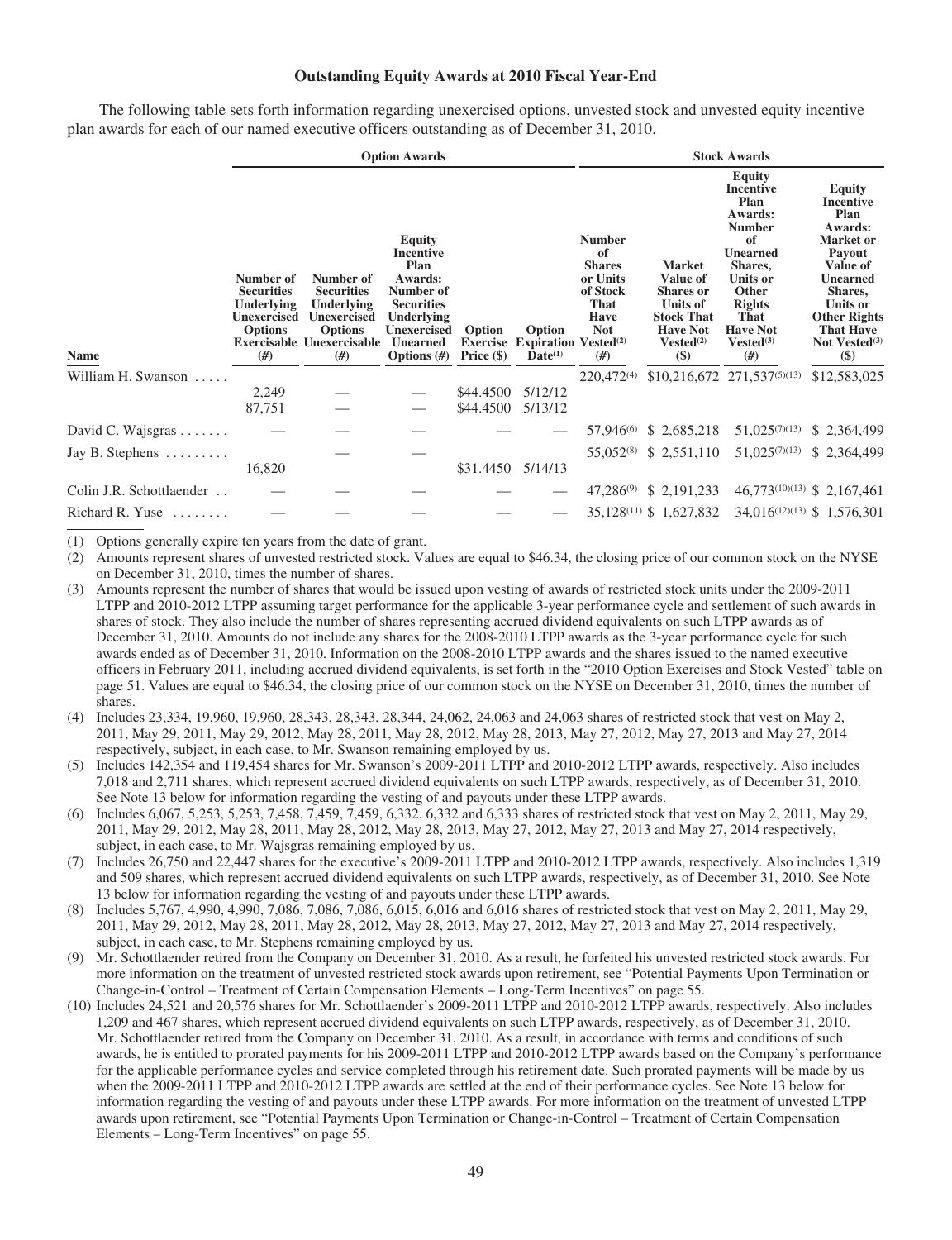### Outstanding Equity Awards at 2010 Fiscal Year-End

The following table sets forth information regarding unexercised options, unvested stock and unvested equity incentive plan awards for each of our named executive officers outstanding as of December 31, 2010.

| | Option Awards | | | | | Stock Awards | | | |
|---|---|---|---|---|---|---|---|---|---|
| Name | Number of Securities Underlying Unexercised Options Exercisable (#) | Number of Securities Underlying Unexercised Options Unexercisable (#) | Equity Incentive Plan Awards: Number of Securities Underlying Unexercised Unearned Options (#) | Option Exercise Price ($) | Option Expiration Date[(1)] | Number of Shares or Units of Stock That Have Not Vested[(2)] (#) | Market Value of Shares or Units of Stock That Have Not Vested[(2)] ($) | Equity Incentive Plan Awards: Number of Unearned Shares, Units or Other Rights That Have Not Vested[(3)] (#) | Equity Incentive Plan Awards: Market or Payout Value of Unearned Shares, Units or Other Rights That Have Not Vested[(3)] ($) |
| William H. Swanson | | | | | | 220,472[(4)] | $10,216,672 | 271,537[(5)(13)] | $12,583,025 |
| | 2,249 | — | — | $44.4500 | 5/12/12 | | | | |
| | 87,751 | — | — | $44.4500 | 5/13/12 | | | | |
| David C. Wajsgras | — | — | — | — | — | 57,946[(6)] | $ 2,685,218 | 51,025[(7)(13)] | $ 2,364,499 |
| Jay B. Stephens | | — | — | | | 55,052[(8)] | $ 2,551,110 | 51,025[(7)(13)] | $ 2,364,499 |
| | 16,820 | | | $31.4450 | 5/14/13 | | | | |
| Colin J.R. Schottlaender | — | — | — | — | — | 47,286[(9)] | $ 2,191,233 | 46,773[(10)(13)] | $ 2,167,461 |
| Richard R. Yuse | — | — | — | — | — | 35,128[(11)] | $ 1,627,832 | 34,016[(12)(13)] | $ 1,576,301 |

(1) Options generally expire ten years from the date of grant.

(2) Amounts represent shares of unvested restricted stock. Values are equal to $46.34, the closing price of our common stock on the NYSE on December 31, 2010, times the number of shares.

(3) Amounts represent the number of shares that would be issued upon vesting of awards of restricted stock units under the 2009-2011 LTPP and 2010-2012 LTPP assuming target performance for the applicable 3-year performance cycle and settlement of such awards in shares of stock. They also include the number of shares representing accrued dividend equivalents on such LTPP awards as of December 31, 2010. Amounts do not include any shares for the 2008-2010 LTPP awards as the 3-year performance cycle for such awards ended as of December 31, 2010. Information on the 2008-2010 LTPP awards and the shares issued to the named executive officers in February 2011, including accrued dividend equivalents, is set forth in the "2010 Option Exercises and Stock Vested" table on page 51. Values are equal to $46.34, the closing price of our common stock on the NYSE on December 31, 2010, times the number of shares.

(4) Includes 23,334, 19,960, 19,960, 28,343, 28,343, 28,344, 24,062, 24,063 and 24,063 shares of restricted stock that vest on May 2, 2011, May 29, 2011, May 29, 2012, May 28, 2011, May 28, 2012, May 28, 2013, May 27, 2012, May 27, 2013 and May 27, 2014 respectively, subject, in each case, to Mr. Swanson remaining employed by us.

(5) Includes 142,354 and 119,454 shares for Mr. Swanson's 2009-2011 LTPP and 2010-2012 LTPP awards, respectively. Also includes 7,018 and 2,711 shares, which represent accrued dividend equivalents on such LTPP awards, respectively, as of December 31, 2010. See Note 13 below for information regarding the vesting of and payouts under these LTPP awards.

(6) Includes 6,067, 5,253, 5,253, 7,458, 7,459, 7,459, 6,332, 6,332 and 6,333 shares of restricted stock that vest on May 2, 2011, May 29, 2011, May 29, 2012, May 28, 2011, May 28, 2012, May 28, 2013, May 27, 2012, May 27, 2013 and May 27, 2014 respectively, subject, in each case, to Mr. Wajsgras remaining employed by us.

(7) Includes 26,750 and 22,447 shares for the executive's 2009-2011 LTPP and 2010-2012 LTPP awards, respectively. Also includes 1,319 and 509 shares, which represent accrued dividend equivalents on such LTPP awards, respectively, as of December 31, 2010. See Note 13 below for information regarding the vesting of and payouts under these LTPP awards.

(8) Includes 5,767, 4,990, 4,990, 7,086, 7,086, 7,086, 6,015, 6,016 and 6,016 shares of restricted stock that vest on May 2, 2011, May 29, 2011, May 29, 2012, May 28, 2011, May 28, 2012, May 28, 2013, May 27, 2012, May 27, 2013 and May 27, 2014 respectively, subject, in each case, to Mr. Stephens remaining employed by us.

(9) Mr. Schottlaender retired from the Company on December 31, 2010. As a result, he forfeited his unvested restricted stock awards. For more information on the treatment of unvested restricted stock awards upon retirement, see "Potential Payments Upon Termination or Change-in-Control – Treatment of Certain Compensation Elements – Long-Term Incentives" on page 55.

(10) Includes 24,521 and 20,576 shares for Mr. Schottlaender's 2009-2011 LTPP and 2010-2012 LTPP awards, respectively. Also includes 1,209 and 467 shares, which represent accrued dividend equivalents on such LTPP awards, respectively, as of December 31, 2010. Mr. Schottlaender retired from the Company on December 31, 2010. As a result, in accordance with terms and conditions of such awards, he is entitled to prorated payments for his 2009-2011 LTPP and 2010-2012 LTPP awards based on the Company's performance for the applicable performance cycles and service completed through his retirement date. Such prorated payments will be made by us when the 2009-2011 LTPP and 2010-2012 LTPP awards are settled at the end of their performance cycles. See Note 13 below for information regarding the vesting of and payouts under these LTPP awards. For more information on the treatment of unvested LTPP awards upon retirement, see "Potential Payments Upon Termination or Change-in-Control – Treatment of Certain Compensation Elements – Long-Term Incentives" on page 55.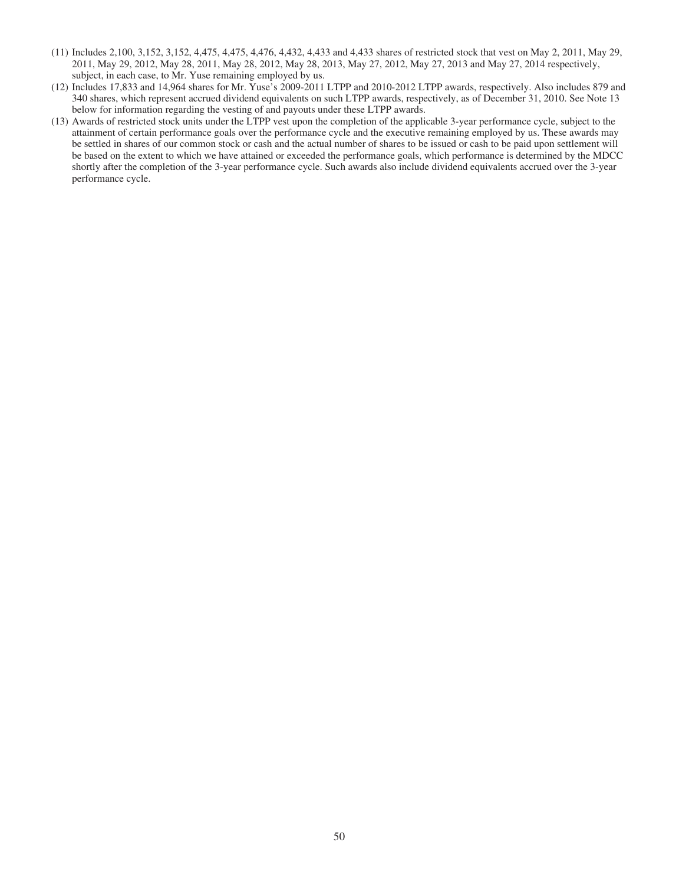(11) Includes 2,100, 3,152, 3,152, 4,475, 4,475, 4,476, 4,432, 4,433 and 4,433 shares of restricted stock that vest on May 2, 2011, May 29, 2011, May 29, 2012, May 28, 2011, May 28, 2012, May 28, 2013, May 27, 2012, May 27, 2013 and May 27, 2014 respectively, subject, in each case, to Mr. Yuse remaining employed by us.

(12) Includes 17,833 and 14,964 shares for Mr. Yuse's 2009-2011 LTPP and 2010-2012 LTPP awards, respectively. Also includes 879 and 340 shares, which represent accrued dividend equivalents on such LTPP awards, respectively, as of December 31, 2010. See Note 13 below for information regarding the vesting of and payouts under these LTPP awards.

(13) Awards of restricted stock units under the LTPP vest upon the completion of the applicable 3-year performance cycle, subject to the attainment of certain performance goals over the performance cycle and the executive remaining employed by us. These awards may be settled in shares of our common stock or cash and the actual number of shares to be issued or cash to be paid upon settlement will be based on the extent to which we have attained or exceeded the performance goals, which performance is determined by the MDCC shortly after the completion of the 3-year performance cycle. Such awards also include dividend equivalents accrued over the 3-year performance cycle.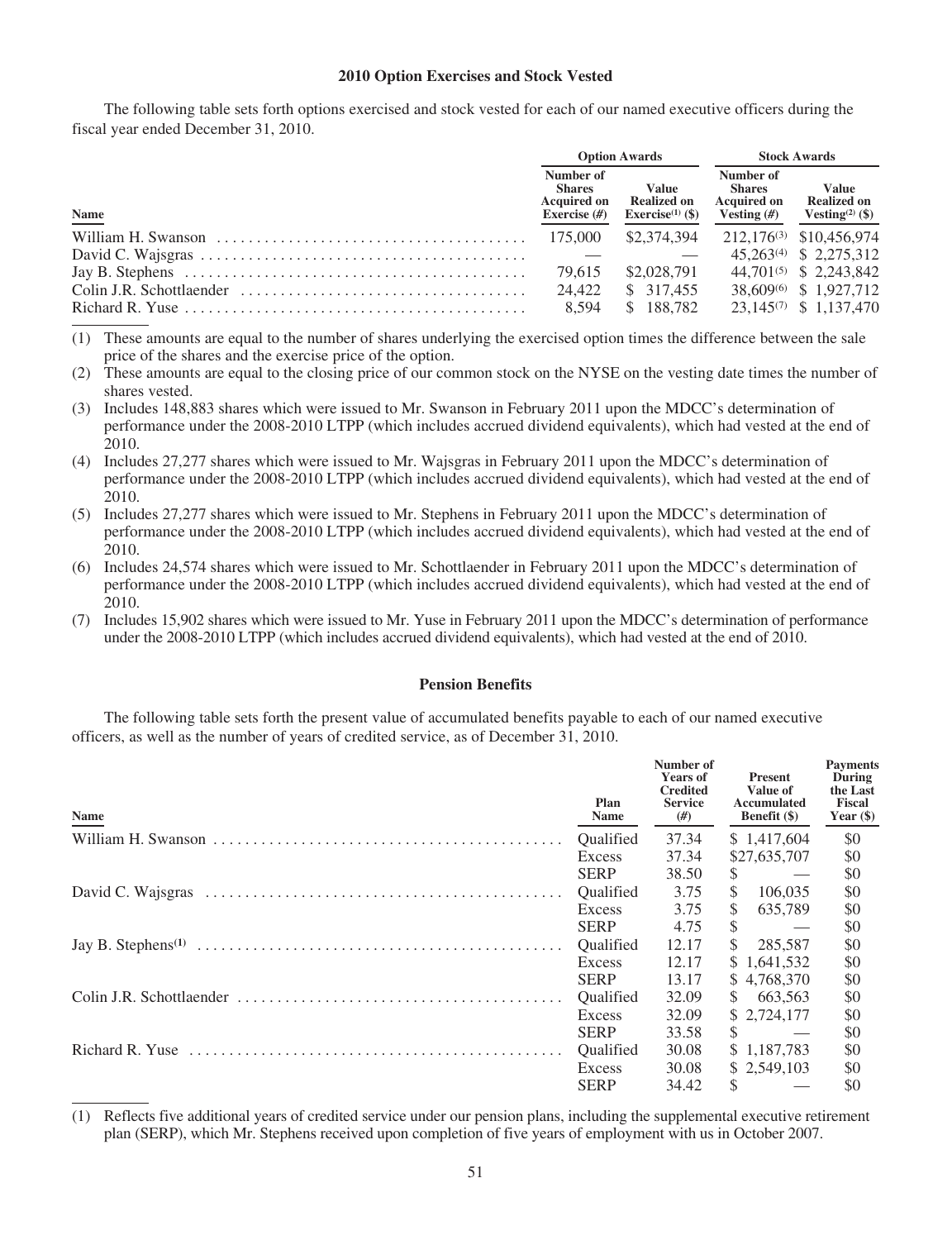## 2010 Option Exercises and Stock Vested

The following table sets forth options exercised and stock vested for each of our named executive officers during the fiscal year ended December 31, 2010.

| Name | Option Awards | | Stock Awards | |
|---|---|---|---|---|
| | Number of Shares Acquired on Exercise (#) | Value Realized on Exercise[(1)] ($) | Number of Shares Acquired on Vesting (#) | Value Realized on Vesting[(2)] ($) |
| William H. Swanson | 175,000 | $2,374,394 | 212,176[(3)] | $10,456,974 |
| David C. Wajsgras | — | — | 45,263[(4)] | $ 2,275,312 |
| Jay B. Stephens | 79,615 | $2,028,791 | 44,701[(5)] | $ 2,243,842 |
| Colin J.R. Schottlaender | 24,422 | $ 317,455 | 38,609[(6)] | $ 1,927,712 |
| Richard R. Yuse | 8,594 | $ 188,782 | 23,145[(7)] | $ 1,137,470 |

(1) These amounts are equal to the number of shares underlying the exercised option times the difference between the sale price of the shares and the exercise price of the option.

(2) These amounts are equal to the closing price of our common stock on the NYSE on the vesting date times the number of shares vested.

(3) Includes 148,883 shares which were issued to Mr. Swanson in February 2011 upon the MDCC's determination of performance under the 2008-2010 LTPP (which includes accrued dividend equivalents), which had vested at the end of 2010.

(4) Includes 27,277 shares which were issued to Mr. Wajsgras in February 2011 upon the MDCC's determination of performance under the 2008-2010 LTPP (which includes accrued dividend equivalents), which had vested at the end of 2010.

(5) Includes 27,277 shares which were issued to Mr. Stephens in February 2011 upon the MDCC's determination of performance under the 2008-2010 LTPP (which includes accrued dividend equivalents), which had vested at the end of 2010.

(6) Includes 24,574 shares which were issued to Mr. Schottlaender in February 2011 upon the MDCC's determination of performance under the 2008-2010 LTPP (which includes accrued dividend equivalents), which had vested at the end of 2010.

(7) Includes 15,902 shares which were issued to Mr. Yuse in February 2011 upon the MDCC's determination of performance under the 2008-2010 LTPP (which includes accrued dividend equivalents), which had vested at the end of 2010.

## Pension Benefits

The following table sets forth the present value of accumulated benefits payable to each of our named executive officers, as well as the number of years of credited service, as of December 31, 2010.

| Name | Plan Name | Number of Years of Credited Service (#) | Present Value of Accumulated Benefit ($) | Payments During the Last Fiscal Year ($) |
|---|---|---|---|---|
| William H. Swanson | Qualified | 37.34 | $ 1,417,604 | $0 |
| | Excess | 37.34 | $27,635,707 | $0 |
| | SERP | 38.50 | $ — | $0 |
| David C. Wajsgras | Qualified | 3.75 | $ 106,035 | $0 |
| | Excess | 3.75 | $ 635,789 | $0 |
| | SERP | 4.75 | $ — | $0 |
| Jay B. Stephens[(1)] | Qualified | 12.17 | $ 285,587 | $0 |
| | Excess | 12.17 | $ 1,641,532 | $0 |
| | SERP | 13.17 | $ 4,768,370 | $0 |
| Colin J.R. Schottlaender | Qualified | 32.09 | $ 663,563 | $0 |
| | Excess | 32.09 | $ 2,724,177 | $0 |
| | SERP | 33.58 | $ — | $0 |
| Richard R. Yuse | Qualified | 30.08 | $ 1,187,783 | $0 |
| | Excess | 30.08 | $ 2,549,103 | $0 |
| | SERP | 34.42 | $ — | $0 |

(1) Reflects five additional years of credited service under our pension plans, including the supplemental executive retirement plan (SERP), which Mr. Stephens received upon completion of five years of employment with us in October 2007.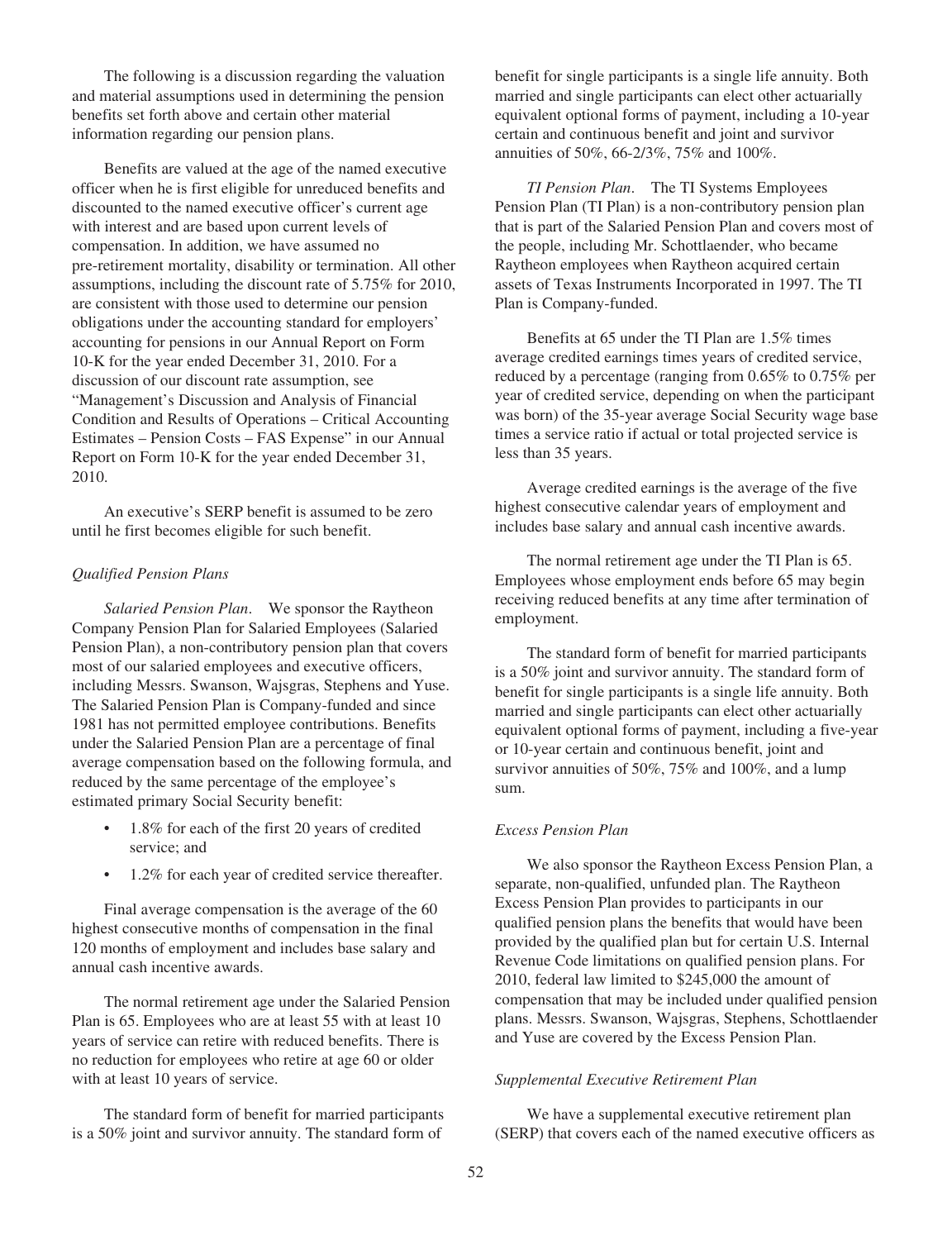The following is a discussion regarding the valuation and material assumptions used in determining the pension benefits set forth above and certain other material information regarding our pension plans.

Benefits are valued at the age of the named executive officer when he is first eligible for unreduced benefits and discounted to the named executive officer's current age with interest and are based upon current levels of compensation. In addition, we have assumed no pre-retirement mortality, disability or termination. All other assumptions, including the discount rate of 5.75% for 2010, are consistent with those used to determine our pension obligations under the accounting standard for employers' accounting for pensions in our Annual Report on Form 10-K for the year ended December 31, 2010. For a discussion of our discount rate assumption, see "Management's Discussion and Analysis of Financial Condition and Results of Operations – Critical Accounting Estimates – Pension Costs – FAS Expense" in our Annual Report on Form 10-K for the year ended December 31, 2010.

An executive's SERP benefit is assumed to be zero until he first becomes eligible for such benefit.

### *Qualified Pension Plans*

*Salaried Pension Plan.* We sponsor the Raytheon Company Pension Plan for Salaried Employees (Salaried Pension Plan), a non-contributory pension plan that covers most of our salaried employees and executive officers, including Messrs. Swanson, Wajsgras, Stephens and Yuse. The Salaried Pension Plan is Company-funded and since 1981 has not permitted employee contributions. Benefits under the Salaried Pension Plan are a percentage of final average compensation based on the following formula, and reduced by the same percentage of the employee's estimated primary Social Security benefit:

- 1.8% for each of the first 20 years of credited service; and
- 1.2% for each year of credited service thereafter.

Final average compensation is the average of the 60 highest consecutive months of compensation in the final 120 months of employment and includes base salary and annual cash incentive awards.

The normal retirement age under the Salaried Pension Plan is 65. Employees who are at least 55 with at least 10 years of service can retire with reduced benefits. There is no reduction for employees who retire at age 60 or older with at least 10 years of service.

The standard form of benefit for married participants is a 50% joint and survivor annuity. The standard form of benefit for single participants is a single life annuity. Both married and single participants can elect other actuarially equivalent optional forms of payment, including a 10-year certain and continuous benefit and joint and survivor annuities of 50%, 66-2/3%, 75% and 100%.

*TI Pension Plan.* The TI Systems Employees Pension Plan (TI Plan) is a non-contributory pension plan that is part of the Salaried Pension Plan and covers most of the people, including Mr. Schottlaender, who became Raytheon employees when Raytheon acquired certain assets of Texas Instruments Incorporated in 1997. The TI Plan is Company-funded.

Benefits at 65 under the TI Plan are 1.5% times average credited earnings times years of credited service, reduced by a percentage (ranging from 0.65% to 0.75% per year of credited service, depending on when the participant was born) of the 35-year average Social Security wage base times a service ratio if actual or total projected service is less than 35 years.

Average credited earnings is the average of the five highest consecutive calendar years of employment and includes base salary and annual cash incentive awards.

The normal retirement age under the TI Plan is 65. Employees whose employment ends before 65 may begin receiving reduced benefits at any time after termination of employment.

The standard form of benefit for married participants is a 50% joint and survivor annuity. The standard form of benefit for single participants is a single life annuity. Both married and single participants can elect other actuarially equivalent optional forms of payment, including a five-year or 10-year certain and continuous benefit, joint and survivor annuities of 50%, 75% and 100%, and a lump sum.

### *Excess Pension Plan*

We also sponsor the Raytheon Excess Pension Plan, a separate, non-qualified, unfunded plan. The Raytheon Excess Pension Plan provides to participants in our qualified pension plans the benefits that would have been provided by the qualified plan but for certain U.S. Internal Revenue Code limitations on qualified pension plans. For 2010, federal law limited to $245,000 the amount of compensation that may be included under qualified pension plans. Messrs. Swanson, Wajsgras, Stephens, Schottlaender and Yuse are covered by the Excess Pension Plan.

### *Supplemental Executive Retirement Plan*

We have a supplemental executive retirement plan (SERP) that covers each of the named executive officers as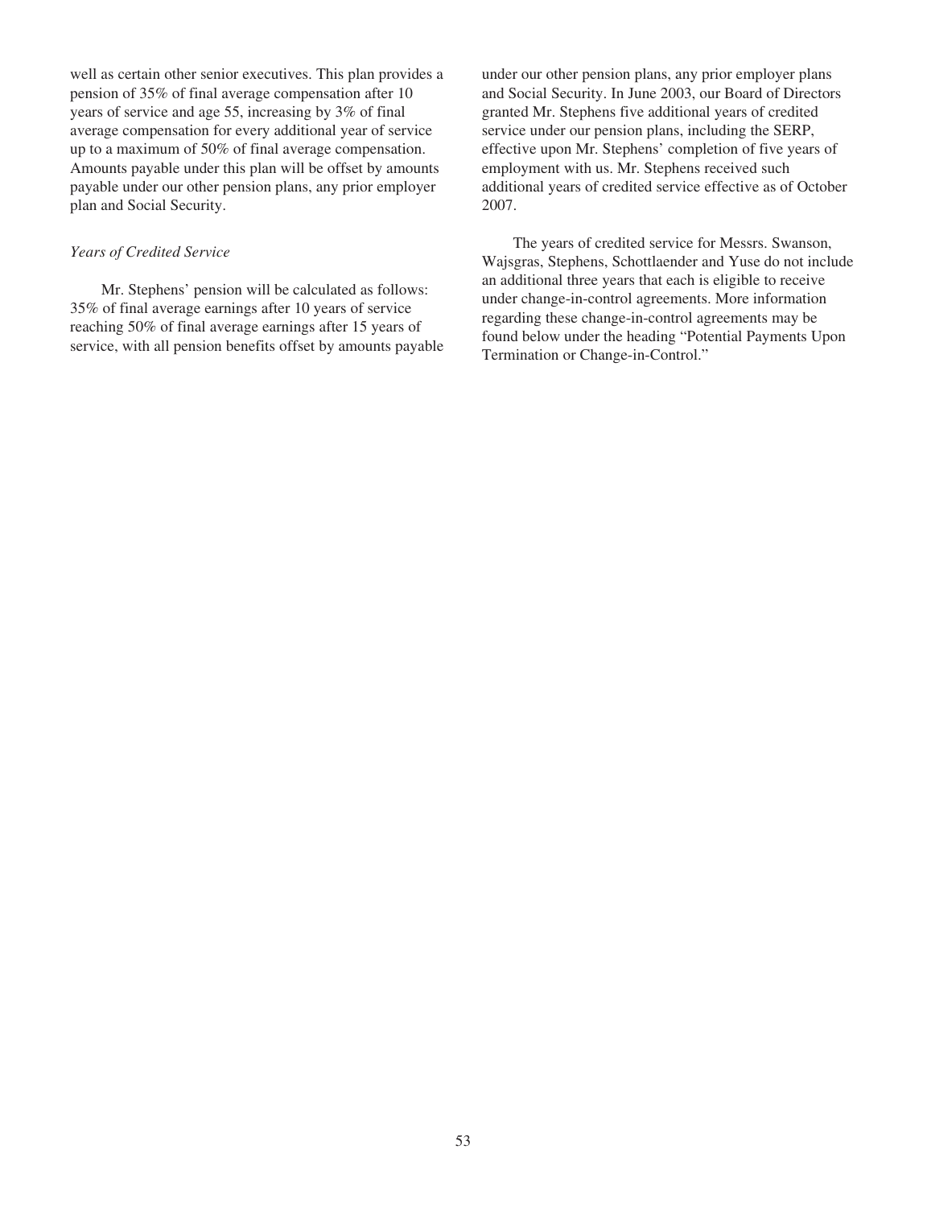well as certain other senior executives. This plan provides a pension of 35% of final average compensation after 10 years of service and age 55, increasing by 3% of final average compensation for every additional year of service up to a maximum of 50% of final average compensation. Amounts payable under this plan will be offset by amounts payable under our other pension plans, any prior employer plan and Social Security.

*Years of Credited Service*

Mr. Stephens' pension will be calculated as follows: 35% of final average earnings after 10 years of service reaching 50% of final average earnings after 15 years of service, with all pension benefits offset by amounts payable under our other pension plans, any prior employer plans and Social Security. In June 2003, our Board of Directors granted Mr. Stephens five additional years of credited service under our pension plans, including the SERP, effective upon Mr. Stephens' completion of five years of employment with us. Mr. Stephens received such additional years of credited service effective as of October 2007.

The years of credited service for Messrs. Swanson, Wajsgras, Stephens, Schottlaender and Yuse do not include an additional three years that each is eligible to receive under change-in-control agreements. More information regarding these change-in-control agreements may be found below under the heading "Potential Payments Upon Termination or Change-in-Control."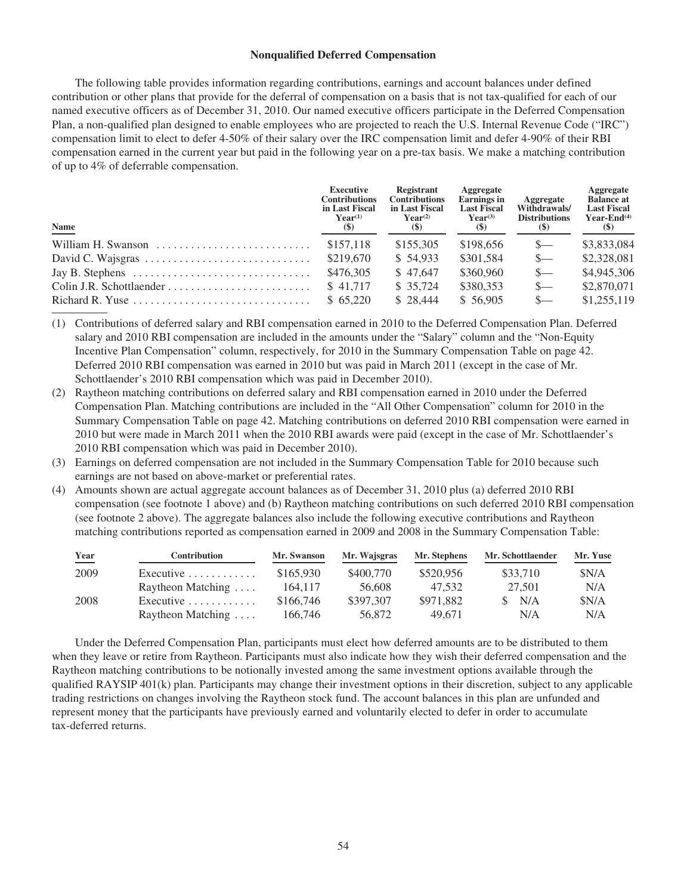### Nonqualified Deferred Compensation

The following table provides information regarding contributions, earnings and account balances under defined contribution or other plans that provide for the deferral of compensation on a basis that is not tax-qualified for each of our named executive officers as of December 31, 2010. Our named executive officers participate in the Deferred Compensation Plan, a non-qualified plan designed to enable employees who are projected to reach the U.S. Internal Revenue Code ("IRC") compensation limit to elect to defer 4-50% of their salary over the IRC compensation limit and defer 4-90% of their RBI compensation earned in the current year but paid in the following year on a pre-tax basis. We make a matching contribution of up to 4% of deferrable compensation.

| Name | Executive Contributions in Last Fiscal Year[(1)] ($) | Registrant Contributions in Last Fiscal Year[(2)] ($) | Aggregate Earnings in Last Fiscal Year[(3)] ($) | Aggregate Withdrawals/ Distributions ($) | Aggregate Balance at Last Fiscal Year-End[(4)] ($) |
|---|---|---|---|---|---|
| William H. Swanson | $157,118 | $155,305 | $198,656 | $— | $3,833,084 |
| David C. Wajsgras | $219,670 | $ 54,933 | $301,584 | $— | $2,328,081 |
| Jay B. Stephens | $476,305 | $ 47,647 | $360,960 | $— | $4,945,306 |
| Colin J.R. Schottlaender | $ 41,717 | $ 35,724 | $380,353 | $— | $2,870,071 |
| Richard R. Yuse | $ 65,220 | $ 28,444 | $ 56,905 | $— | $1,255,119 |

(1) Contributions of deferred salary and RBI compensation earned in 2010 to the Deferred Compensation Plan. Deferred salary and 2010 RBI compensation are included in the amounts under the "Salary" column and the "Non-Equity Incentive Plan Compensation" column, respectively, for 2010 in the Summary Compensation Table on page 42. Deferred 2010 RBI compensation was earned in 2010 but was paid in March 2011 (except in the case of Mr. Schottlaender's 2010 RBI compensation which was paid in December 2010).

(2) Raytheon matching contributions on deferred salary and RBI compensation earned in 2010 under the Deferred Compensation Plan. Matching contributions are included in the "All Other Compensation" column for 2010 in the Summary Compensation Table on page 42. Matching contributions on deferred 2010 RBI compensation were earned in 2010 but were made in March 2011 when the 2010 RBI awards were paid (except in the case of Mr. Schottlaender's 2010 RBI compensation which was paid in December 2010).

(3) Earnings on deferred compensation are not included in the Summary Compensation Table for 2010 because such earnings are not based on above-market or preferential rates.

(4) Amounts shown are actual aggregate account balances as of December 31, 2010 plus (a) deferred 2010 RBI compensation (see footnote 1 above) and (b) Raytheon matching contributions on such deferred 2010 RBI compensation (see footnote 2 above). The aggregate balances also include the following executive contributions and Raytheon matching contributions reported as compensation earned in 2009 and 2008 in the Summary Compensation Table:

| Year | Contribution | Mr. Swanson | Mr. Wajsgras | Mr. Stephens | Mr. Schottlaender | Mr. Yuse |
|---|---|---|---|---|---|---|
| 2009 | Executive | $165,930 | $400,770 | $520,956 | $33,710 | $N/A |
| | Raytheon Matching | 164,117 | 56,608 | 47,532 | 27,501 | N/A |
| 2008 | Executive | $166,746 | $397,307 | $971,882 | $ N/A | $N/A |
| | Raytheon Matching | 166,746 | 56,872 | 49,671 | N/A | N/A |

Under the Deferred Compensation Plan, participants must elect how deferred amounts are to be distributed to them when they leave or retire from Raytheon. Participants must also indicate how they wish their deferred compensation and the Raytheon matching contributions to be notionally invested among the same investment options available through the qualified RAYSIP 401(k) plan. Participants may change their investment options in their discretion, subject to any applicable trading restrictions on changes involving the Raytheon stock fund. The account balances in this plan are unfunded and represent money that the participants have previously earned and voluntarily elected to defer in order to accumulate tax-deferred returns.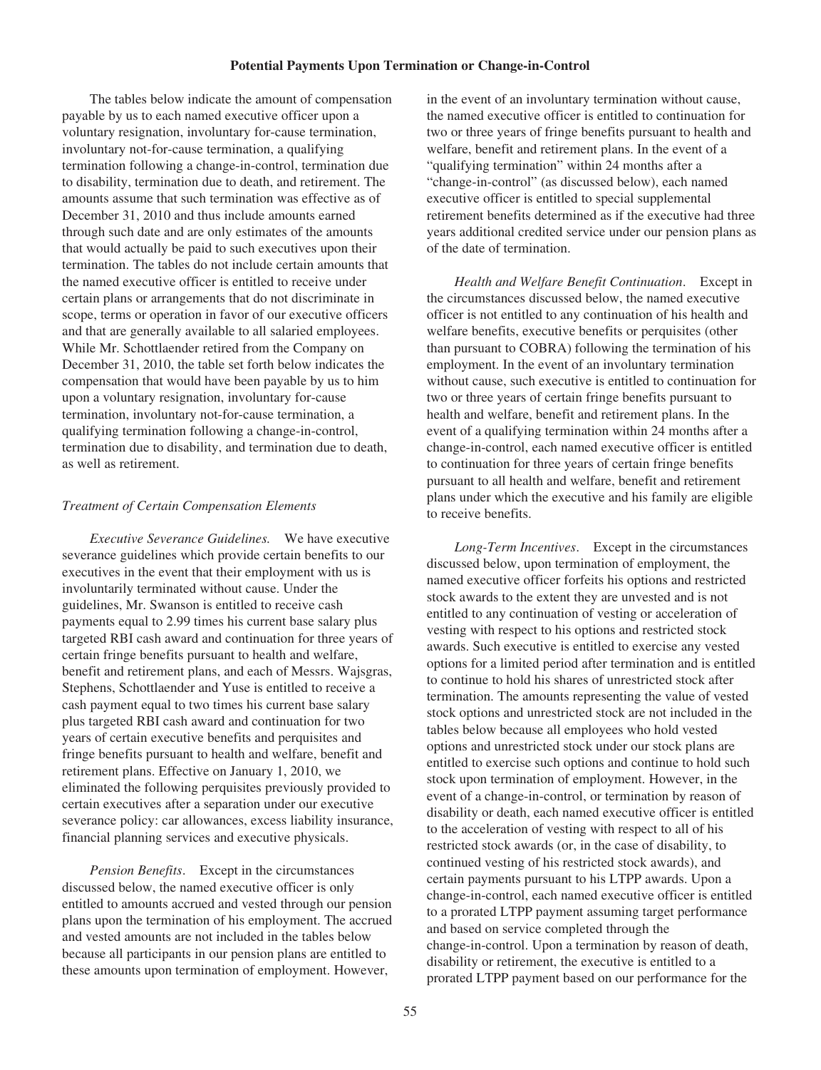## Potential Payments Upon Termination or Change-in-Control

The tables below indicate the amount of compensation payable by us to each named executive officer upon a voluntary resignation, involuntary for-cause termination, involuntary not-for-cause termination, a qualifying termination following a change-in-control, termination due to disability, termination due to death, and retirement. The amounts assume that such termination was effective as of December 31, 2010 and thus include amounts earned through such date and are only estimates of the amounts that would actually be paid to such executives upon their termination. The tables do not include certain amounts that the named executive officer is entitled to receive under certain plans or arrangements that do not discriminate in scope, terms or operation in favor of our executive officers and that are generally available to all salaried employees. While Mr. Schottlaender retired from the Company on December 31, 2010, the table set forth below indicates the compensation that would have been payable by us to him upon a voluntary resignation, involuntary for-cause termination, involuntary not-for-cause termination, a qualifying termination following a change-in-control, termination due to disability, and termination due to death, as well as retirement.

*Treatment of Certain Compensation Elements*

*Executive Severance Guidelines.* We have executive severance guidelines which provide certain benefits to our executives in the event that their employment with us is involuntarily terminated without cause. Under the guidelines, Mr. Swanson is entitled to receive cash payments equal to 2.99 times his current base salary plus targeted RBI cash award and continuation for three years of certain fringe benefits pursuant to health and welfare, benefit and retirement plans, and each of Messrs. Wajsgras, Stephens, Schottlaender and Yuse is entitled to receive a cash payment equal to two times his current base salary plus targeted RBI cash award and continuation for two years of certain executive benefits and perquisites and fringe benefits pursuant to health and welfare, benefit and retirement plans. Effective on January 1, 2010, we eliminated the following perquisites previously provided to certain executives after a separation under our executive severance policy: car allowances, excess liability insurance, financial planning services and executive physicals.

*Pension Benefits.* Except in the circumstances discussed below, the named executive officer is only entitled to amounts accrued and vested through our pension plans upon the termination of his employment. The accrued and vested amounts are not included in the tables below because all participants in our pension plans are entitled to these amounts upon termination of employment. However, in the event of an involuntary termination without cause, the named executive officer is entitled to continuation for two or three years of fringe benefits pursuant to health and welfare, benefit and retirement plans. In the event of a "qualifying termination" within 24 months after a "change-in-control" (as discussed below), each named executive officer is entitled to special supplemental retirement benefits determined as if the executive had three years additional credited service under our pension plans as of the date of termination.

*Health and Welfare Benefit Continuation.* Except in the circumstances discussed below, the named executive officer is not entitled to any continuation of his health and welfare benefits, executive benefits or perquisites (other than pursuant to COBRA) following the termination of his employment. In the event of an involuntary termination without cause, such executive is entitled to continuation for two or three years of certain fringe benefits pursuant to health and welfare, benefit and retirement plans. In the event of a qualifying termination within 24 months after a change-in-control, each named executive officer is entitled to continuation for three years of certain fringe benefits pursuant to all health and welfare, benefit and retirement plans under which the executive and his family are eligible to receive benefits.

*Long-Term Incentives.* Except in the circumstances discussed below, upon termination of employment, the named executive officer forfeits his options and restricted stock awards to the extent they are unvested and is not entitled to any continuation of vesting or acceleration of vesting with respect to his options and restricted stock awards. Such executive is entitled to exercise any vested options for a limited period after termination and is entitled to continue to hold his shares of unrestricted stock after termination. The amounts representing the value of vested stock options and unrestricted stock are not included in the tables below because all employees who hold vested options and unrestricted stock under our stock plans are entitled to exercise such options and continue to hold such stock upon termination of employment. However, in the event of a change-in-control, or termination by reason of disability or death, each named executive officer is entitled to the acceleration of vesting with respect to all of his restricted stock awards (or, in the case of disability, to continued vesting of his restricted stock awards), and certain payments pursuant to his LTPP awards. Upon a change-in-control, each named executive officer is entitled to a prorated LTPP payment assuming target performance and based on service completed through the change-in-control. Upon a termination by reason of death, disability or retirement, the executive is entitled to a prorated LTPP payment based on our performance for the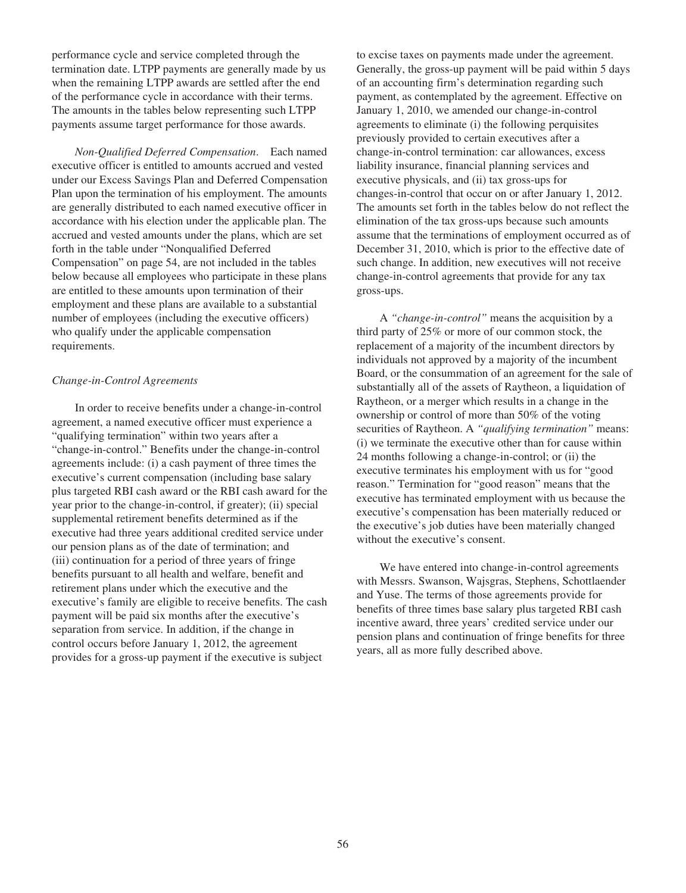performance cycle and service completed through the termination date. LTPP payments are generally made by us when the remaining LTPP awards are settled after the end of the performance cycle in accordance with their terms. The amounts in the tables below representing such LTPP payments assume target performance for those awards.

*Non-Qualified Deferred Compensation*. Each named executive officer is entitled to amounts accrued and vested under our Excess Savings Plan and Deferred Compensation Plan upon the termination of his employment. The amounts are generally distributed to each named executive officer in accordance with his election under the applicable plan. The accrued and vested amounts under the plans, which are set forth in the table under "Nonqualified Deferred Compensation" on page 54, are not included in the tables below because all employees who participate in these plans are entitled to these amounts upon termination of their employment and these plans are available to a substantial number of employees (including the executive officers) who qualify under the applicable compensation requirements.

*Change-in-Control Agreements*

In order to receive benefits under a change-in-control agreement, a named executive officer must experience a "qualifying termination" within two years after a "change-in-control." Benefits under the change-in-control agreements include: (i) a cash payment of three times the executive's current compensation (including base salary plus targeted RBI cash award or the RBI cash award for the year prior to the change-in-control, if greater); (ii) special supplemental retirement benefits determined as if the executive had three years additional credited service under our pension plans as of the date of termination; and (iii) continuation for a period of three years of fringe benefits pursuant to all health and welfare, benefit and retirement plans under which the executive and the executive's family are eligible to receive benefits. The cash payment will be paid six months after the executive's separation from service. In addition, if the change in control occurs before January 1, 2012, the agreement provides for a gross-up payment if the executive is subject to excise taxes on payments made under the agreement. Generally, the gross-up payment will be paid within 5 days of an accounting firm's determination regarding such payment, as contemplated by the agreement. Effective on January 1, 2010, we amended our change-in-control agreements to eliminate (i) the following perquisites previously provided to certain executives after a change-in-control termination: car allowances, excess liability insurance, financial planning services and executive physicals, and (ii) tax gross-ups for changes-in-control that occur on or after January 1, 2012. The amounts set forth in the tables below do not reflect the elimination of the tax gross-ups because such amounts assume that the terminations of employment occurred as of December 31, 2010, which is prior to the effective date of such change. In addition, new executives will not receive change-in-control agreements that provide for any tax gross-ups.

A *"change-in-control"* means the acquisition by a third party of 25% or more of our common stock, the replacement of a majority of the incumbent directors by individuals not approved by a majority of the incumbent Board, or the consummation of an agreement for the sale of substantially all of the assets of Raytheon, a liquidation of Raytheon, or a merger which results in a change in the ownership or control of more than 50% of the voting securities of Raytheon. A *"qualifying termination"* means: (i) we terminate the executive other than for cause within 24 months following a change-in-control; or (ii) the executive terminates his employment with us for "good reason." Termination for "good reason" means that the executive has terminated employment with us because the executive's compensation has been materially reduced or the executive's job duties have been materially changed without the executive's consent.

We have entered into change-in-control agreements with Messrs. Swanson, Wajsgras, Stephens, Schottlaender and Yuse. The terms of those agreements provide for benefits of three times base salary plus targeted RBI cash incentive award, three years' credited service under our pension plans and continuation of fringe benefits for three years, all as more fully described above.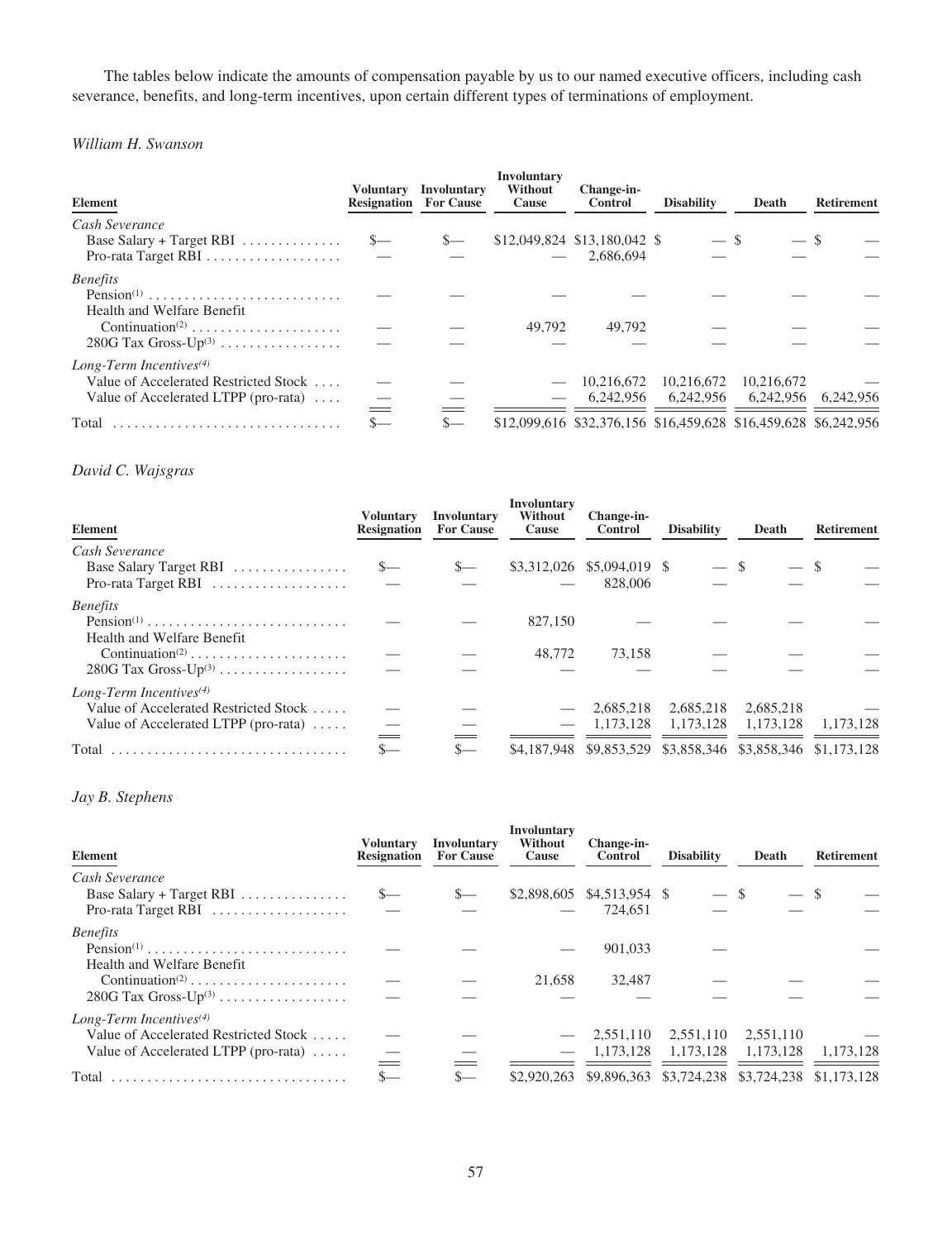The tables below indicate the amounts of compensation payable by us to our named executive officers, including cash severance, benefits, and long-term incentives, upon certain different types of terminations of employment.

*William H. Swanson*

| Element | Voluntary Resignation | Involuntary For Cause | Involuntary Without Cause | Change-in-Control | Disability | Death | Retirement |
|---|---|---|---|---|---|---|---|
| *Cash Severance* | | | | | | | |
| Base Salary + Target RBI | $— | $— | $12,049,824 | $13,180,042 | $ — | $ — | $ — |
| Pro-rata Target RBI | — | — | — | 2,686,694 | — | — | — |
| *Benefits* | | | | | | | |
| Pension[(1)] | — | — | — | — | — | — | — |
| Health and Welfare Benefit Continuation[(2)] | — | — | 49,792 | 49,792 | — | — | — |
| 280G Tax Gross-Up[(3)] | — | — | — | — | — | — | — |
| *Long-Term Incentives*[(4)] | | | | | | | |
| Value of Accelerated Restricted Stock | — | — | — | 10,216,672 | 10,216,672 | 10,216,672 | — |
| Value of Accelerated LTPP (pro-rata) | — | — | — | 6,242,956 | 6,242,956 | 6,242,956 | 6,242,956 |
| Total | $— | $— | $12,099,616 | $32,376,156 | $16,459,628 | $16,459,628 | $6,242,956 |

*David C. Wajsgras*

| Element | Voluntary Resignation | Involuntary For Cause | Involuntary Without Cause | Change-in-Control | Disability | Death | Retirement |
|---|---|---|---|---|---|---|---|
| *Cash Severance* | | | | | | | |
| Base Salary Target RBI | $— | $— | $3,312,026 | $5,094,019 | $ — | $ — | $ — |
| Pro-rata Target RBI | — | — | — | 828,006 | — | — | — |
| *Benefits* | | | | | | | |
| Pension[(1)] | — | — | 827,150 | — | — | — | — |
| Health and Welfare Benefit Continuation[(2)] | — | — | 48,772 | 73,158 | — | — | — |
| 280G Tax Gross-Up[(3)] | — | — | — | — | — | — | — |
| *Long-Term Incentives*[(4)] | | | | | | | |
| Value of Accelerated Restricted Stock | — | — | — | 2,685,218 | 2,685,218 | 2,685,218 | — |
| Value of Accelerated LTPP (pro-rata) | — | — | — | 1,173,128 | 1,173,128 | 1,173,128 | 1,173,128 |
| Total | $— | $— | $4,187,948 | $9,853,529 | $3,858,346 | $3,858,346 | $1,173,128 |

*Jay B. Stephens*

| Element | Voluntary Resignation | Involuntary For Cause | Involuntary Without Cause | Change-in-Control | Disability | Death | Retirement |
|---|---|---|---|---|---|---|---|
| *Cash Severance* | | | | | | | |
| Base Salary + Target RBI | $— | $— | $2,898,605 | $4,513,954 | $ — | $ — | $ — |
| Pro-rata Target RBI | — | — | — | 724,651 | — | — | — |
| *Benefits* | | | | | | | |
| Pension[(1)] | — | — | — | 901,033 | — | — | — |
| Health and Welfare Benefit Continuation[(2)] | — | — | 21,658 | 32,487 | — | — | — |
| 280G Tax Gross-Up[(3)] | — | — | — | — | — | — | — |
| *Long-Term Incentives*[(4)] | | | | | | | |
| Value of Accelerated Restricted Stock | — | — | — | 2,551,110 | 2,551,110 | 2,551,110 | — |
| Value of Accelerated LTPP (pro-rata) | — | — | — | 1,173,128 | 1,173,128 | 1,173,128 | 1,173,128 |
| Total | $— | $— | $2,920,263 | $9,896,363 | $3,724,238 | $3,724,238 | $1,173,128 |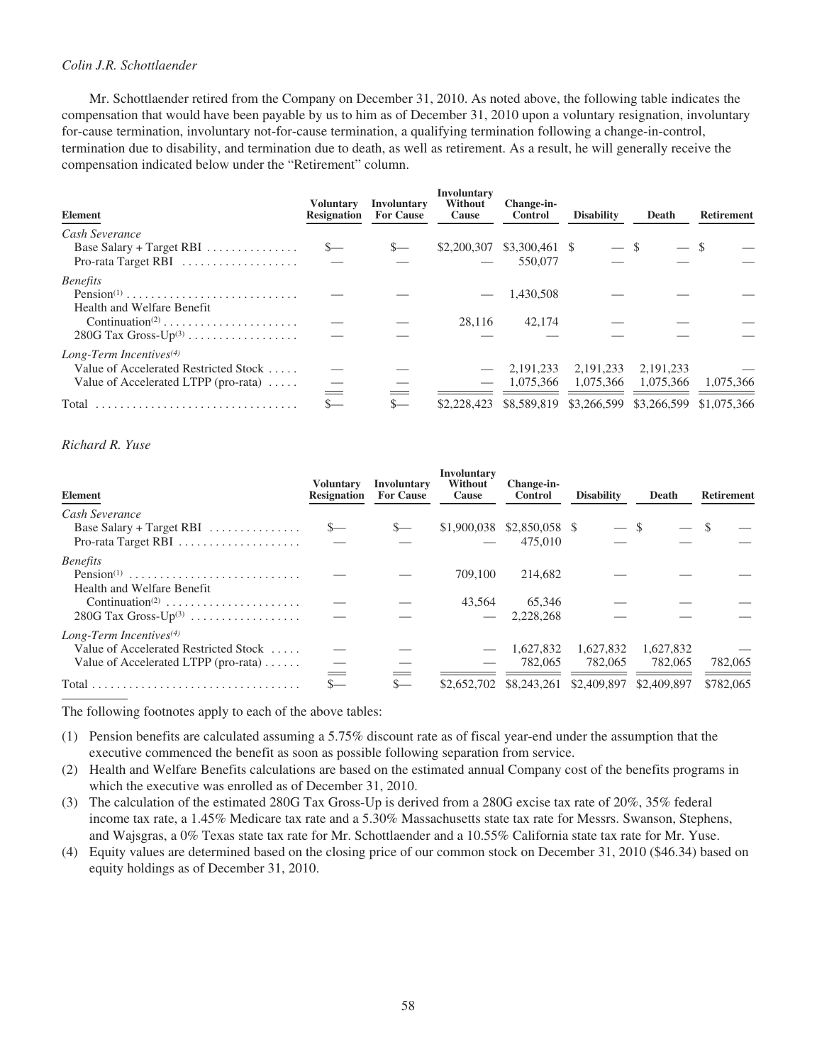*Colin J.R. Schottlaender*

Mr. Schottlaender retired from the Company on December 31, 2010. As noted above, the following table indicates the compensation that would have been payable by us to him as of December 31, 2010 upon a voluntary resignation, involuntary for-cause termination, involuntary not-for-cause termination, a qualifying termination following a change-in-control, termination due to disability, and termination due to death, as well as retirement. As a result, he will generally receive the compensation indicated below under the "Retirement" column.

| Element | Voluntary Resignation | Involuntary For Cause | Involuntary Without Cause | Change-in-Control | Disability | Death | Retirement |
|---|---|---|---|---|---|---|---|
| *Cash Severance* | | | | | | | |
| Base Salary + Target RBI | $— | $— | $2,200,307 | $3,300,461 | $ — | $ — | $ — |
| Pro-rata Target RBI | — | — | — | 550,077 | — | — | — |
| *Benefits* | | | | | | | |
| Pension[(1)] | — | — | — | 1,430,508 | — | — | — |
| Health and Welfare Benefit Continuation[(2)] | — | — | 28,116 | 42,174 | — | — | — |
| 280G Tax Gross-Up[(3)] | — | — | — | — | — | — | — |
| *Long-Term Incentives[(4)]* | | | | | | | |
| Value of Accelerated Restricted Stock | — | — | — | 2,191,233 | 2,191,233 | 2,191,233 | — |
| Value of Accelerated LTPP (pro-rata) | — | — | — | 1,075,366 | 1,075,366 | 1,075,366 | 1,075,366 |
| Total | $— | $— | $2,228,423 | $8,589,819 | $3,266,599 | $3,266,599 | $1,075,366 |

*Richard R. Yuse*

| Element | Voluntary Resignation | Involuntary For Cause | Involuntary Without Cause | Change-in-Control | Disability | Death | Retirement |
|---|---|---|---|---|---|---|---|
| *Cash Severance* | | | | | | | |
| Base Salary + Target RBI | $— | $— | $1,900,038 | $2,850,058 | $ — | $ — | $ — |
| Pro-rata Target RBI | — | — | — | 475,010 | — | — | — |
| *Benefits* | | | | | | | |
| Pension[(1)] | — | — | 709,100 | 214,682 | — | — | — |
| Health and Welfare Benefit Continuation[(2)] | — | — | 43,564 | 65,346 | — | — | — |
| 280G Tax Gross-Up[(3)] | — | — | — | 2,228,268 | — | — | — |
| *Long-Term Incentives[(4)]* | | | | | | | |
| Value of Accelerated Restricted Stock | — | — | — | 1,627,832 | 1,627,832 | 1,627,832 | — |
| Value of Accelerated LTPP (pro-rata) | — | — | — | 782,065 | 782,065 | 782,065 | 782,065 |
| Total | $— | $— | $2,652,702 | $8,243,261 | $2,409,897 | $2,409,897 | $782,065 |

The following footnotes apply to each of the above tables:

(1) Pension benefits are calculated assuming a 5.75% discount rate as of fiscal year-end under the assumption that the executive commenced the benefit as soon as possible following separation from service.

(2) Health and Welfare Benefits calculations are based on the estimated annual Company cost of the benefits programs in which the executive was enrolled as of December 31, 2010.

(3) The calculation of the estimated 280G Tax Gross-Up is derived from a 280G excise tax rate of 20%, 35% federal income tax rate, a 1.45% Medicare tax rate and a 5.30% Massachusetts state tax rate for Messrs. Swanson, Stephens, and Wajsgras, a 0% Texas state tax rate for Mr. Schottlaender and a 10.55% California state tax rate for Mr. Yuse.

(4) Equity values are determined based on the closing price of our common stock on December 31, 2010 ($46.34) based on equity holdings as of December 31, 2010.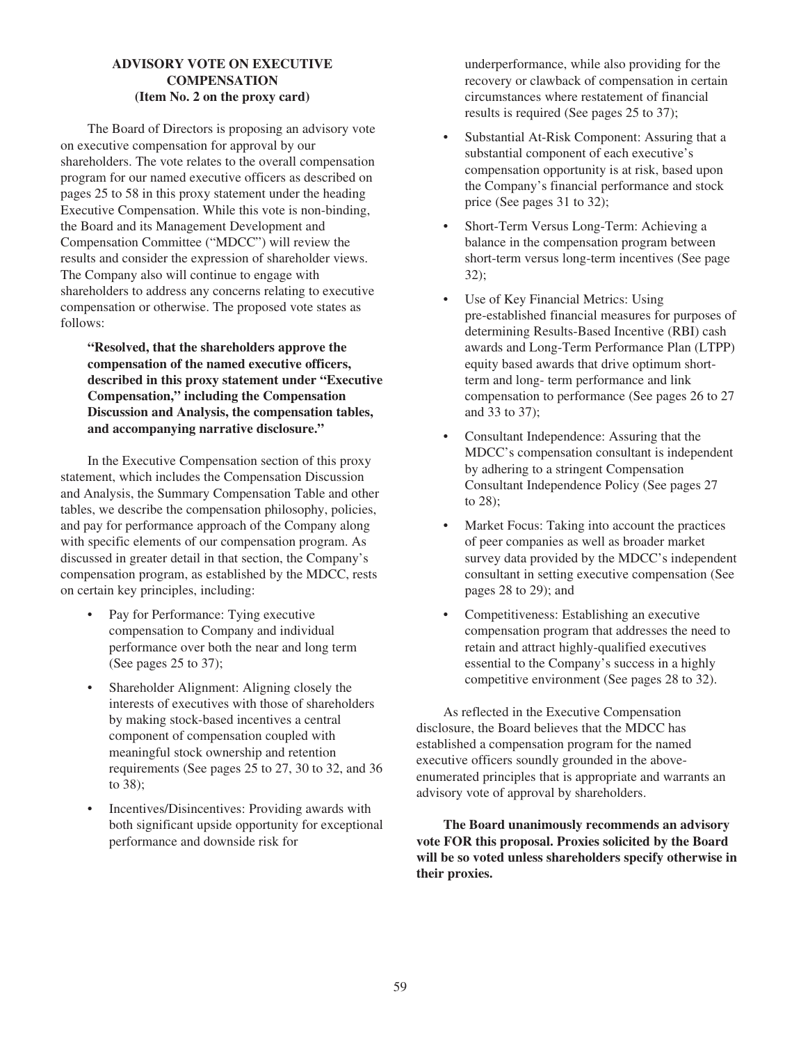## ADVISORY VOTE ON EXECUTIVE COMPENSATION
### (Item No. 2 on the proxy card)

The Board of Directors is proposing an advisory vote on executive compensation for approval by our shareholders. The vote relates to the overall compensation program for our named executive officers as described on pages 25 to 58 in this proxy statement under the heading Executive Compensation. While this vote is non-binding, the Board and its Management Development and Compensation Committee ("MDCC") will review the results and consider the expression of shareholder views. The Company also will continue to engage with shareholders to address any concerns relating to executive compensation or otherwise. The proposed vote states as follows:

> **"Resolved, that the shareholders approve the compensation of the named executive officers, described in this proxy statement under "Executive Compensation," including the Compensation Discussion and Analysis, the compensation tables, and accompanying narrative disclosure."**

In the Executive Compensation section of this proxy statement, which includes the Compensation Discussion and Analysis, the Summary Compensation Table and other tables, we describe the compensation philosophy, policies, and pay for performance approach of the Company along with specific elements of our compensation program. As discussed in greater detail in that section, the Company's compensation program, as established by the MDCC, rests on certain key principles, including:

- Pay for Performance: Tying executive compensation to Company and individual performance over both the near and long term (See pages 25 to 37);
- Shareholder Alignment: Aligning closely the interests of executives with those of shareholders by making stock-based incentives a central component of compensation coupled with meaningful stock ownership and retention requirements (See pages 25 to 27, 30 to 32, and 36 to 38);
- Incentives/Disincentives: Providing awards with both significant upside opportunity for exceptional performance and downside risk for underperformance, while also providing for the recovery or clawback of compensation in certain circumstances where restatement of financial results is required (See pages 25 to 37);
- Substantial At-Risk Component: Assuring that a substantial component of each executive's compensation opportunity is at risk, based upon the Company's financial performance and stock price (See pages 31 to 32);
- Short-Term Versus Long-Term: Achieving a balance in the compensation program between short-term versus long-term incentives (See page 32);
- Use of Key Financial Metrics: Using pre-established financial measures for purposes of determining Results-Based Incentive (RBI) cash awards and Long-Term Performance Plan (LTPP) equity based awards that drive optimum short-term and long- term performance and link compensation to performance (See pages 26 to 27 and 33 to 37);
- Consultant Independence: Assuring that the MDCC's compensation consultant is independent by adhering to a stringent Compensation Consultant Independence Policy (See pages 27 to 28);
- Market Focus: Taking into account the practices of peer companies as well as broader market survey data provided by the MDCC's independent consultant in setting executive compensation (See pages 28 to 29); and
- Competitiveness: Establishing an executive compensation program that addresses the need to retain and attract highly-qualified executives essential to the Company's success in a highly competitive environment (See pages 28 to 32).

As reflected in the Executive Compensation disclosure, the Board believes that the MDCC has established a compensation program for the named executive officers soundly grounded in the above-enumerated principles that is appropriate and warrants an advisory vote of approval by shareholders.

**The Board unanimously recommends an advisory vote FOR this proposal. Proxies solicited by the Board will be so voted unless shareholders specify otherwise in their proxies.**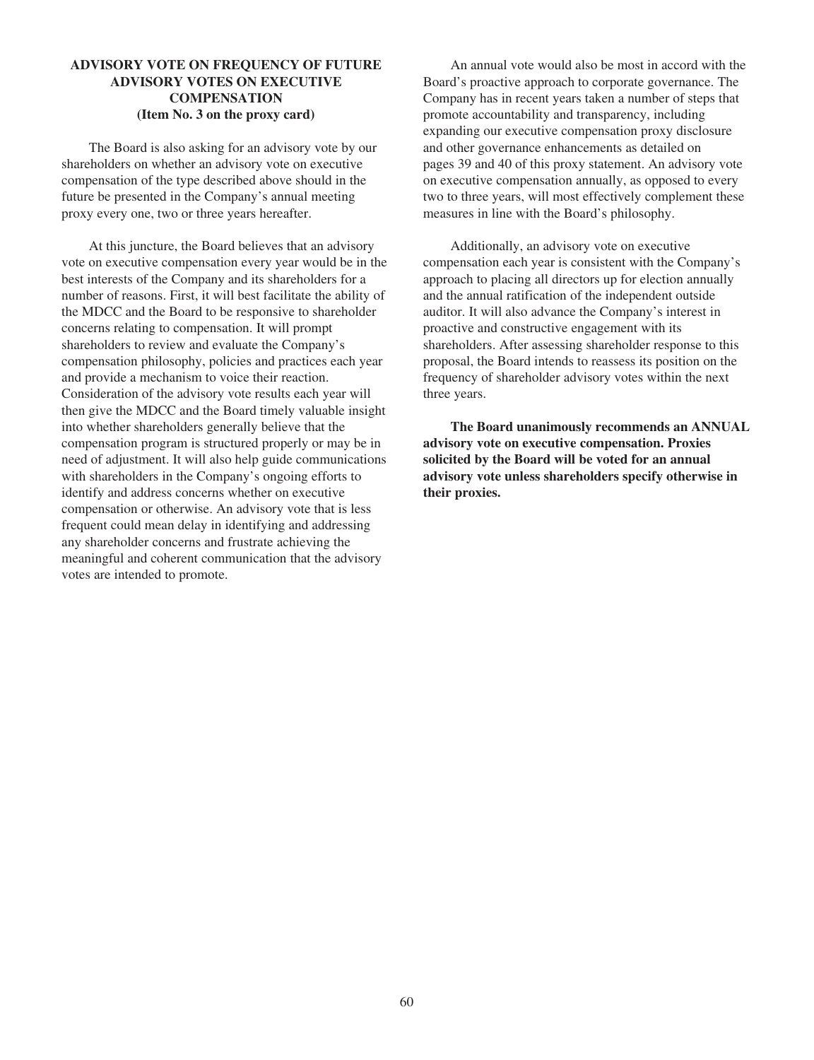## ADVISORY VOTE ON FREQUENCY OF FUTURE ADVISORY VOTES ON EXECUTIVE COMPENSATION (Item No. 3 on the proxy card)

The Board is also asking for an advisory vote by our shareholders on whether an advisory vote on executive compensation of the type described above should in the future be presented in the Company's annual meeting proxy every one, two or three years hereafter.

At this juncture, the Board believes that an advisory vote on executive compensation every year would be in the best interests of the Company and its shareholders for a number of reasons. First, it will best facilitate the ability of the MDCC and the Board to be responsive to shareholder concerns relating to compensation. It will prompt shareholders to review and evaluate the Company's compensation philosophy, policies and practices each year and provide a mechanism to voice their reaction. Consideration of the advisory vote results each year will then give the MDCC and the Board timely valuable insight into whether shareholders generally believe that the compensation program is structured properly or may be in need of adjustment. It will also help guide communications with shareholders in the Company's ongoing efforts to identify and address concerns whether on executive compensation or otherwise. An advisory vote that is less frequent could mean delay in identifying and addressing any shareholder concerns and frustrate achieving the meaningful and coherent communication that the advisory votes are intended to promote.

An annual vote would also be most in accord with the Board's proactive approach to corporate governance. The Company has in recent years taken a number of steps that promote accountability and transparency, including expanding our executive compensation proxy disclosure and other governance enhancements as detailed on pages 39 and 40 of this proxy statement. An advisory vote on executive compensation annually, as opposed to every two to three years, will most effectively complement these measures in line with the Board's philosophy.

Additionally, an advisory vote on executive compensation each year is consistent with the Company's approach to placing all directors up for election annually and the annual ratification of the independent outside auditor. It will also advance the Company's interest in proactive and constructive engagement with its shareholders. After assessing shareholder response to this proposal, the Board intends to reassess its position on the frequency of shareholder advisory votes within the next three years.

**The Board unanimously recommends an ANNUAL advisory vote on executive compensation. Proxies solicited by the Board will be voted for an annual advisory vote unless shareholders specify otherwise in their proxies.**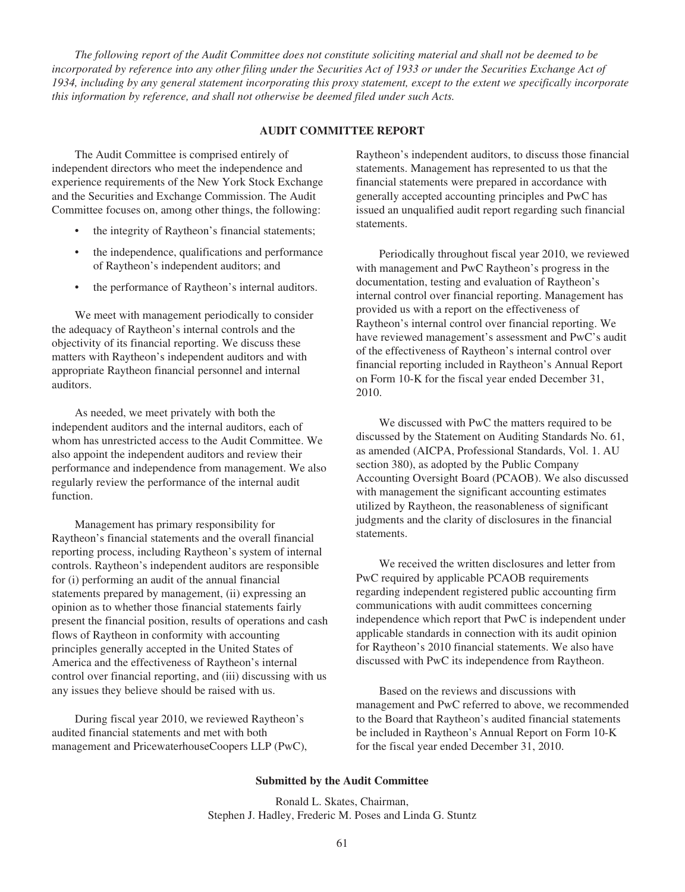*The following report of the Audit Committee does not constitute soliciting material and shall not be deemed to be incorporated by reference into any other filing under the Securities Act of 1933 or under the Securities Exchange Act of 1934, including by any general statement incorporating this proxy statement, except to the extent we specifically incorporate this information by reference, and shall not otherwise be deemed filed under such Acts.*

## AUDIT COMMITTEE REPORT

The Audit Committee is comprised entirely of independent directors who meet the independence and experience requirements of the New York Stock Exchange and the Securities and Exchange Commission. The Audit Committee focuses on, among other things, the following:

- the integrity of Raytheon's financial statements;
- the independence, qualifications and performance of Raytheon's independent auditors; and
- the performance of Raytheon's internal auditors.

We meet with management periodically to consider the adequacy of Raytheon's internal controls and the objectivity of its financial reporting. We discuss these matters with Raytheon's independent auditors and with appropriate Raytheon financial personnel and internal auditors.

As needed, we meet privately with both the independent auditors and the internal auditors, each of whom has unrestricted access to the Audit Committee. We also appoint the independent auditors and review their performance and independence from management. We also regularly review the performance of the internal audit function.

Management has primary responsibility for Raytheon's financial statements and the overall financial reporting process, including Raytheon's system of internal controls. Raytheon's independent auditors are responsible for (i) performing an audit of the annual financial statements prepared by management, (ii) expressing an opinion as to whether those financial statements fairly present the financial position, results of operations and cash flows of Raytheon in conformity with accounting principles generally accepted in the United States of America and the effectiveness of Raytheon's internal control over financial reporting, and (iii) discussing with us any issues they believe should be raised with us.

During fiscal year 2010, we reviewed Raytheon's audited financial statements and met with both management and PricewaterhouseCoopers LLP (PwC), Raytheon's independent auditors, to discuss those financial statements. Management has represented to us that the financial statements were prepared in accordance with generally accepted accounting principles and PwC has issued an unqualified audit report regarding such financial statements.

Periodically throughout fiscal year 2010, we reviewed with management and PwC Raytheon's progress in the documentation, testing and evaluation of Raytheon's internal control over financial reporting. Management has provided us with a report on the effectiveness of Raytheon's internal control over financial reporting. We have reviewed management's assessment and PwC's audit of the effectiveness of Raytheon's internal control over financial reporting included in Raytheon's Annual Report on Form 10-K for the fiscal year ended December 31, 2010.

We discussed with PwC the matters required to be discussed by the Statement on Auditing Standards No. 61, as amended (AICPA, Professional Standards, Vol. 1. AU section 380), as adopted by the Public Company Accounting Oversight Board (PCAOB). We also discussed with management the significant accounting estimates utilized by Raytheon, the reasonableness of significant judgments and the clarity of disclosures in the financial statements.

We received the written disclosures and letter from PwC required by applicable PCAOB requirements regarding independent registered public accounting firm communications with audit committees concerning independence which report that PwC is independent under applicable standards in connection with its audit opinion for Raytheon's 2010 financial statements. We also have discussed with PwC its independence from Raytheon.

Based on the reviews and discussions with management and PwC referred to above, we recommended to the Board that Raytheon's audited financial statements be included in Raytheon's Annual Report on Form 10-K for the fiscal year ended December 31, 2010.

**Submitted by the Audit Committee**

Ronald L. Skates, Chairman,
Stephen J. Hadley, Frederic M. Poses and Linda G. Stuntz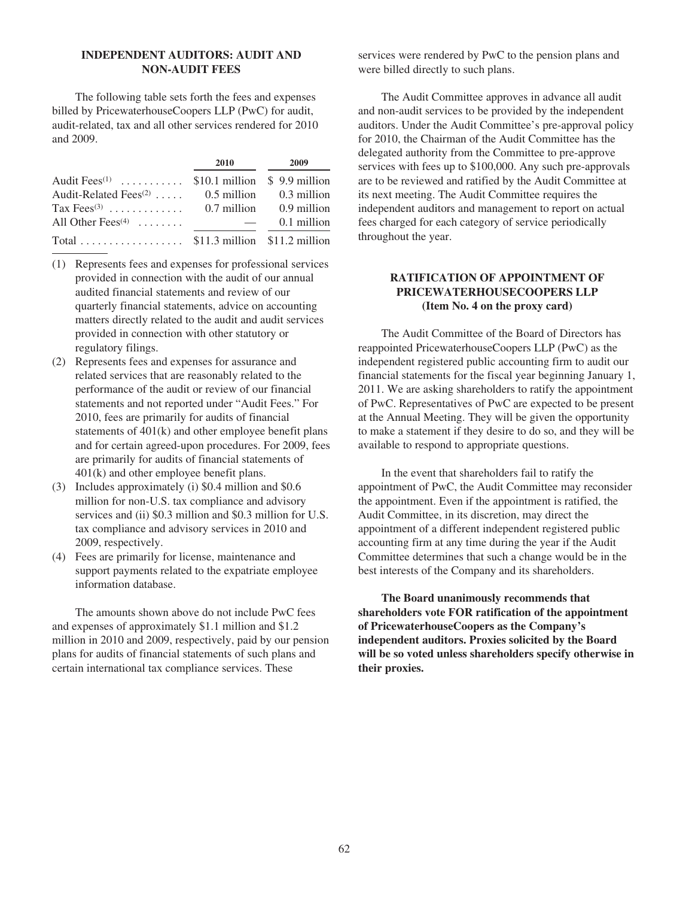## INDEPENDENT AUDITORS: AUDIT AND NON-AUDIT FEES

The following table sets forth the fees and expenses billed by PricewaterhouseCoopers LLP (PwC) for audit, audit-related, tax and all other services rendered for 2010 and 2009.

| | 2010 | 2009 |
|---|---|---|
| Audit Fees(1) | $10.1 million | $ 9.9 million |
| Audit-Related Fees(2) | 0.5 million | 0.3 million |
| Tax Fees(3) | 0.7 million | 0.9 million |
| All Other Fees(4) | — | 0.1 million |
| Total | $11.3 million | $11.2 million |

(1) Represents fees and expenses for professional services provided in connection with the audit of our annual audited financial statements and review of our quarterly financial statements, advice on accounting matters directly related to the audit and audit services provided in connection with other statutory or regulatory filings.

(2) Represents fees and expenses for assurance and related services that are reasonably related to the performance of the audit or review of our financial statements and not reported under "Audit Fees." For 2010, fees are primarily for audits of financial statements of 401(k) and other employee benefit plans and for certain agreed-upon procedures. For 2009, fees are primarily for audits of financial statements of 401(k) and other employee benefit plans.

(3) Includes approximately (i) $0.4 million and $0.6 million for non-U.S. tax compliance and advisory services and (ii) $0.3 million and $0.3 million for U.S. tax compliance and advisory services in 2010 and 2009, respectively.

(4) Fees are primarily for license, maintenance and support payments related to the expatriate employee information database.

The amounts shown above do not include PwC fees and expenses of approximately $1.1 million and $1.2 million in 2010 and 2009, respectively, paid by our pension plans for audits of financial statements of such plans and certain international tax compliance services. These services were rendered by PwC to the pension plans and were billed directly to such plans.

The Audit Committee approves in advance all audit and non-audit services to be provided by the independent auditors. Under the Audit Committee's pre-approval policy for 2010, the Chairman of the Audit Committee has the delegated authority from the Committee to pre-approve services with fees up to $100,000. Any such pre-approvals are to be reviewed and ratified by the Audit Committee at its next meeting. The Audit Committee requires the independent auditors and management to report on actual fees charged for each category of service periodically throughout the year.

## RATIFICATION OF APPOINTMENT OF PRICEWATERHOUSECOOPERS LLP (Item No. 4 on the proxy card)

The Audit Committee of the Board of Directors has reappointed PricewaterhouseCoopers LLP (PwC) as the independent registered public accounting firm to audit our financial statements for the fiscal year beginning January 1, 2011. We are asking shareholders to ratify the appointment of PwC. Representatives of PwC are expected to be present at the Annual Meeting. They will be given the opportunity to make a statement if they desire to do so, and they will be available to respond to appropriate questions.

In the event that shareholders fail to ratify the appointment of PwC, the Audit Committee may reconsider the appointment. Even if the appointment is ratified, the Audit Committee, in its discretion, may direct the appointment of a different independent registered public accounting firm at any time during the year if the Audit Committee determines that such a change would be in the best interests of the Company and its shareholders.

**The Board unanimously recommends that shareholders vote FOR ratification of the appointment of PricewaterhouseCoopers as the Company's independent auditors. Proxies solicited by the Board will be so voted unless shareholders specify otherwise in their proxies.**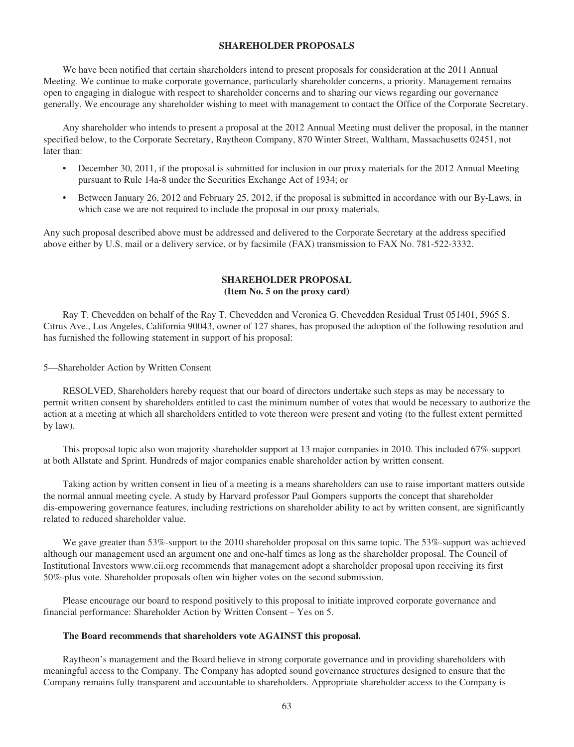## SHAREHOLDER PROPOSALS

We have been notified that certain shareholders intend to present proposals for consideration at the 2011 Annual Meeting. We continue to make corporate governance, particularly shareholder concerns, a priority. Management remains open to engaging in dialogue with respect to shareholder concerns and to sharing our views regarding our governance generally. We encourage any shareholder wishing to meet with management to contact the Office of the Corporate Secretary.

Any shareholder who intends to present a proposal at the 2012 Annual Meeting must deliver the proposal, in the manner specified below, to the Corporate Secretary, Raytheon Company, 870 Winter Street, Waltham, Massachusetts 02451, not later than:

- December 30, 2011, if the proposal is submitted for inclusion in our proxy materials for the 2012 Annual Meeting pursuant to Rule 14a-8 under the Securities Exchange Act of 1934; or
- Between January 26, 2012 and February 25, 2012, if the proposal is submitted in accordance with our By-Laws, in which case we are not required to include the proposal in our proxy materials.

Any such proposal described above must be addressed and delivered to the Corporate Secretary at the address specified above either by U.S. mail or a delivery service, or by facsimile (FAX) transmission to FAX No. 781-522-3332.

## SHAREHOLDER PROPOSAL
### (Item No. 5 on the proxy card)

Ray T. Chevedden on behalf of the Ray T. Chevedden and Veronica G. Chevedden Residual Trust 051401, 5965 S. Citrus Ave., Los Angeles, California 90043, owner of 127 shares, has proposed the adoption of the following resolution and has furnished the following statement in support of his proposal:

5—Shareholder Action by Written Consent

RESOLVED, Shareholders hereby request that our board of directors undertake such steps as may be necessary to permit written consent by shareholders entitled to cast the minimum number of votes that would be necessary to authorize the action at a meeting at which all shareholders entitled to vote thereon were present and voting (to the fullest extent permitted by law).

This proposal topic also won majority shareholder support at 13 major companies in 2010. This included 67%-support at both Allstate and Sprint. Hundreds of major companies enable shareholder action by written consent.

Taking action by written consent in lieu of a meeting is a means shareholders can use to raise important matters outside the normal annual meeting cycle. A study by Harvard professor Paul Gompers supports the concept that shareholder dis-empowering governance features, including restrictions on shareholder ability to act by written consent, are significantly related to reduced shareholder value.

We gave greater than 53%-support to the 2010 shareholder proposal on this same topic. The 53%-support was achieved although our management used an argument one and one-half times as long as the shareholder proposal. The Council of Institutional Investors www.cii.org recommends that management adopt a shareholder proposal upon receiving its first 50%-plus vote. Shareholder proposals often win higher votes on the second submission.

Please encourage our board to respond positively to this proposal to initiate improved corporate governance and financial performance: Shareholder Action by Written Consent – Yes on 5.

**The Board recommends that shareholders vote AGAINST this proposal.**

Raytheon's management and the Board believe in strong corporate governance and in providing shareholders with meaningful access to the Company. The Company has adopted sound governance structures designed to ensure that the Company remains fully transparent and accountable to shareholders. Appropriate shareholder access to the Company is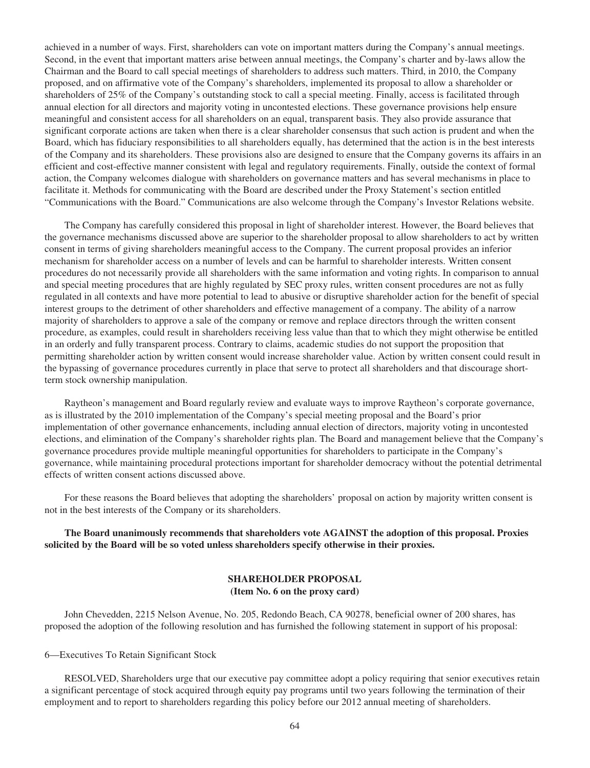achieved in a number of ways. First, shareholders can vote on important matters during the Company's annual meetings. Second, in the event that important matters arise between annual meetings, the Company's charter and by-laws allow the Chairman and the Board to call special meetings of shareholders to address such matters. Third, in 2010, the Company proposed, and on affirmative vote of the Company's shareholders, implemented its proposal to allow a shareholder or shareholders of 25% of the Company's outstanding stock to call a special meeting. Finally, access is facilitated through annual election for all directors and majority voting in uncontested elections. These governance provisions help ensure meaningful and consistent access for all shareholders on an equal, transparent basis. They also provide assurance that significant corporate actions are taken when there is a clear shareholder consensus that such action is prudent and when the Board, which has fiduciary responsibilities to all shareholders equally, has determined that the action is in the best interests of the Company and its shareholders. These provisions also are designed to ensure that the Company governs its affairs in an efficient and cost-effective manner consistent with legal and regulatory requirements. Finally, outside the context of formal action, the Company welcomes dialogue with shareholders on governance matters and has several mechanisms in place to facilitate it. Methods for communicating with the Board are described under the Proxy Statement's section entitled "Communications with the Board." Communications are also welcome through the Company's Investor Relations website.

The Company has carefully considered this proposal in light of shareholder interest. However, the Board believes that the governance mechanisms discussed above are superior to the shareholder proposal to allow shareholders to act by written consent in terms of giving shareholders meaningful access to the Company. The current proposal provides an inferior mechanism for shareholder access on a number of levels and can be harmful to shareholder interests. Written consent procedures do not necessarily provide all shareholders with the same information and voting rights. In comparison to annual and special meeting procedures that are highly regulated by SEC proxy rules, written consent procedures are not as fully regulated in all contexts and have more potential to lead to abusive or disruptive shareholder action for the benefit of special interest groups to the detriment of other shareholders and effective management of a company. The ability of a narrow majority of shareholders to approve a sale of the company or remove and replace directors through the written consent procedure, as examples, could result in shareholders receiving less value than that to which they might otherwise be entitled in an orderly and fully transparent process. Contrary to claims, academic studies do not support the proposition that permitting shareholder action by written consent would increase shareholder value. Action by written consent could result in the bypassing of governance procedures currently in place that serve to protect all shareholders and that discourage short-term stock ownership manipulation.

Raytheon's management and Board regularly review and evaluate ways to improve Raytheon's corporate governance, as is illustrated by the 2010 implementation of the Company's special meeting proposal and the Board's prior implementation of other governance enhancements, including annual election of directors, majority voting in uncontested elections, and elimination of the Company's shareholder rights plan. The Board and management believe that the Company's governance procedures provide multiple meaningful opportunities for shareholders to participate in the Company's governance, while maintaining procedural protections important for shareholder democracy without the potential detrimental effects of written consent actions discussed above.

For these reasons the Board believes that adopting the shareholders' proposal on action by majority written consent is not in the best interests of the Company or its shareholders.

**The Board unanimously recommends that shareholders vote AGAINST the adoption of this proposal. Proxies solicited by the Board will be so voted unless shareholders specify otherwise in their proxies.**

## SHAREHOLDER PROPOSAL
**(Item No. 6 on the proxy card)**

John Chevedden, 2215 Nelson Avenue, No. 205, Redondo Beach, CA 90278, beneficial owner of 200 shares, has proposed the adoption of the following resolution and has furnished the following statement in support of his proposal:

6—Executives To Retain Significant Stock

RESOLVED, Shareholders urge that our executive pay committee adopt a policy requiring that senior executives retain a significant percentage of stock acquired through equity pay programs until two years following the termination of their employment and to report to shareholders regarding this policy before our 2012 annual meeting of shareholders.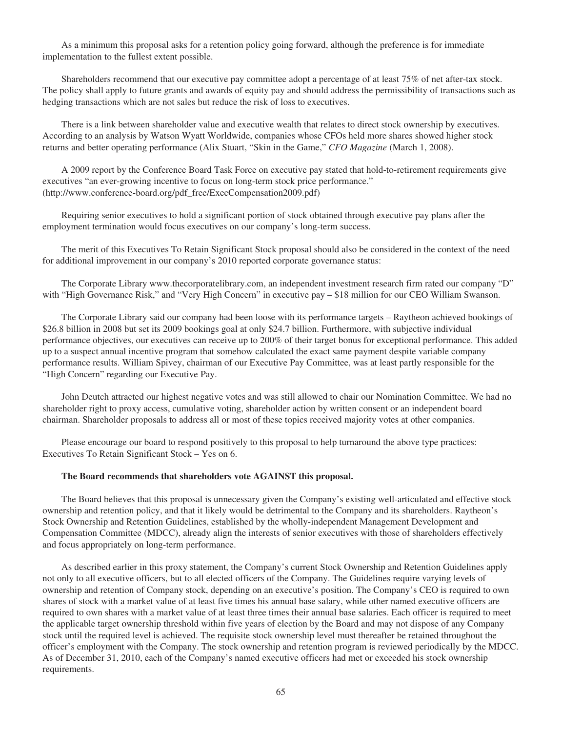As a minimum this proposal asks for a retention policy going forward, although the preference is for immediate implementation to the fullest extent possible.

Shareholders recommend that our executive pay committee adopt a percentage of at least 75% of net after-tax stock. The policy shall apply to future grants and awards of equity pay and should address the permissibility of transactions such as hedging transactions which are not sales but reduce the risk of loss to executives.

There is a link between shareholder value and executive wealth that relates to direct stock ownership by executives. According to an analysis by Watson Wyatt Worldwide, companies whose CFOs held more shares showed higher stock returns and better operating performance (Alix Stuart, "Skin in the Game," *CFO Magazine* (March 1, 2008).

A 2009 report by the Conference Board Task Force on executive pay stated that hold-to-retirement requirements give executives "an ever-growing incentive to focus on long-term stock price performance." (http://www.conference-board.org/pdf_free/ExecCompensation2009.pdf)

Requiring senior executives to hold a significant portion of stock obtained through executive pay plans after the employment termination would focus executives on our company's long-term success.

The merit of this Executives To Retain Significant Stock proposal should also be considered in the context of the need for additional improvement in our company's 2010 reported corporate governance status:

The Corporate Library www.thecorporatelibrary.com, an independent investment research firm rated our company "D" with "High Governance Risk," and "Very High Concern" in executive pay – $18 million for our CEO William Swanson.

The Corporate Library said our company had been loose with its performance targets – Raytheon achieved bookings of $26.8 billion in 2008 but set its 2009 bookings goal at only $24.7 billion. Furthermore, with subjective individual performance objectives, our executives can receive up to 200% of their target bonus for exceptional performance. This added up to a suspect annual incentive program that somehow calculated the exact same payment despite variable company performance results. William Spivey, chairman of our Executive Pay Committee, was at least partly responsible for the "High Concern" regarding our Executive Pay.

John Deutch attracted our highest negative votes and was still allowed to chair our Nomination Committee. We had no shareholder right to proxy access, cumulative voting, shareholder action by written consent or an independent board chairman. Shareholder proposals to address all or most of these topics received majority votes at other companies.

Please encourage our board to respond positively to this proposal to help turnaround the above type practices: Executives To Retain Significant Stock – Yes on 6.

**The Board recommends that shareholders vote AGAINST this proposal.**

The Board believes that this proposal is unnecessary given the Company's existing well-articulated and effective stock ownership and retention policy, and that it likely would be detrimental to the Company and its shareholders. Raytheon's Stock Ownership and Retention Guidelines, established by the wholly-independent Management Development and Compensation Committee (MDCC), already align the interests of senior executives with those of shareholders effectively and focus appropriately on long-term performance.

As described earlier in this proxy statement, the Company's current Stock Ownership and Retention Guidelines apply not only to all executive officers, but to all elected officers of the Company. The Guidelines require varying levels of ownership and retention of Company stock, depending on an executive's position. The Company's CEO is required to own shares of stock with a market value of at least five times his annual base salary, while other named executive officers are required to own shares with a market value of at least three times their annual base salaries. Each officer is required to meet the applicable target ownership threshold within five years of election by the Board and may not dispose of any Company stock until the required level is achieved. The requisite stock ownership level must thereafter be retained throughout the officer's employment with the Company. The stock ownership and retention program is reviewed periodically by the MDCC. As of December 31, 2010, each of the Company's named executive officers had met or exceeded his stock ownership requirements.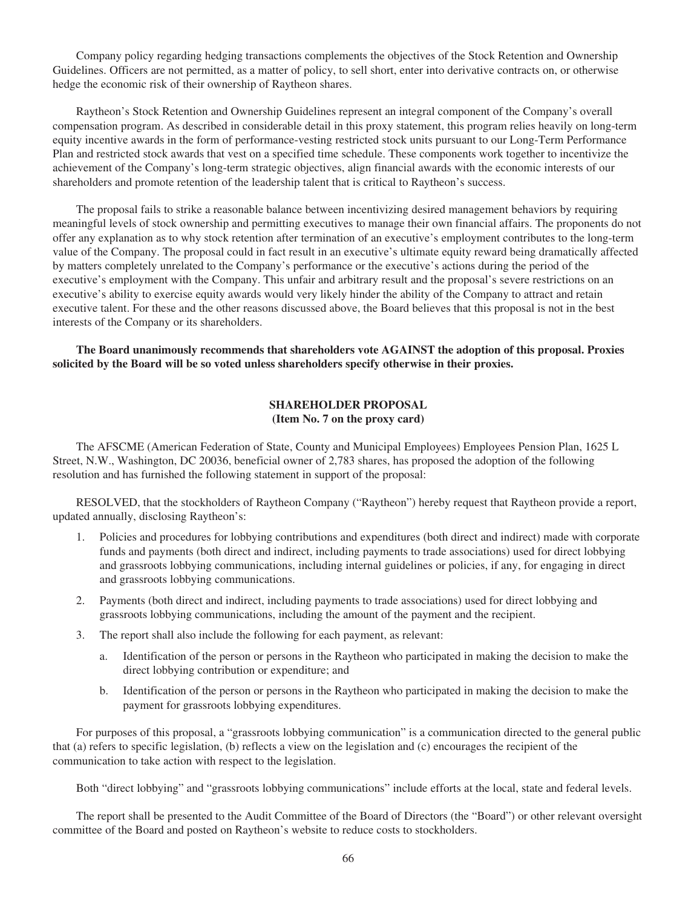Company policy regarding hedging transactions complements the objectives of the Stock Retention and Ownership Guidelines. Officers are not permitted, as a matter of policy, to sell short, enter into derivative contracts on, or otherwise hedge the economic risk of their ownership of Raytheon shares.

Raytheon's Stock Retention and Ownership Guidelines represent an integral component of the Company's overall compensation program. As described in considerable detail in this proxy statement, this program relies heavily on long-term equity incentive awards in the form of performance-vesting restricted stock units pursuant to our Long-Term Performance Plan and restricted stock awards that vest on a specified time schedule. These components work together to incentivize the achievement of the Company's long-term strategic objectives, align financial awards with the economic interests of our shareholders and promote retention of the leadership talent that is critical to Raytheon's success.

The proposal fails to strike a reasonable balance between incentivizing desired management behaviors by requiring meaningful levels of stock ownership and permitting executives to manage their own financial affairs. The proponents do not offer any explanation as to why stock retention after termination of an executive's employment contributes to the long-term value of the Company. The proposal could in fact result in an executive's ultimate equity reward being dramatically affected by matters completely unrelated to the Company's performance or the executive's actions during the period of the executive's employment with the Company. This unfair and arbitrary result and the proposal's severe restrictions on an executive's ability to exercise equity awards would very likely hinder the ability of the Company to attract and retain executive talent. For these and the other reasons discussed above, the Board believes that this proposal is not in the best interests of the Company or its shareholders.

**The Board unanimously recommends that shareholders vote AGAINST the adoption of this proposal. Proxies solicited by the Board will be so voted unless shareholders specify otherwise in their proxies.**

## SHAREHOLDER PROPOSAL
### (Item No. 7 on the proxy card)

The AFSCME (American Federation of State, County and Municipal Employees) Employees Pension Plan, 1625 L Street, N.W., Washington, DC 20036, beneficial owner of 2,783 shares, has proposed the adoption of the following resolution and has furnished the following statement in support of the proposal:

RESOLVED, that the stockholders of Raytheon Company ("Raytheon") hereby request that Raytheon provide a report, updated annually, disclosing Raytheon's:

1. Policies and procedures for lobbying contributions and expenditures (both direct and indirect) made with corporate funds and payments (both direct and indirect, including payments to trade associations) used for direct lobbying and grassroots lobbying communications, including internal guidelines or policies, if any, for engaging in direct and grassroots lobbying communications.
2. Payments (both direct and indirect, including payments to trade associations) used for direct lobbying and grassroots lobbying communications, including the amount of the payment and the recipient.
3. The report shall also include the following for each payment, as relevant:
   a. Identification of the person or persons in the Raytheon who participated in making the decision to make the direct lobbying contribution or expenditure; and
   b. Identification of the person or persons in the Raytheon who participated in making the decision to make the payment for grassroots lobbying expenditures.

For purposes of this proposal, a "grassroots lobbying communication" is a communication directed to the general public that (a) refers to specific legislation, (b) reflects a view on the legislation and (c) encourages the recipient of the communication to take action with respect to the legislation.

Both "direct lobbying" and "grassroots lobbying communications" include efforts at the local, state and federal levels.

The report shall be presented to the Audit Committee of the Board of Directors (the "Board") or other relevant oversight committee of the Board and posted on Raytheon's website to reduce costs to stockholders.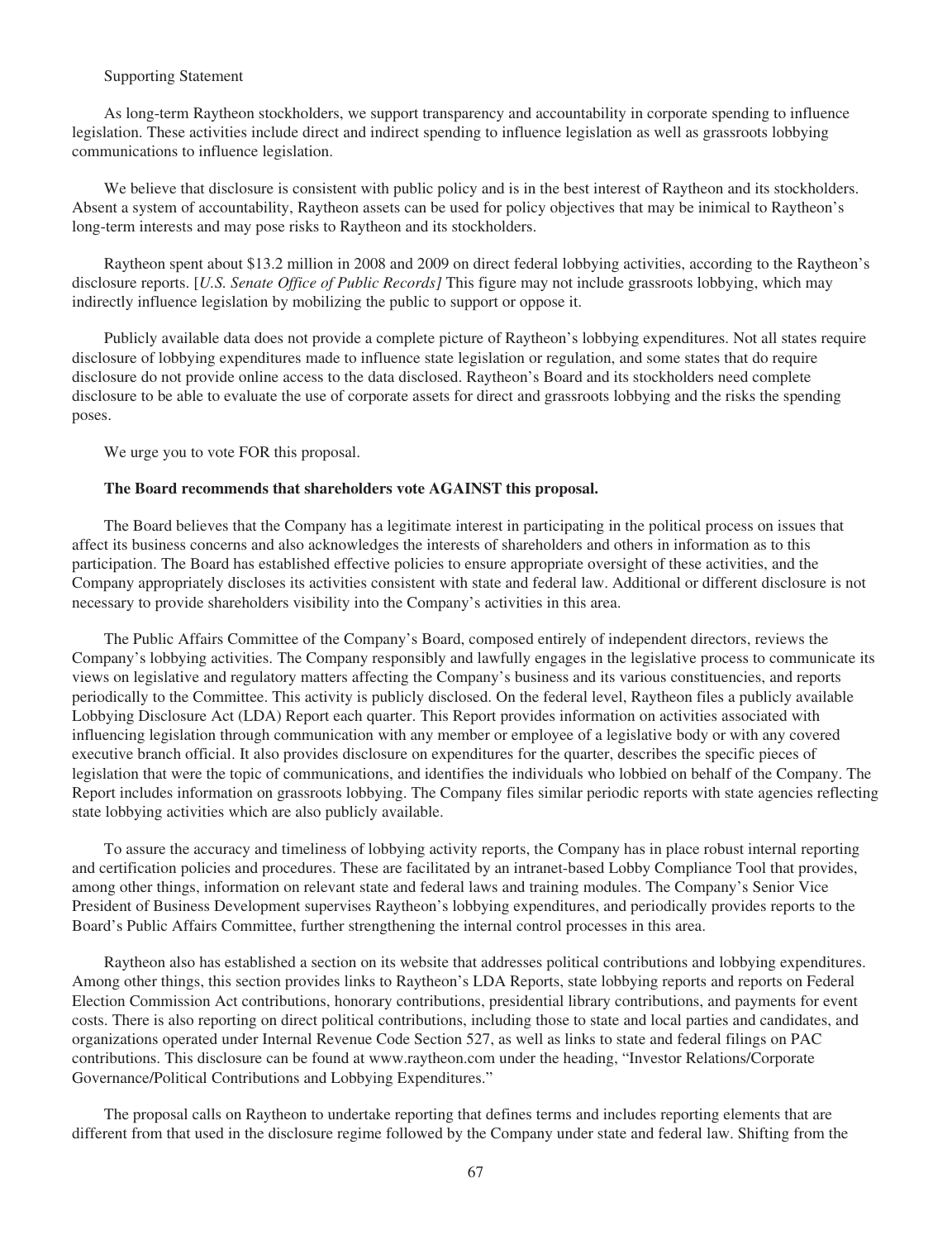Supporting Statement

As long-term Raytheon stockholders, we support transparency and accountability in corporate spending to influence legislation. These activities include direct and indirect spending to influence legislation as well as grassroots lobbying communications to influence legislation.

We believe that disclosure is consistent with public policy and is in the best interest of Raytheon and its stockholders. Absent a system of accountability, Raytheon assets can be used for policy objectives that may be inimical to Raytheon's long-term interests and may pose risks to Raytheon and its stockholders.

Raytheon spent about $13.2 million in 2008 and 2009 on direct federal lobbying activities, according to the Raytheon's disclosure reports. [*U.S. Senate Office of Public Records]* This figure may not include grassroots lobbying, which may indirectly influence legislation by mobilizing the public to support or oppose it.

Publicly available data does not provide a complete picture of Raytheon's lobbying expenditures. Not all states require disclosure of lobbying expenditures made to influence state legislation or regulation, and some states that do require disclosure do not provide online access to the data disclosed. Raytheon's Board and its stockholders need complete disclosure to be able to evaluate the use of corporate assets for direct and grassroots lobbying and the risks the spending poses.

We urge you to vote FOR this proposal.

**The Board recommends that shareholders vote AGAINST this proposal.**

The Board believes that the Company has a legitimate interest in participating in the political process on issues that affect its business concerns and also acknowledges the interests of shareholders and others in information as to this participation. The Board has established effective policies to ensure appropriate oversight of these activities, and the Company appropriately discloses its activities consistent with state and federal law. Additional or different disclosure is not necessary to provide shareholders visibility into the Company's activities in this area.

The Public Affairs Committee of the Company's Board, composed entirely of independent directors, reviews the Company's lobbying activities. The Company responsibly and lawfully engages in the legislative process to communicate its views on legislative and regulatory matters affecting the Company's business and its various constituencies, and reports periodically to the Committee. This activity is publicly disclosed. On the federal level, Raytheon files a publicly available Lobbying Disclosure Act (LDA) Report each quarter. This Report provides information on activities associated with influencing legislation through communication with any member or employee of a legislative body or with any covered executive branch official. It also provides disclosure on expenditures for the quarter, describes the specific pieces of legislation that were the topic of communications, and identifies the individuals who lobbied on behalf of the Company. The Report includes information on grassroots lobbying. The Company files similar periodic reports with state agencies reflecting state lobbying activities which are also publicly available.

To assure the accuracy and timeliness of lobbying activity reports, the Company has in place robust internal reporting and certification policies and procedures. These are facilitated by an intranet-based Lobby Compliance Tool that provides, among other things, information on relevant state and federal laws and training modules. The Company's Senior Vice President of Business Development supervises Raytheon's lobbying expenditures, and periodically provides reports to the Board's Public Affairs Committee, further strengthening the internal control processes in this area.

Raytheon also has established a section on its website that addresses political contributions and lobbying expenditures. Among other things, this section provides links to Raytheon's LDA Reports, state lobbying reports and reports on Federal Election Commission Act contributions, honorary contributions, presidential library contributions, and payments for event costs. There is also reporting on direct political contributions, including those to state and local parties and candidates, and organizations operated under Internal Revenue Code Section 527, as well as links to state and federal filings on PAC contributions. This disclosure can be found at www.raytheon.com under the heading, "Investor Relations/Corporate Governance/Political Contributions and Lobbying Expenditures."

The proposal calls on Raytheon to undertake reporting that defines terms and includes reporting elements that are different from that used in the disclosure regime followed by the Company under state and federal law. Shifting from the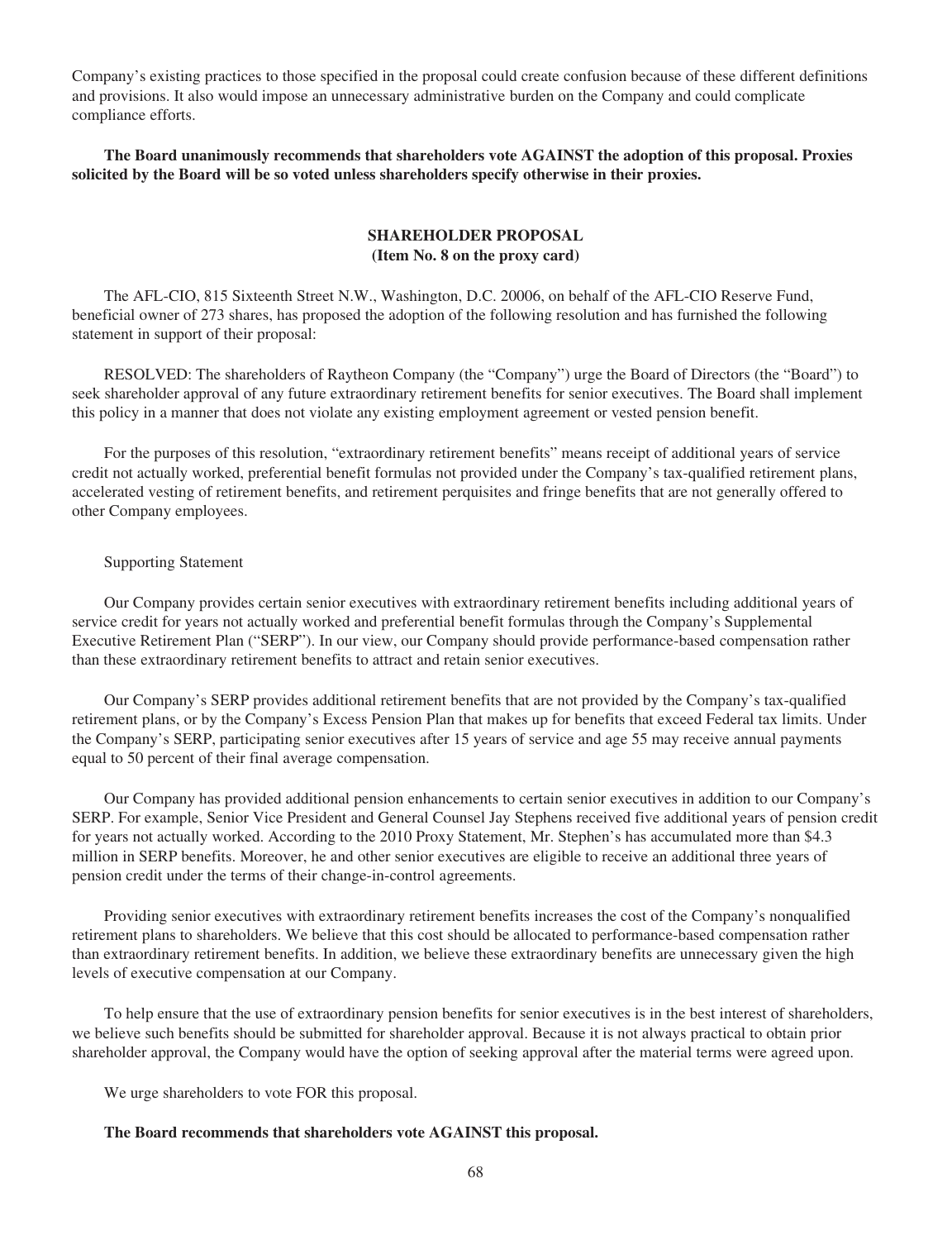Company's existing practices to those specified in the proposal could create confusion because of these different definitions and provisions. It also would impose an unnecessary administrative burden on the Company and could complicate compliance efforts.

**The Board unanimously recommends that shareholders vote AGAINST the adoption of this proposal. Proxies solicited by the Board will be so voted unless shareholders specify otherwise in their proxies.**

## SHAREHOLDER PROPOSAL
**(Item No. 8 on the proxy card)**

The AFL-CIO, 815 Sixteenth Street N.W., Washington, D.C. 20006, on behalf of the AFL-CIO Reserve Fund, beneficial owner of 273 shares, has proposed the adoption of the following resolution and has furnished the following statement in support of their proposal:

RESOLVED: The shareholders of Raytheon Company (the "Company") urge the Board of Directors (the "Board") to seek shareholder approval of any future extraordinary retirement benefits for senior executives. The Board shall implement this policy in a manner that does not violate any existing employment agreement or vested pension benefit.

For the purposes of this resolution, "extraordinary retirement benefits" means receipt of additional years of service credit not actually worked, preferential benefit formulas not provided under the Company's tax-qualified retirement plans, accelerated vesting of retirement benefits, and retirement perquisites and fringe benefits that are not generally offered to other Company employees.

Supporting Statement

Our Company provides certain senior executives with extraordinary retirement benefits including additional years of service credit for years not actually worked and preferential benefit formulas through the Company's Supplemental Executive Retirement Plan ("SERP"). In our view, our Company should provide performance-based compensation rather than these extraordinary retirement benefits to attract and retain senior executives.

Our Company's SERP provides additional retirement benefits that are not provided by the Company's tax-qualified retirement plans, or by the Company's Excess Pension Plan that makes up for benefits that exceed Federal tax limits. Under the Company's SERP, participating senior executives after 15 years of service and age 55 may receive annual payments equal to 50 percent of their final average compensation.

Our Company has provided additional pension enhancements to certain senior executives in addition to our Company's SERP. For example, Senior Vice President and General Counsel Jay Stephens received five additional years of pension credit for years not actually worked. According to the 2010 Proxy Statement, Mr. Stephen's has accumulated more than $4.3 million in SERP benefits. Moreover, he and other senior executives are eligible to receive an additional three years of pension credit under the terms of their change-in-control agreements.

Providing senior executives with extraordinary retirement benefits increases the cost of the Company's nonqualified retirement plans to shareholders. We believe that this cost should be allocated to performance-based compensation rather than extraordinary retirement benefits. In addition, we believe these extraordinary benefits are unnecessary given the high levels of executive compensation at our Company.

To help ensure that the use of extraordinary pension benefits for senior executives is in the best interest of shareholders, we believe such benefits should be submitted for shareholder approval. Because it is not always practical to obtain prior shareholder approval, the Company would have the option of seeking approval after the material terms were agreed upon.

We urge shareholders to vote FOR this proposal.

**The Board recommends that shareholders vote AGAINST this proposal.**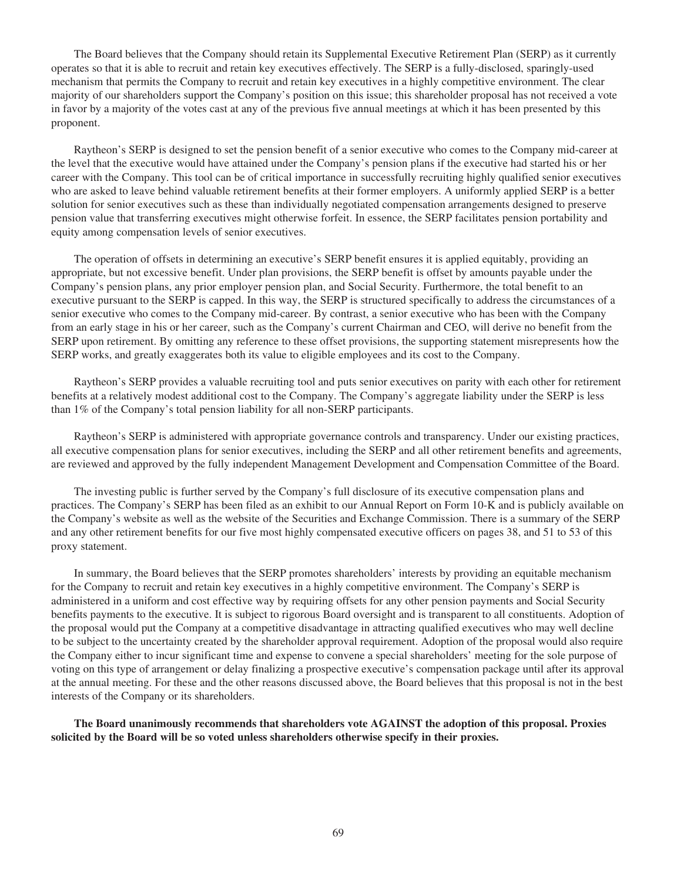The Board believes that the Company should retain its Supplemental Executive Retirement Plan (SERP) as it currently operates so that it is able to recruit and retain key executives effectively. The SERP is a fully-disclosed, sparingly-used mechanism that permits the Company to recruit and retain key executives in a highly competitive environment. The clear majority of our shareholders support the Company's position on this issue; this shareholder proposal has not received a vote in favor by a majority of the votes cast at any of the previous five annual meetings at which it has been presented by this proponent.

Raytheon's SERP is designed to set the pension benefit of a senior executive who comes to the Company mid-career at the level that the executive would have attained under the Company's pension plans if the executive had started his or her career with the Company. This tool can be of critical importance in successfully recruiting highly qualified senior executives who are asked to leave behind valuable retirement benefits at their former employers. A uniformly applied SERP is a better solution for senior executives such as these than individually negotiated compensation arrangements designed to preserve pension value that transferring executives might otherwise forfeit. In essence, the SERP facilitates pension portability and equity among compensation levels of senior executives.

The operation of offsets in determining an executive's SERP benefit ensures it is applied equitably, providing an appropriate, but not excessive benefit. Under plan provisions, the SERP benefit is offset by amounts payable under the Company's pension plans, any prior employer pension plan, and Social Security. Furthermore, the total benefit to an executive pursuant to the SERP is capped. In this way, the SERP is structured specifically to address the circumstances of a senior executive who comes to the Company mid-career. By contrast, a senior executive who has been with the Company from an early stage in his or her career, such as the Company's current Chairman and CEO, will derive no benefit from the SERP upon retirement. By omitting any reference to these offset provisions, the supporting statement misrepresents how the SERP works, and greatly exaggerates both its value to eligible employees and its cost to the Company.

Raytheon's SERP provides a valuable recruiting tool and puts senior executives on parity with each other for retirement benefits at a relatively modest additional cost to the Company. The Company's aggregate liability under the SERP is less than 1% of the Company's total pension liability for all non-SERP participants.

Raytheon's SERP is administered with appropriate governance controls and transparency. Under our existing practices, all executive compensation plans for senior executives, including the SERP and all other retirement benefits and agreements, are reviewed and approved by the fully independent Management Development and Compensation Committee of the Board.

The investing public is further served by the Company's full disclosure of its executive compensation plans and practices. The Company's SERP has been filed as an exhibit to our Annual Report on Form 10-K and is publicly available on the Company's website as well as the website of the Securities and Exchange Commission. There is a summary of the SERP and any other retirement benefits for our five most highly compensated executive officers on pages 38, and 51 to 53 of this proxy statement.

In summary, the Board believes that the SERP promotes shareholders' interests by providing an equitable mechanism for the Company to recruit and retain key executives in a highly competitive environment. The Company's SERP is administered in a uniform and cost effective way by requiring offsets for any other pension payments and Social Security benefits payments to the executive. It is subject to rigorous Board oversight and is transparent to all constituents. Adoption of the proposal would put the Company at a competitive disadvantage in attracting qualified executives who may well decline to be subject to the uncertainty created by the shareholder approval requirement. Adoption of the proposal would also require the Company either to incur significant time and expense to convene a special shareholders' meeting for the sole purpose of voting on this type of arrangement or delay finalizing a prospective executive's compensation package until after its approval at the annual meeting. For these and the other reasons discussed above, the Board believes that this proposal is not in the best interests of the Company or its shareholders.

**The Board unanimously recommends that shareholders vote AGAINST the adoption of this proposal. Proxies solicited by the Board will be so voted unless shareholders otherwise specify in their proxies.**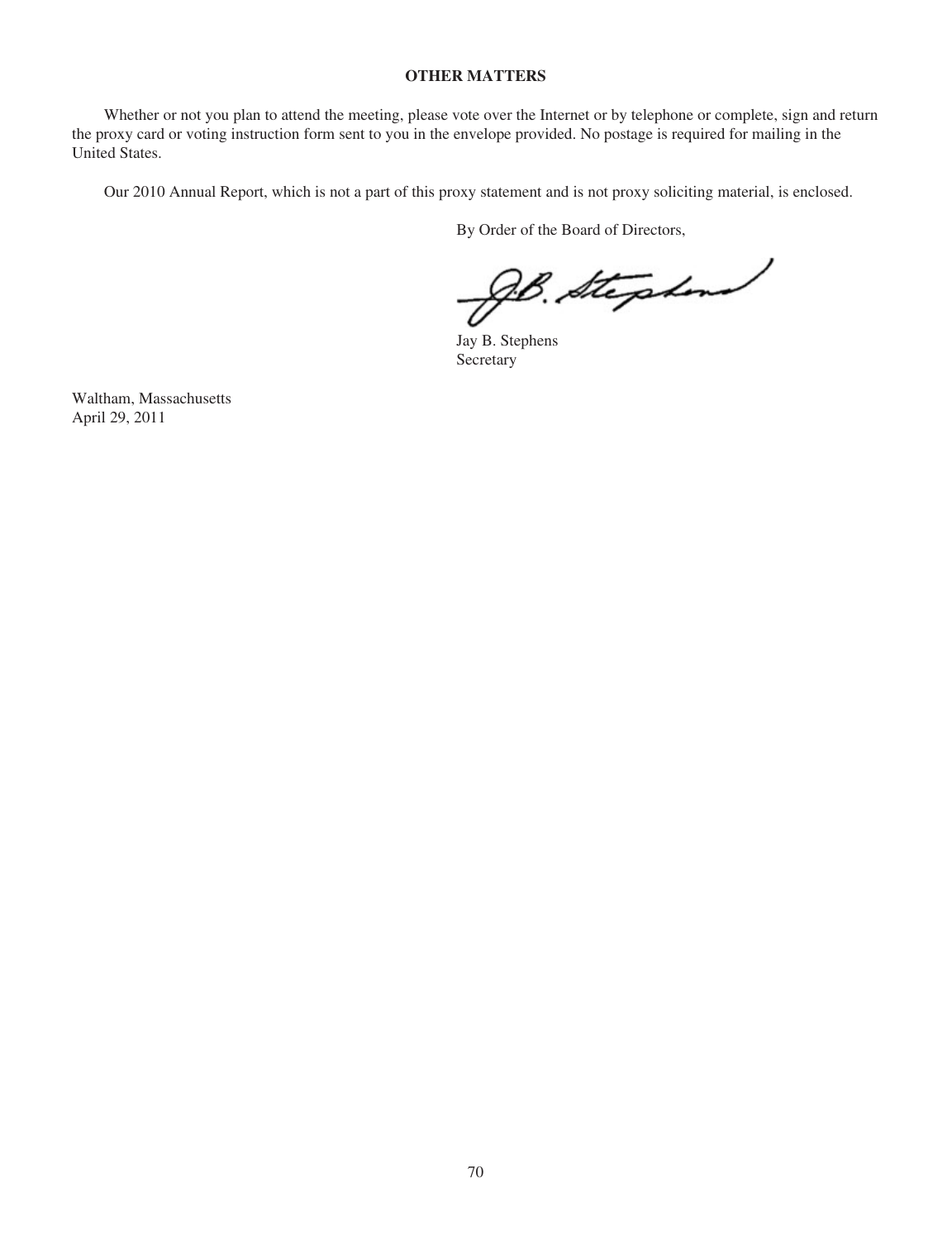## OTHER MATTERS

Whether or not you plan to attend the meeting, please vote over the Internet or by telephone or complete, sign and return the proxy card or voting instruction form sent to you in the envelope provided. No postage is required for mailing in the United States.

Our 2010 Annual Report, which is not a part of this proxy statement and is not proxy soliciting material, is enclosed.

By Order of the Board of Directors,

Jay B. Stephens
Secretary

Waltham, Massachusetts
April 29, 2011